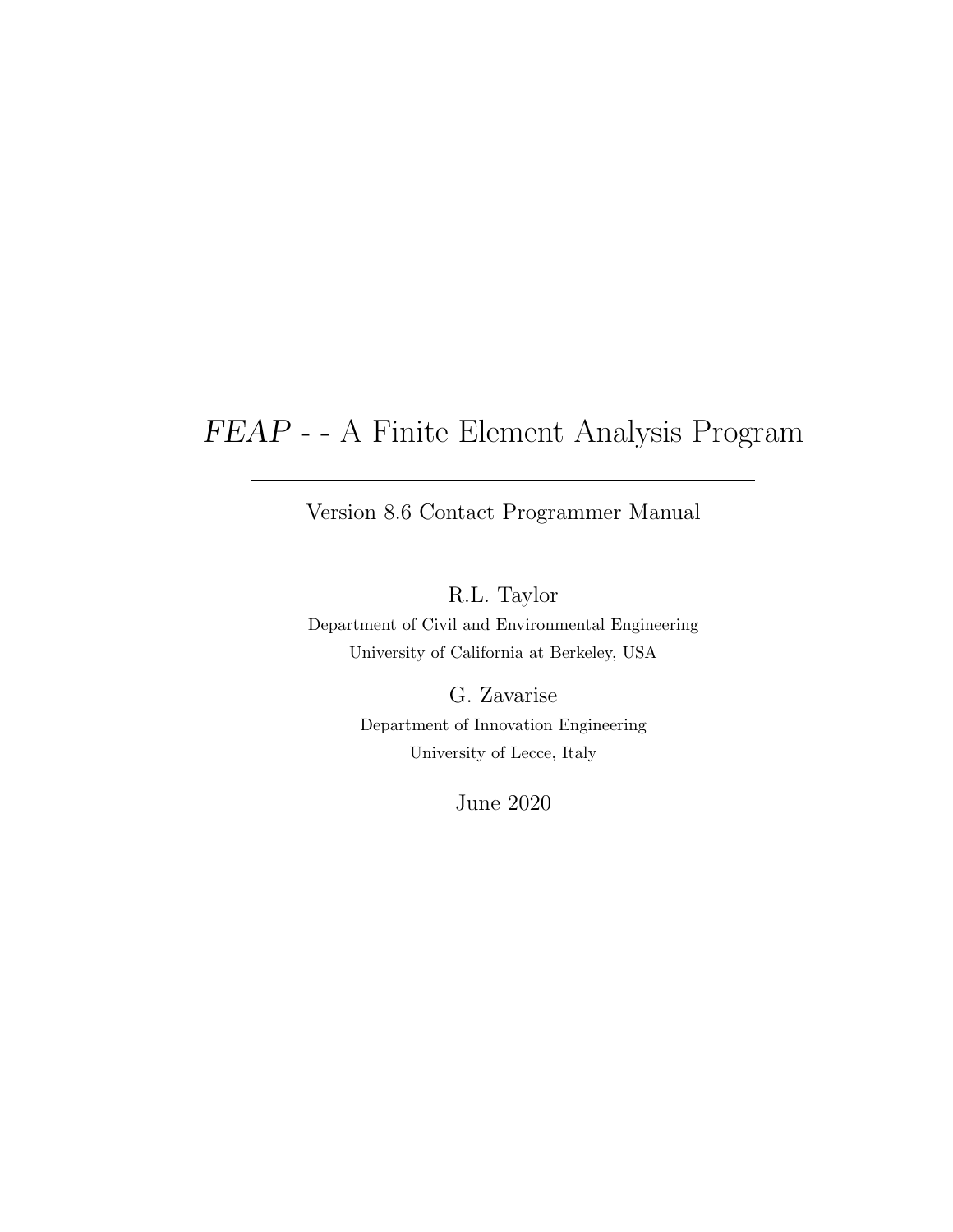# *FEAP* - - A Finite Element Analysis Program

---

Version 8.6 Contact Programmer Manual

R.L. Taylor

Department of Civil and Environmental Engineering

University of California at Berkeley, USA

G. Zavarise

Department of Innovation Engineering

University of Lecce, Italy

June 2020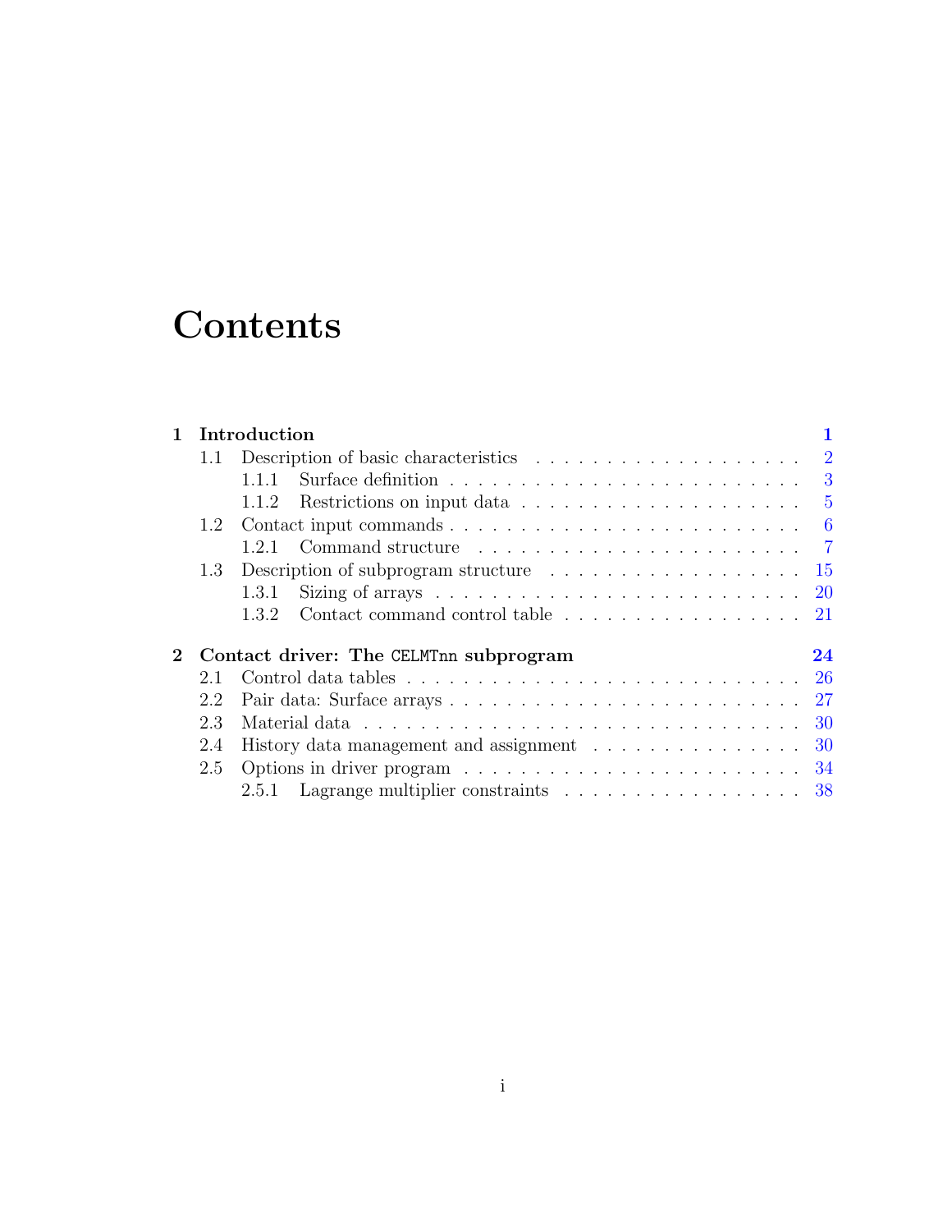# Contents

**1 Introduction** **1**

- 1.1 Description of basic characteristics . . . . . . . . . . . . . . . . . . . . 2
  - 1.1.1 Surface definition . . . . . . . . . . . . . . . . . . . . . . . . 3
  - 1.1.2 Restrictions on input data . . . . . . . . . . . . . . . . . . . . 5
- 1.2 Contact input commands . . . . . . . . . . . . . . . . . . . . . . . . . 6
  - 1.2.1 Command structure . . . . . . . . . . . . . . . . . . . . . . . 7
- 1.3 Description of subprogram structure . . . . . . . . . . . . . . . . . . 15
  - 1.3.1 Sizing of arrays . . . . . . . . . . . . . . . . . . . . . . . . . 20
  - 1.3.2 Contact command control table . . . . . . . . . . . . . . . . . 21

**2 Contact driver: The `CELMTnn` subprogram** **24**

- 2.1 Control data tables . . . . . . . . . . . . . . . . . . . . . . . . . . . 26
- 2.2 Pair data: Surface arrays . . . . . . . . . . . . . . . . . . . . . . . . 27
- 2.3 Material data . . . . . . . . . . . . . . . . . . . . . . . . . . . . . . 30
- 2.4 History data management and assignment . . . . . . . . . . . . . . . . 30
- 2.5 Options in driver program . . . . . . . . . . . . . . . . . . . . . . . 34
  - 2.5.1 Lagrange multiplier constraints . . . . . . . . . . . . . . . . . 38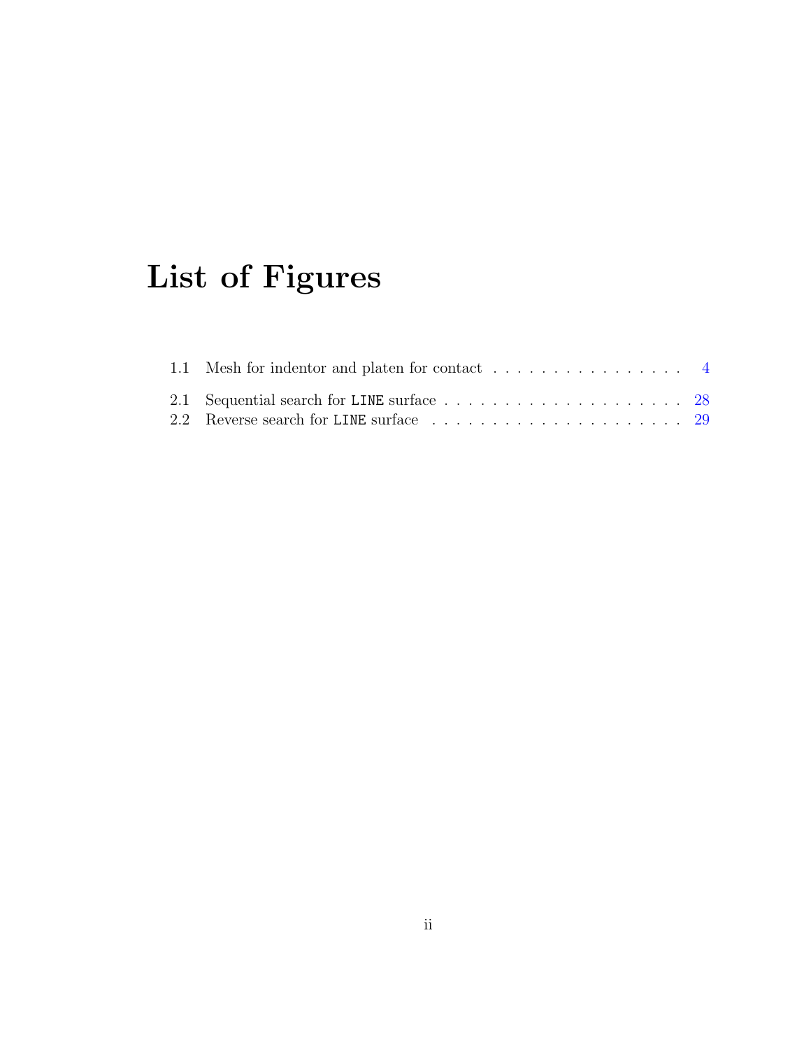# List of Figures

1.1 Mesh for indentor and platen for contact . . . . . . . . . . . . . . . . . 4

2.1 Sequential search for `LINE` surface . . . . . . . . . . . . . . . . . . . . . 28
2.2 Reverse search for `LINE` surface . . . . . . . . . . . . . . . . . . . . . . 29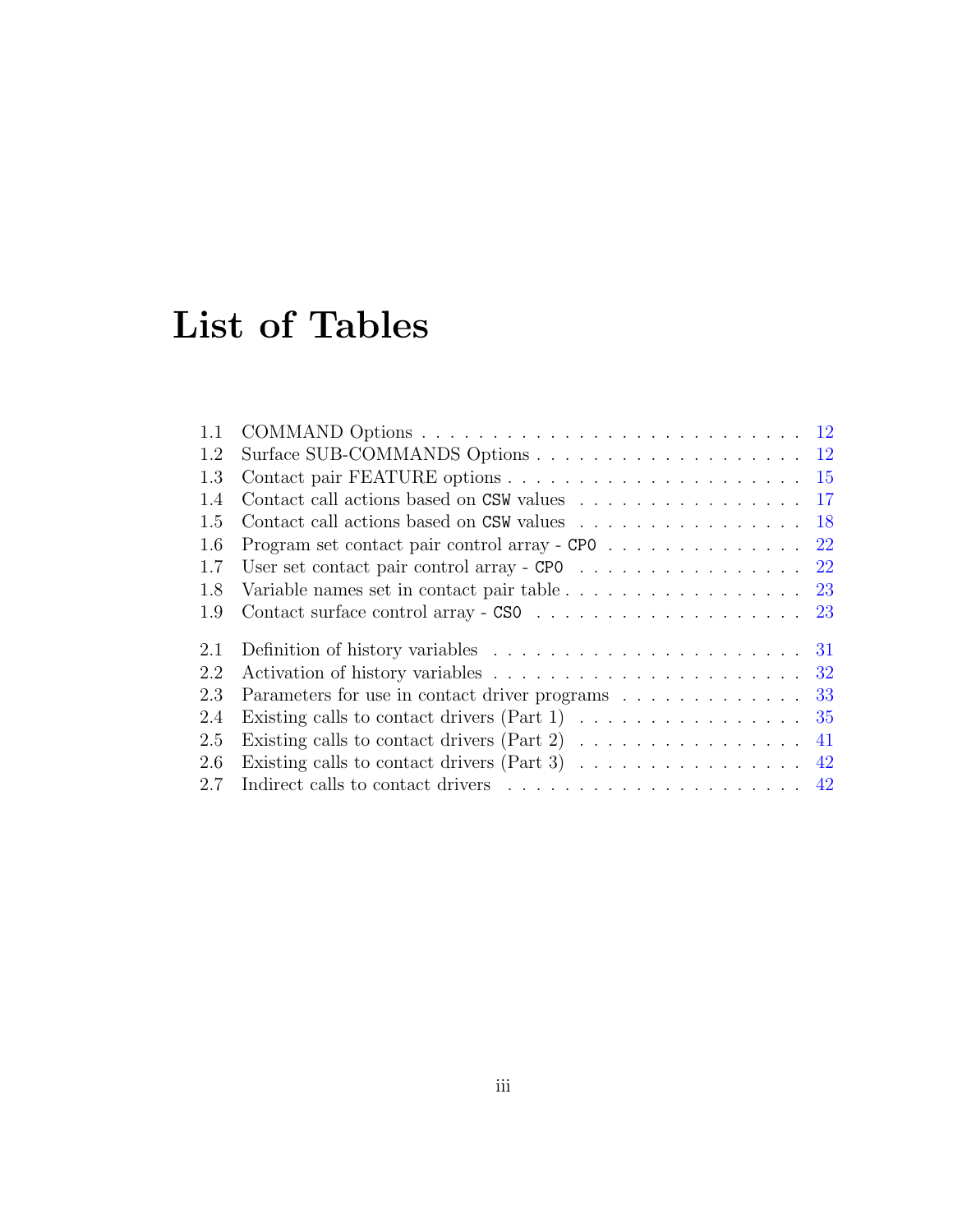# List of Tables

- 1.1 COMMAND Options . . . . . . . . . . 12
- 1.2 Surface SUB-COMMANDS Options . . . . . . . . . . 12
- 1.3 Contact pair FEATURE options . . . . . . . . . . 15
- 1.4 Contact call actions based on `CSW` values . . . . . . . . . . 17
- 1.5 Contact call actions based on `CSW` values . . . . . . . . . . 18
- 1.6 Program set contact pair control array - `CP0` . . . . . . . . . . 22
- 1.7 User set contact pair control array - `CP0` . . . . . . . . . . 22
- 1.8 Variable names set in contact pair table . . . . . . . . . . 23
- 1.9 Contact surface control array - `CS0` . . . . . . . . . . 23

- 2.1 Definition of history variables . . . . . . . . . . 31
- 2.2 Activation of history variables . . . . . . . . . . 32
- 2.3 Parameters for use in contact driver programs . . . . . . . . . . 33
- 2.4 Existing calls to contact drivers (Part 1) . . . . . . . . . . 35
- 2.5 Existing calls to contact drivers (Part 2) . . . . . . . . . . 41
- 2.6 Existing calls to contact drivers (Part 3) . . . . . . . . . . 42
- 2.7 Indirect calls to contact drivers . . . . . . . . . . 42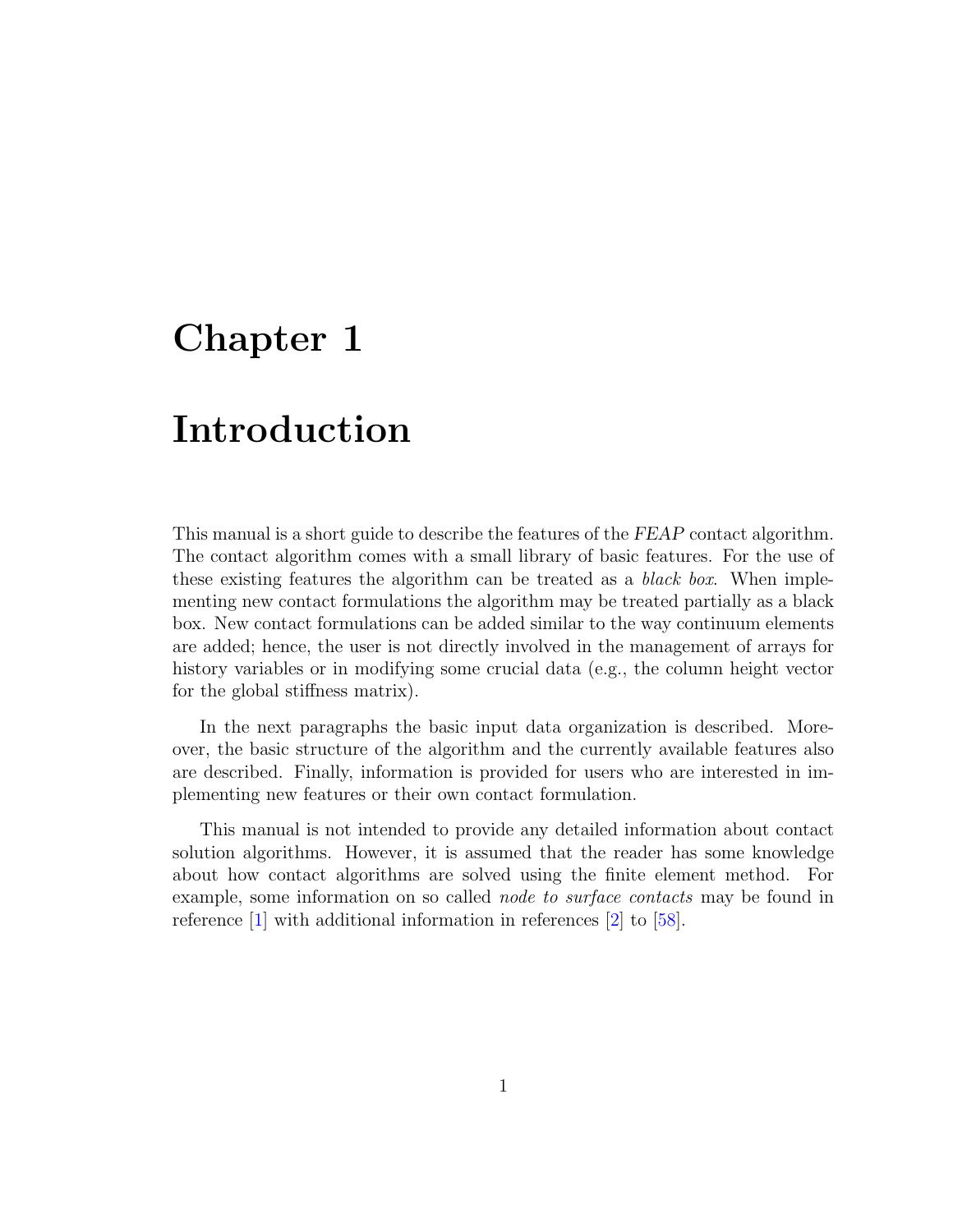# Chapter 1

# Introduction

This manual is a short guide to describe the features of the *FEAP* contact algorithm. The contact algorithm comes with a small library of basic features. For the use of these existing features the algorithm can be treated as a *black box*. When implementing new contact formulations the algorithm may be treated partially as a black box. New contact formulations can be added similar to the way continuum elements are added; hence, the user is not directly involved in the management of arrays for history variables or in modifying some crucial data (e.g., the column height vector for the global stiffness matrix).

In the next paragraphs the basic input data organization is described. Moreover, the basic structure of the algorithm and the currently available features also are described. Finally, information is provided for users who are interested in implementing new features or their own contact formulation.

This manual is not intended to provide any detailed information about contact solution algorithms. However, it is assumed that the reader has some knowledge about how contact algorithms are solved using the finite element method. For example, some information on so called *node to surface contacts* may be found in reference [1] with additional information in references [2] to [58].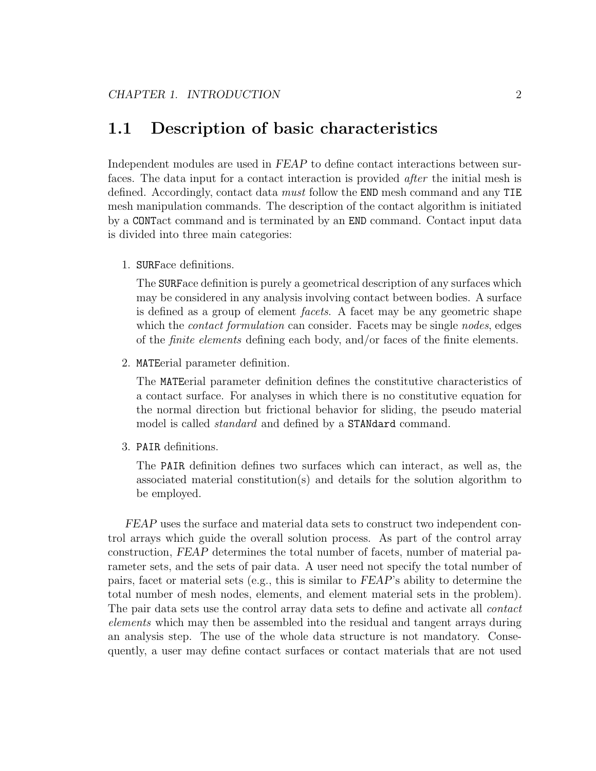## 1.1 Description of basic characteristics

Independent modules are used in *FEAP* to define contact interactions between surfaces. The data input for a contact interaction is provided *after* the initial mesh is defined. Accordingly, contact data *must* follow the `END` mesh command and any `TIE` mesh manipulation commands. The description of the contact algorithm is initiated by a `CONT`act command and is terminated by an `END` command. Contact input data is divided into three main categories:

1. `SURF`ace definitions.

   The `SURF`ace definition is purely a geometrical description of any surfaces which may be considered in any analysis involving contact between bodies. A surface is defined as a group of element *facets*. A facet may be any geometric shape which the *contact formulation* can consider. Facets may be single *nodes*, edges of the *finite elements* defining each body, and/or faces of the finite elements.

2. `MATE`erial parameter definition.

   The `MATE`erial parameter definition defines the constitutive characteristics of a contact surface. For analyses in which there is no constitutive equation for the normal direction but frictional behavior for sliding, the pseudo material model is called *standard* and defined by a `STANdard` command.

3. `PAIR` definitions.

   The `PAIR` definition defines two surfaces which can interact, as well as, the associated material constitution(s) and details for the solution algorithm to be employed.

*FEAP* uses the surface and material data sets to construct two independent control arrays which guide the overall solution process. As part of the control array construction, *FEAP* determines the total number of facets, number of material parameter sets, and the sets of pair data. A user need not specify the total number of pairs, facet or material sets (e.g., this is similar to *FEAP*'s ability to determine the total number of mesh nodes, elements, and element material sets in the problem). The pair data sets use the control array data sets to define and activate all *contact elements* which may then be assembled into the residual and tangent arrays during an analysis step. The use of the whole data structure is not mandatory. Consequently, a user may define contact surfaces or contact materials that are not used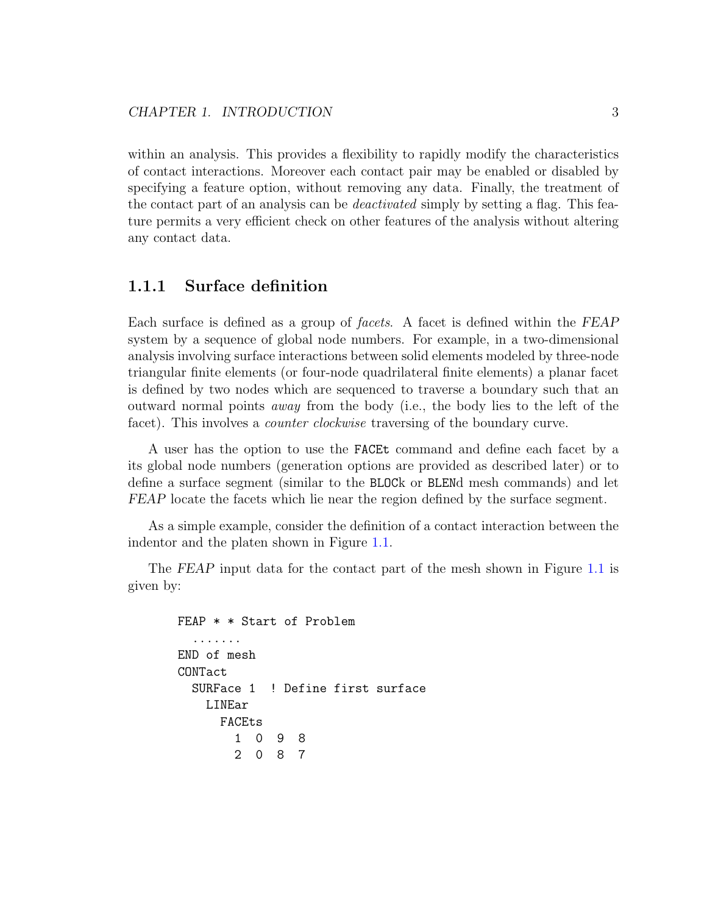within an analysis. This provides a flexibility to rapidly modify the characteristics of contact interactions. Moreover each contact pair may be enabled or disabled by specifying a feature option, without removing any data. Finally, the treatment of the contact part of an analysis can be *deactivated* simply by setting a flag. This feature permits a very efficient check on other features of the analysis without altering any contact data.

### 1.1.1 Surface definition

Each surface is defined as a group of *facets*. A facet is defined within the *FEAP* system by a sequence of global node numbers. For example, in a two-dimensional analysis involving surface interactions between solid elements modeled by three-node triangular finite elements (or four-node quadrilateral finite elements) a planar facet is defined by two nodes which are sequenced to traverse a boundary such that an outward normal points *away* from the body (i.e., the body lies to the left of the facet). This involves a *counter clockwise* traversing of the boundary curve.

A user has the option to use the `FACEt` command and define each facet by a its global node numbers (generation options are provided as described later) or to define a surface segment (similar to the `BLOCk` or `BLENd` mesh commands) and let *FEAP* locate the facets which lie near the region defined by the surface segment.

As a simple example, consider the definition of a contact interaction between the indentor and the platen shown in Figure 1.1.

The *FEAP* input data for the contact part of the mesh shown in Figure 1.1 is given by:

```
FEAP * * Start of Problem
  .......
END of mesh
CONTact
  SURFace 1  ! Define first surface
    LINEar
      FACEts
        1  0  9  8
        2  0  8  7
```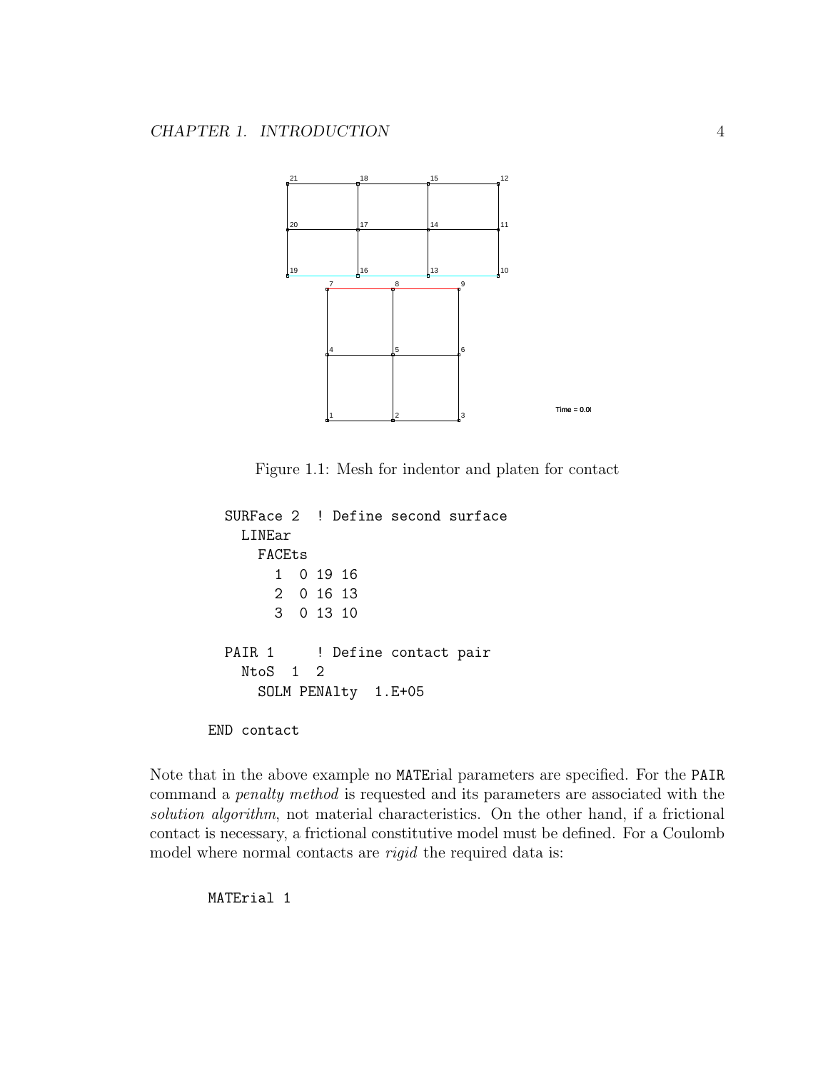Figure 1.1: Mesh for indentor and platen for contact

```
  SURFace 2  ! Define second surface
    LINEar
      FACEts
        1  0 19 16
        2  0 16 13
        3  0 13 10

  PAIR 1     ! Define contact pair
    NtoS  1  2
      SOLM PENAlty  1.E+05

END contact
```

Note that in the above example no MATErial parameters are specified. For the PAIR command a *penalty method* is requested and its parameters are associated with the *solution algorithm*, not material characteristics. On the other hand, if a frictional contact is necessary, a frictional constitutive model must be defined. For a Coulomb model where normal contacts are *rigid* the required data is:

```
MATErial 1
```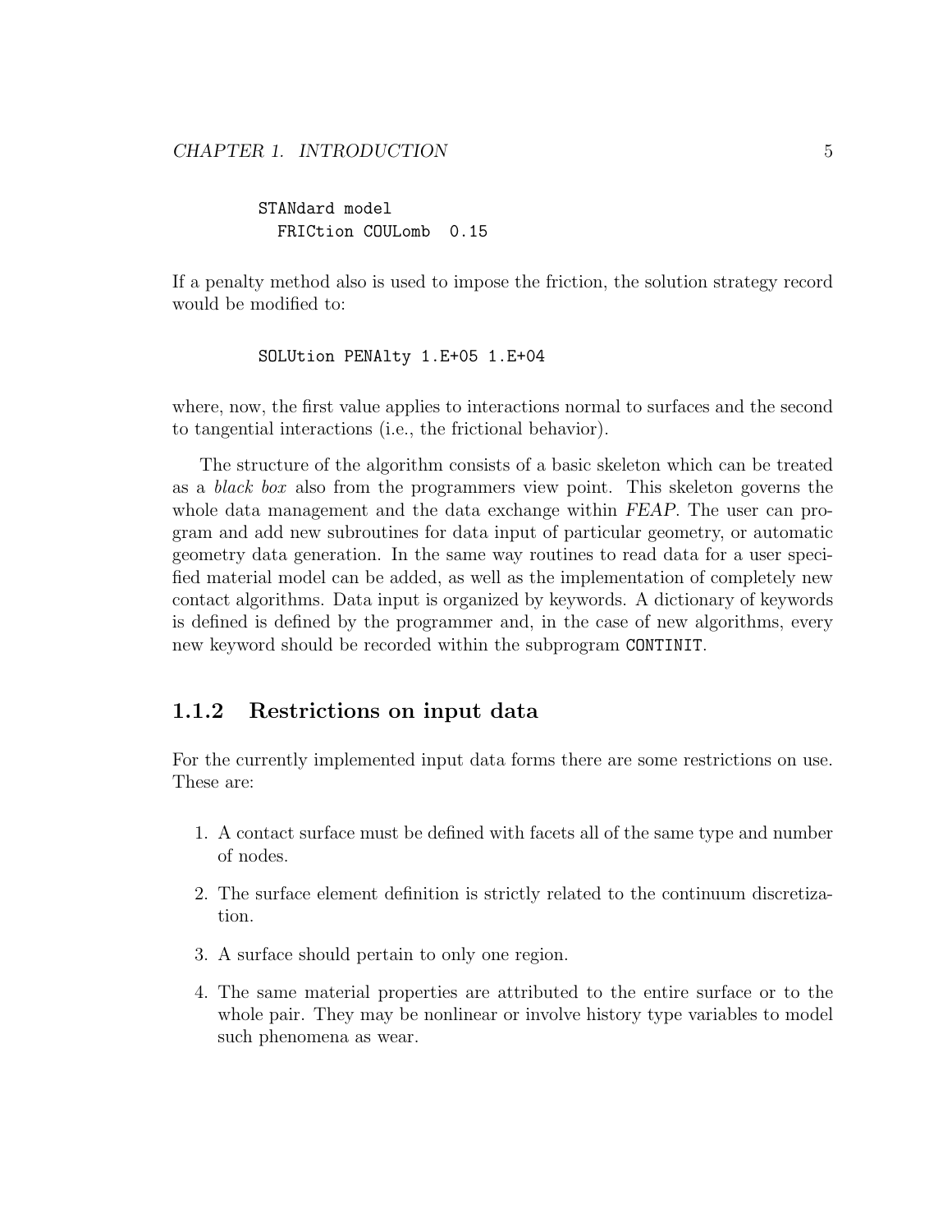```
STANdard model
  FRICtion COULomb  0.15
```

If a penalty method also is used to impose the friction, the solution strategy record would be modified to:

```
SOLUtion PENAlty 1.E+05 1.E+04
```

where, now, the first value applies to interactions normal to surfaces and the second to tangential interactions (i.e., the frictional behavior).

The structure of the algorithm consists of a basic skeleton which can be treated as a *black box* also from the programmers view point. This skeleton governs the whole data management and the data exchange within *FEAP*. The user can program and add new subroutines for data input of particular geometry, or automatic geometry data generation. In the same way routines to read data for a user specified material model can be added, as well as the implementation of completely new contact algorithms. Data input is organized by keywords. A dictionary of keywords is defined is defined by the programmer and, in the case of new algorithms, every new keyword should be recorded within the subprogram `CONTINIT`.

### 1.1.2 Restrictions on input data

For the currently implemented input data forms there are some restrictions on use. These are:

1. A contact surface must be defined with facets all of the same type and number of nodes.
2. The surface element definition is strictly related to the continuum discretization.
3. A surface should pertain to only one region.
4. The same material properties are attributed to the entire surface or to the whole pair. They may be nonlinear or involve history type variables to model such phenomena as wear.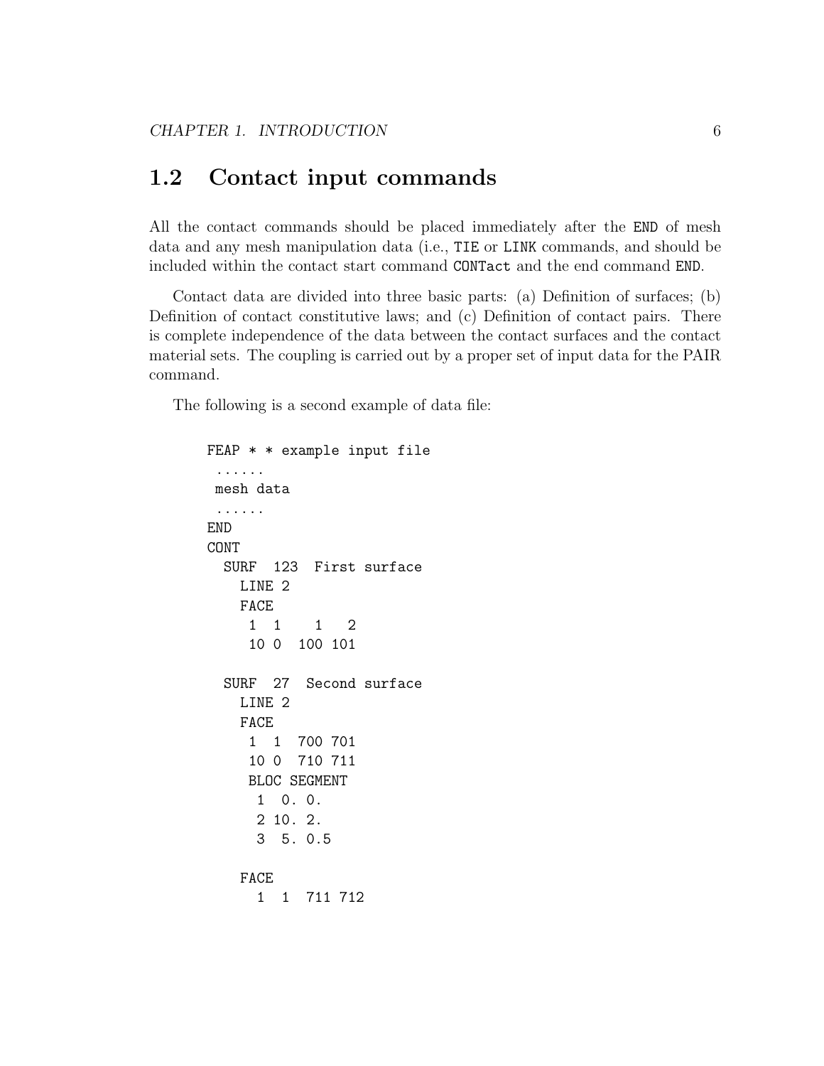## 1.2 Contact input commands

All the contact commands should be placed immediately after the `END` of mesh data and any mesh manipulation data (i.e., `TIE` or `LINK` commands, and should be included within the contact start command `CONTact` and the end command `END`.

Contact data are divided into three basic parts: (a) Definition of surfaces; (b) Definition of contact constitutive laws; and (c) Definition of contact pairs. There is complete independence of the data between the contact surfaces and the contact material sets. The coupling is carried out by a proper set of input data for the PAIR command.

The following is a second example of data file:

```
FEAP * * example input file
 ......
 mesh data
 ......
END
CONT
  SURF  123  First surface
    LINE 2
    FACE
     1  1    1   2
     10 0  100 101

  SURF  27  Second surface
    LINE 2
    FACE
     1  1  700 701
     10 0  710 711
     BLOC SEGMENT
      1  0. 0.
      2 10. 2.
      3  5. 0.5

    FACE
      1  1  711 712
```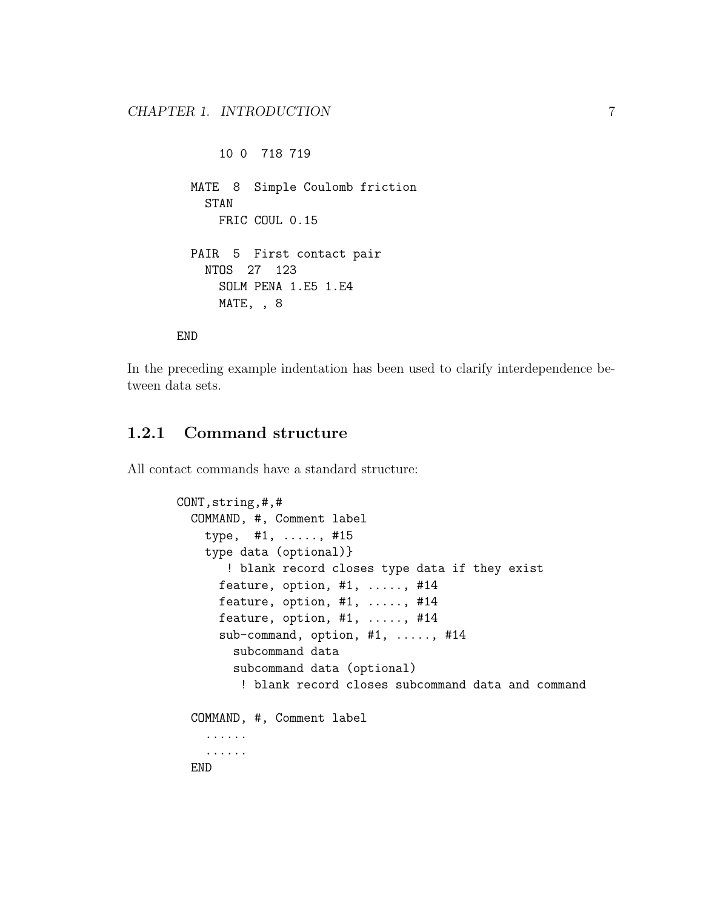```
      10 0  718 719

    MATE  8  Simple Coulomb friction
      STAN
        FRIC COUL 0.15

    PAIR  5  First contact pair
      NTOS  27  123
        SOLM PENA 1.E5 1.E4
        MATE, , 8

  END
```

In the preceding example indentation has been used to clarify interdependence between data sets.

### 1.2.1 Command structure

All contact commands have a standard structure:

```
CONT,string,#,#
  COMMAND, #, Comment label
    type,  #1, ....., #15
    type data (optional)}
       ! blank record closes type data if they exist
      feature, option, #1, ....., #14
      feature, option, #1, ....., #14
      feature, option, #1, ....., #14
      sub-command, option, #1, ....., #14
        subcommand data
        subcommand data (optional)
         ! blank record closes subcommand data and command

  COMMAND, #, Comment label
    ......
    ......
  END
```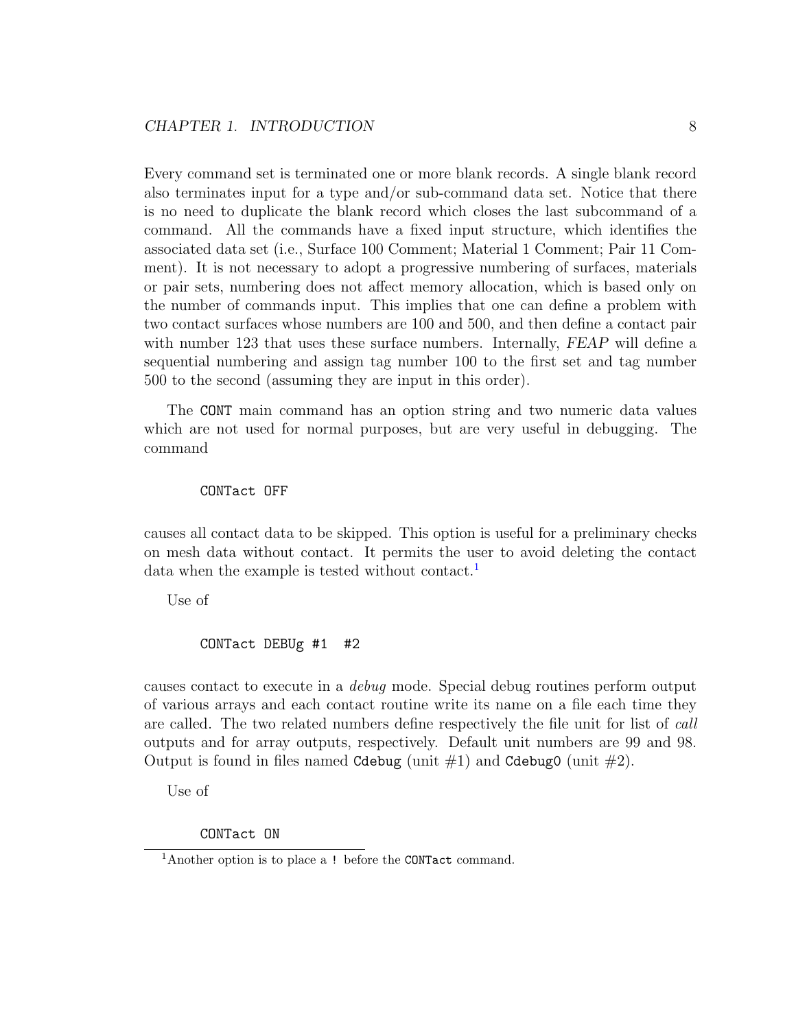Every command set is terminated one or more blank records. A single blank record also terminates input for a type and/or sub-command data set. Notice that there is no need to duplicate the blank record which closes the last subcommand of a command. All the commands have a fixed input structure, which identifies the associated data set (i.e., Surface 100 Comment; Material 1 Comment; Pair 11 Comment). It is not necessary to adopt a progressive numbering of surfaces, materials or pair sets, numbering does not affect memory allocation, which is based only on the number of commands input. This implies that one can define a problem with two contact surfaces whose numbers are 100 and 500, and then define a contact pair with number 123 that uses these surface numbers. Internally, *FEAP* will define a sequential numbering and assign tag number 100 to the first set and tag number 500 to the second (assuming they are input in this order).

The `CONT` main command has an option string and two numeric data values which are not used for normal purposes, but are very useful in debugging. The command

```
CONTact OFF
```

causes all contact data to be skipped. This option is useful for a preliminary checks on mesh data without contact. It permits the user to avoid deleting the contact data when the example is tested without contact.[1]

Use of

```
CONTact DEBUg #1  #2
```

causes contact to execute in a *debug* mode. Special debug routines perform output of various arrays and each contact routine write its name on a file each time they are called. The two related numbers define respectively the file unit for list of *call* outputs and for array outputs, respectively. Default unit numbers are 99 and 98. Output is found in files named `Cdebug` (unit #1) and `Cdebug0` (unit #2).

Use of

```
CONTact ON
```

[1] Another option is to place a `!` before the `CONTact` command.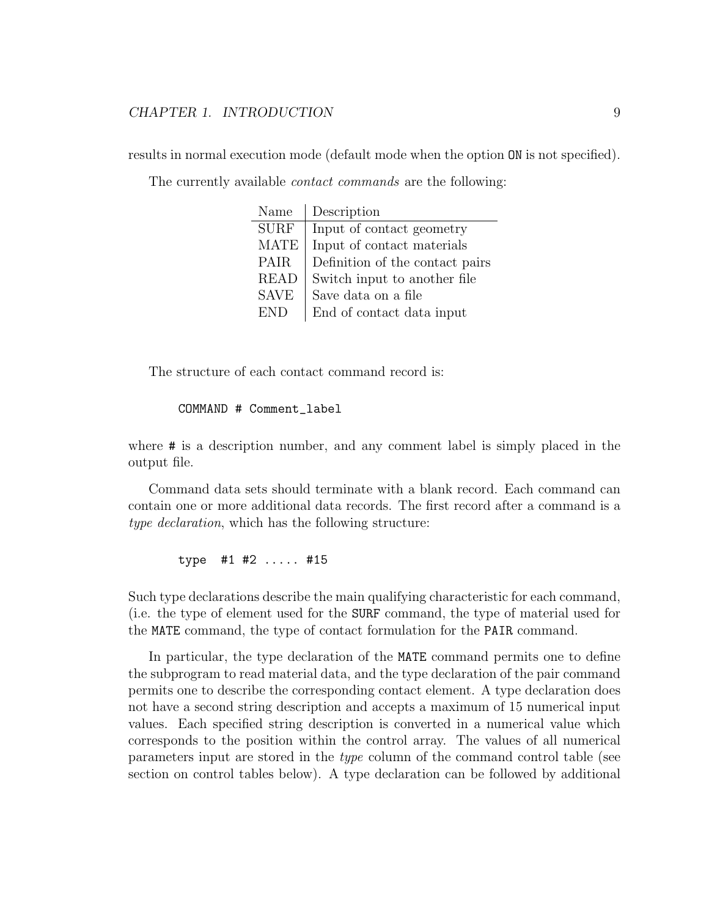results in normal execution mode (default mode when the option `ON` is not specified).

The currently available *contact commands* are the following:

| Name | Description |
|---|---|
| SURF | Input of contact geometry |
| MATE | Input of contact materials |
| PAIR | Definition of the contact pairs |
| READ | Switch input to another file |
| SAVE | Save data on a file |
| END | End of contact data input |

The structure of each contact command record is:

```
COMMAND # Comment_label
```

where `#` is a description number, and any comment label is simply placed in the output file.

Command data sets should terminate with a blank record. Each command can contain one or more additional data records. The first record after a command is a *type declaration*, which has the following structure:

```
type  #1 #2 ..... #15
```

Such type declarations describe the main qualifying characteristic for each command, (i.e. the type of element used for the `SURF` command, the type of material used for the `MATE` command, the type of contact formulation for the `PAIR` command.

In particular, the type declaration of the `MATE` command permits one to define the subprogram to read material data, and the type declaration of the pair command permits one to describe the corresponding contact element. A type declaration does not have a second string description and accepts a maximum of 15 numerical input values. Each specified string description is converted in a numerical value which corresponds to the position within the control array. The values of all numerical parameters input are stored in the *type* column of the command control table (see section on control tables below). A type declaration can be followed by additional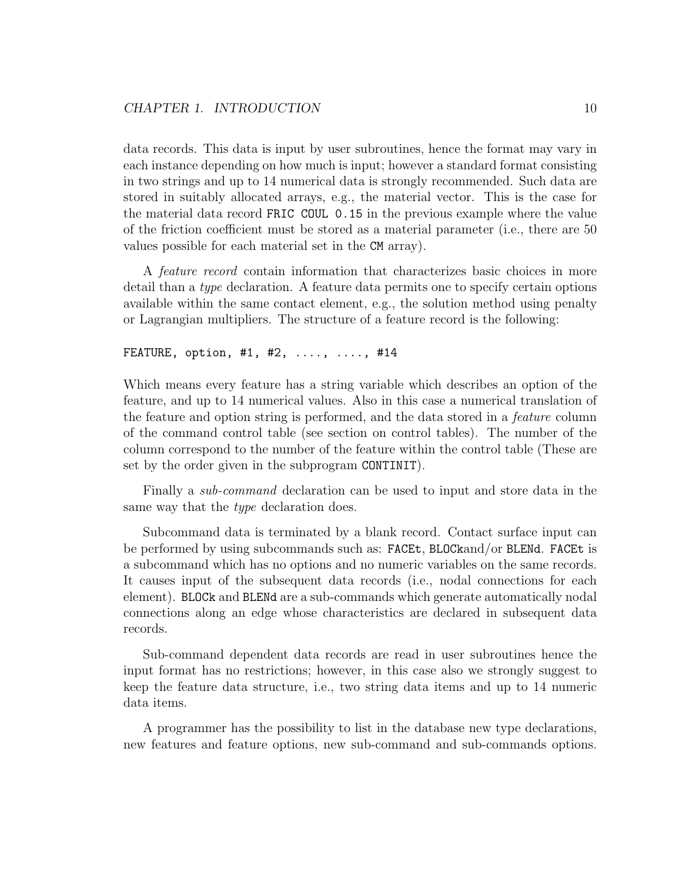data records. This data is input by user subroutines, hence the format may vary in each instance depending on how much is input; however a standard format consisting in two strings and up to 14 numerical data is strongly recommended. Such data are stored in suitably allocated arrays, e.g., the material vector. This is the case for the material data record `FRIC COUL 0.15` in the previous example where the value of the friction coefficient must be stored as a material parameter (i.e., there are 50 values possible for each material set in the `CM` array).

A *feature record* contain information that characterizes basic choices in more detail than a *type* declaration. A feature data permits one to specify certain options available within the same contact element, e.g., the solution method using penalty or Lagrangian multipliers. The structure of a feature record is the following:

```
FEATURE, option, #1, #2, ...., ...., #14
```

Which means every feature has a string variable which describes an option of the feature, and up to 14 numerical values. Also in this case a numerical translation of the feature and option string is performed, and the data stored in a *feature* column of the command control table (see section on control tables). The number of the column correspond to the number of the feature within the control table (These are set by the order given in the subprogram `CONTINIT`).

Finally a *sub-command* declaration can be used to input and store data in the same way that the *type* declaration does.

Subcommand data is terminated by a blank record. Contact surface input can be performed by using subcommands such as: `FACEt`, `BLOCk`and/or `BLENd`. `FACEt` is a subcommand which has no options and no numeric variables on the same records. It causes input of the subsequent data records (i.e., nodal connections for each element). `BLOCk` and `BLENd` are a sub-commands which generate automatically nodal connections along an edge whose characteristics are declared in subsequent data records.

Sub-command dependent data records are read in user subroutines hence the input format has no restrictions; however, in this case also we strongly suggest to keep the feature data structure, i.e., two string data items and up to 14 numeric data items.

A programmer has the possibility to list in the database new type declarations, new features and feature options, new sub-command and sub-commands options.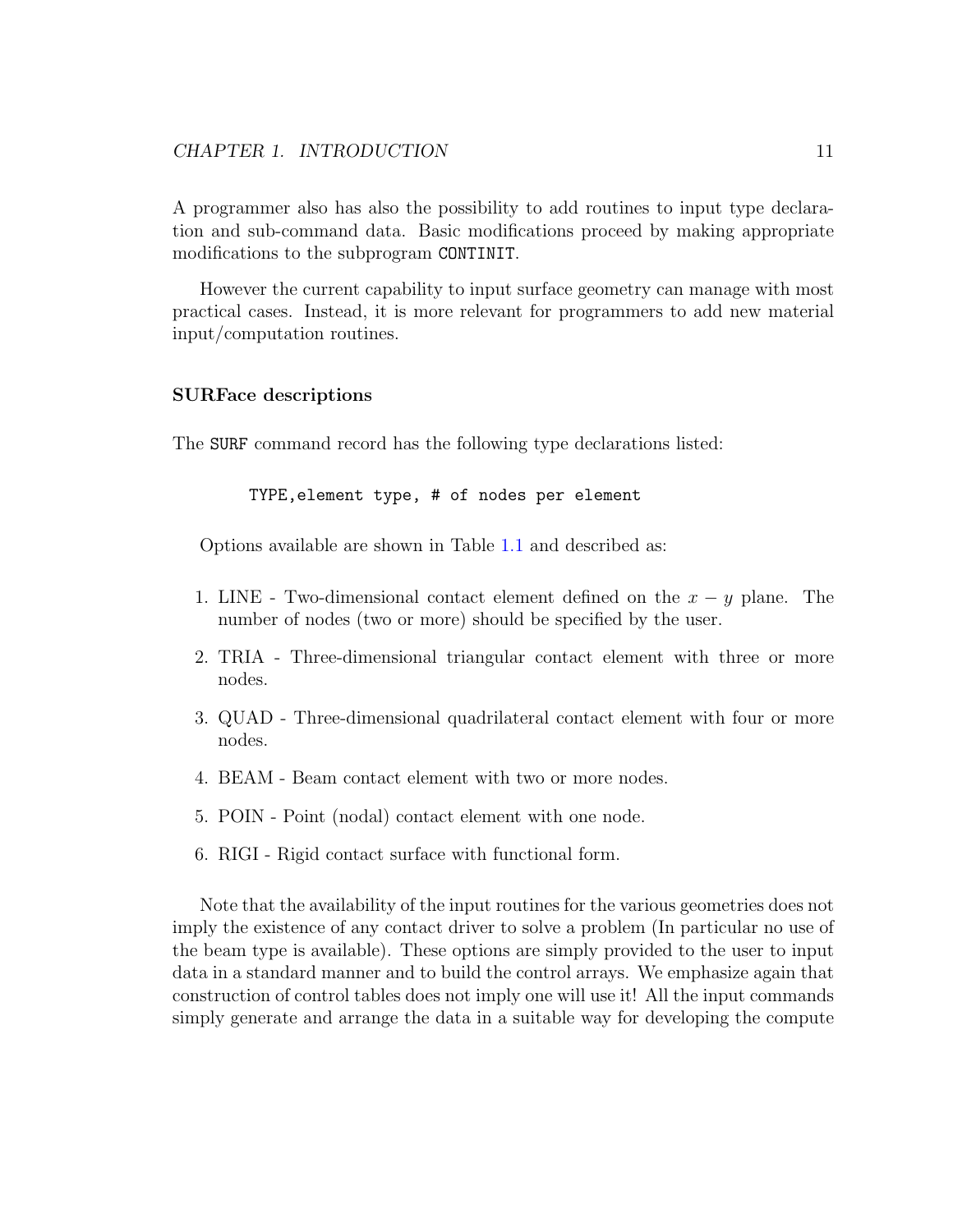A programmer also has also the possibility to add routines to input type declaration and sub-command data. Basic modifications proceed by making appropriate modifications to the subprogram `CONTINIT`.

However the current capability to input surface geometry can manage with most practical cases. Instead, it is more relevant for programmers to add new material input/computation routines.

### SURFace descriptions

The `SURF` command record has the following type declarations listed:

```
TYPE,element type, # of nodes per element
```

Options available are shown in Table 1.1 and described as:

1. LINE - Two-dimensional contact element defined on the $x - y$ plane. The number of nodes (two or more) should be specified by the user.
2. TRIA - Three-dimensional triangular contact element with three or more nodes.
3. QUAD - Three-dimensional quadrilateral contact element with four or more nodes.
4. BEAM - Beam contact element with two or more nodes.
5. POIN - Point (nodal) contact element with one node.
6. RIGI - Rigid contact surface with functional form.

Note that the availability of the input routines for the various geometries does not imply the existence of any contact driver to solve a problem (In particular no use of the beam type is available). These options are simply provided to the user to input data in a standard manner and to build the control arrays. We emphasize again that construction of control tables does not imply one will use it! All the input commands simply generate and arrange the data in a suitable way for developing the compute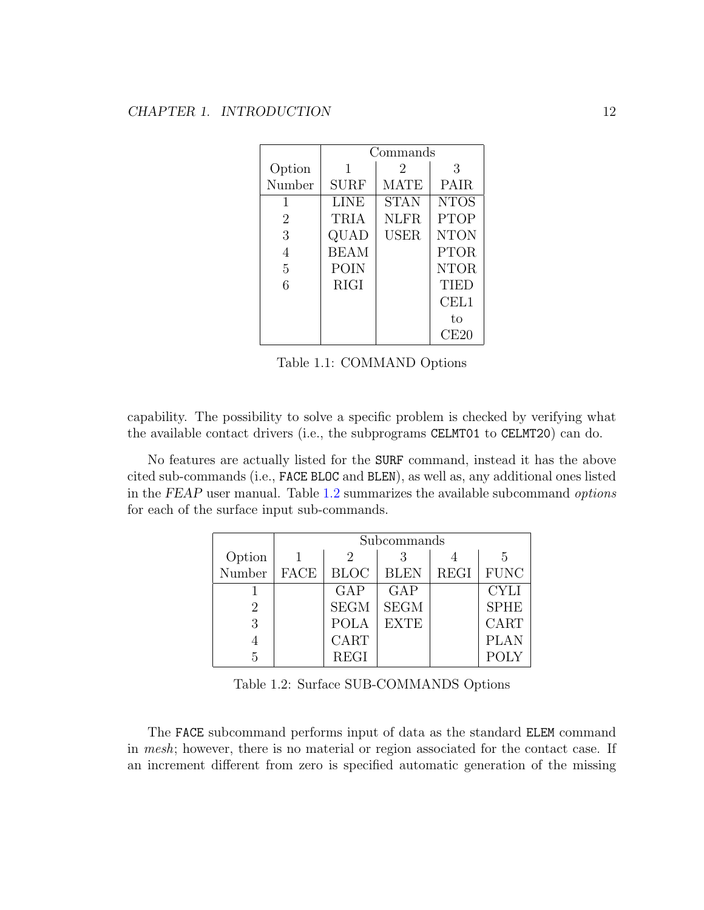| | Commands | | |
|---|---|---|---|
| Option | 1 | 2 | 3 |
| Number | SURF | MATE | PAIR |
| 1 | LINE | STAN | NTOS |
| 2 | TRIA | NLFR | PTOP |
| 3 | QUAD | USER | NTON |
| 4 | BEAM | | PTOR |
| 5 | POIN | | NTOR |
| 6 | RIGI | | TIED |
| | | | CEL1 |
| | | | to |
| | | | CE20 |

Table 1.1: COMMAND Options

capability. The possibility to solve a specific problem is checked by verifying what the available contact drivers (i.e., the subprograms `CELMT01` to `CELMT20`) can do.

No features are actually listed for the `SURF` command, instead it has the above cited sub-commands (i.e., `FACE` `BLOC` and `BLEN`), as well as, any additional ones listed in the *FEAP* user manual. Table 1.2 summarizes the available subcommand *options* for each of the surface input sub-commands.

| | Subcommands | | | | |
|---|---|---|---|---|---|
| Option | 1 | 2 | 3 | 4 | 5 |
| Number | FACE | BLOC | BLEN | REGI | FUNC |
| 1 | | GAP | GAP | | CYLI |
| 2 | | SEGM | SEGM | | SPHE |
| 3 | | POLA | EXTE | | CART |
| 4 | | CART | | | PLAN |
| 5 | | REGI | | | POLY |

Table 1.2: Surface SUB-COMMANDS Options

The `FACE` subcommand performs input of data as the standard `ELEM` command in *mesh*; however, there is no material or region associated for the contact case. If an increment different from zero is specified automatic generation of the missing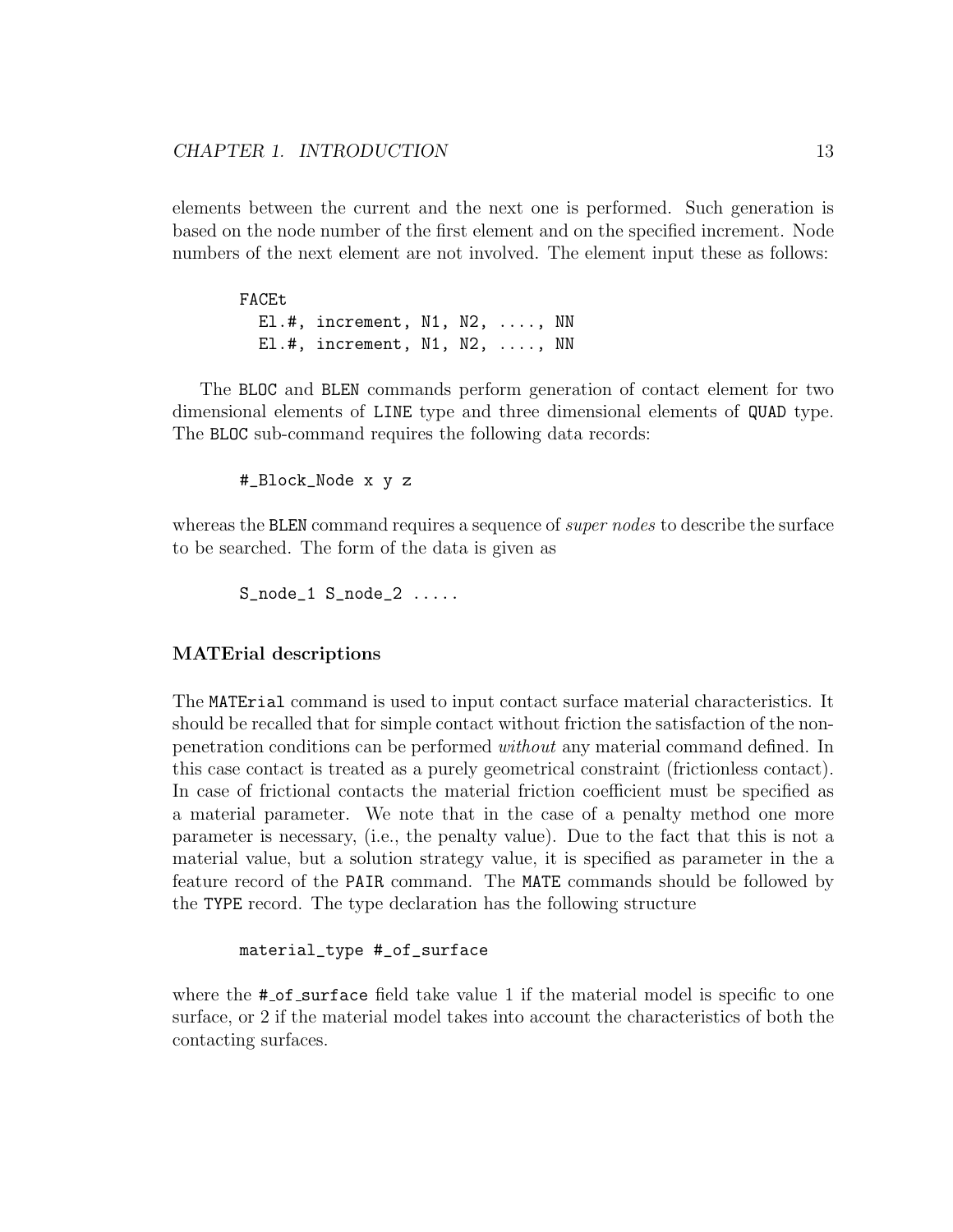elements between the current and the next one is performed. Such generation is based on the node number of the first element and on the specified increment. Node numbers of the next element are not involved. The element input these as follows:

```
FACEt
  El.#, increment, N1, N2, ...., NN
  El.#, increment, N1, N2, ...., NN
```

The `BLOC` and `BLEN` commands perform generation of contact element for two dimensional elements of `LINE` type and three dimensional elements of `QUAD` type. The `BLOC` sub-command requires the following data records:

```
#_Block_Node x y z
```

whereas the `BLEN` command requires a sequence of *super nodes* to describe the surface to be searched. The form of the data is given as

```
S_node_1 S_node_2 .....
```

### MATErial descriptions

The `MATErial` command is used to input contact surface material characteristics. It should be recalled that for simple contact without friction the satisfaction of the non-penetration conditions can be performed *without* any material command defined. In this case contact is treated as a purely geometrical constraint (frictionless contact). In case of frictional contacts the material friction coefficient must be specified as a material parameter. We note that in the case of a penalty method one more parameter is necessary, (i.e., the penalty value). Due to the fact that this is not a material value, but a solution strategy value, it is specified as parameter in the a feature record of the `PAIR` command. The `MATE` commands should be followed by the `TYPE` record. The type declaration has the following structure

```
material_type #_of_surface
```

where the `#_of_surface` field take value 1 if the material model is specific to one surface, or 2 if the material model takes into account the characteristics of both the contacting surfaces.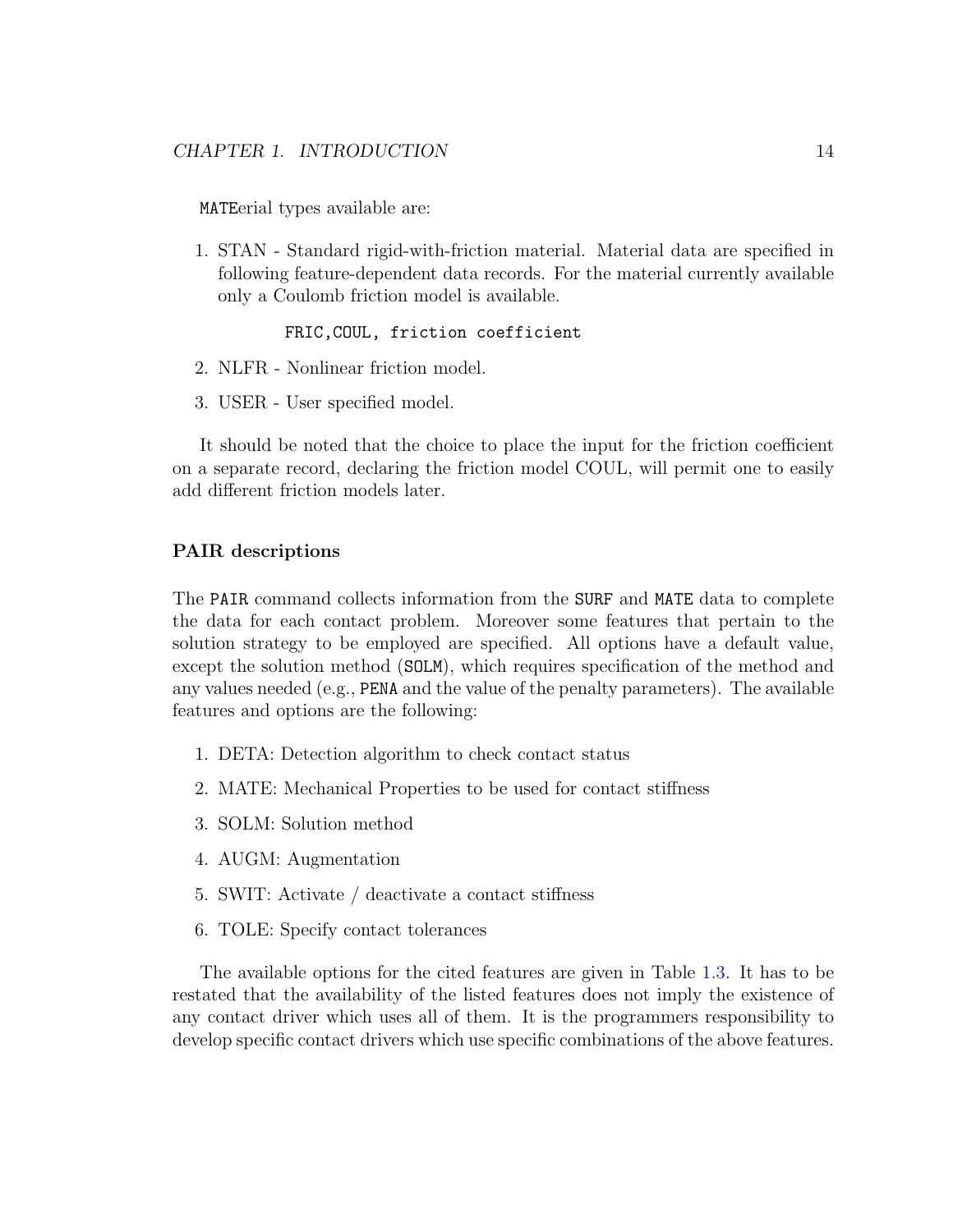`MATE`erial types available are:

1. STAN - Standard rigid-with-friction material. Material data are specified in following feature-dependent data records. For the material currently available only a Coulomb friction model is available.

   ```
   FRIC,COUL, friction coefficient
   ```

2. NLFR - Nonlinear friction model.
3. USER - User specified model.

It should be noted that the choice to place the input for the friction coefficient on a separate record, declaring the friction model COUL, will permit one to easily add different friction models later.

### PAIR descriptions

The `PAIR` command collects information from the `SURF` and `MATE` data to complete the data for each contact problem. Moreover some features that pertain to the solution strategy to be employed are specified. All options have a default value, except the solution method (`SOLM`), which requires specification of the method and any values needed (e.g., `PENA` and the value of the penalty parameters). The available features and options are the following:

1. DETA: Detection algorithm to check contact status
2. MATE: Mechanical Properties to be used for contact stiffness
3. SOLM: Solution method
4. AUGM: Augmentation
5. SWIT: Activate / deactivate a contact stiffness
6. TOLE: Specify contact tolerances

The available options for the cited features are given in Table 1.3. It has to be restated that the availability of the listed features does not imply the existence of any contact driver which uses all of them. It is the programmers responsibility to develop specific contact drivers which use specific combinations of the above features.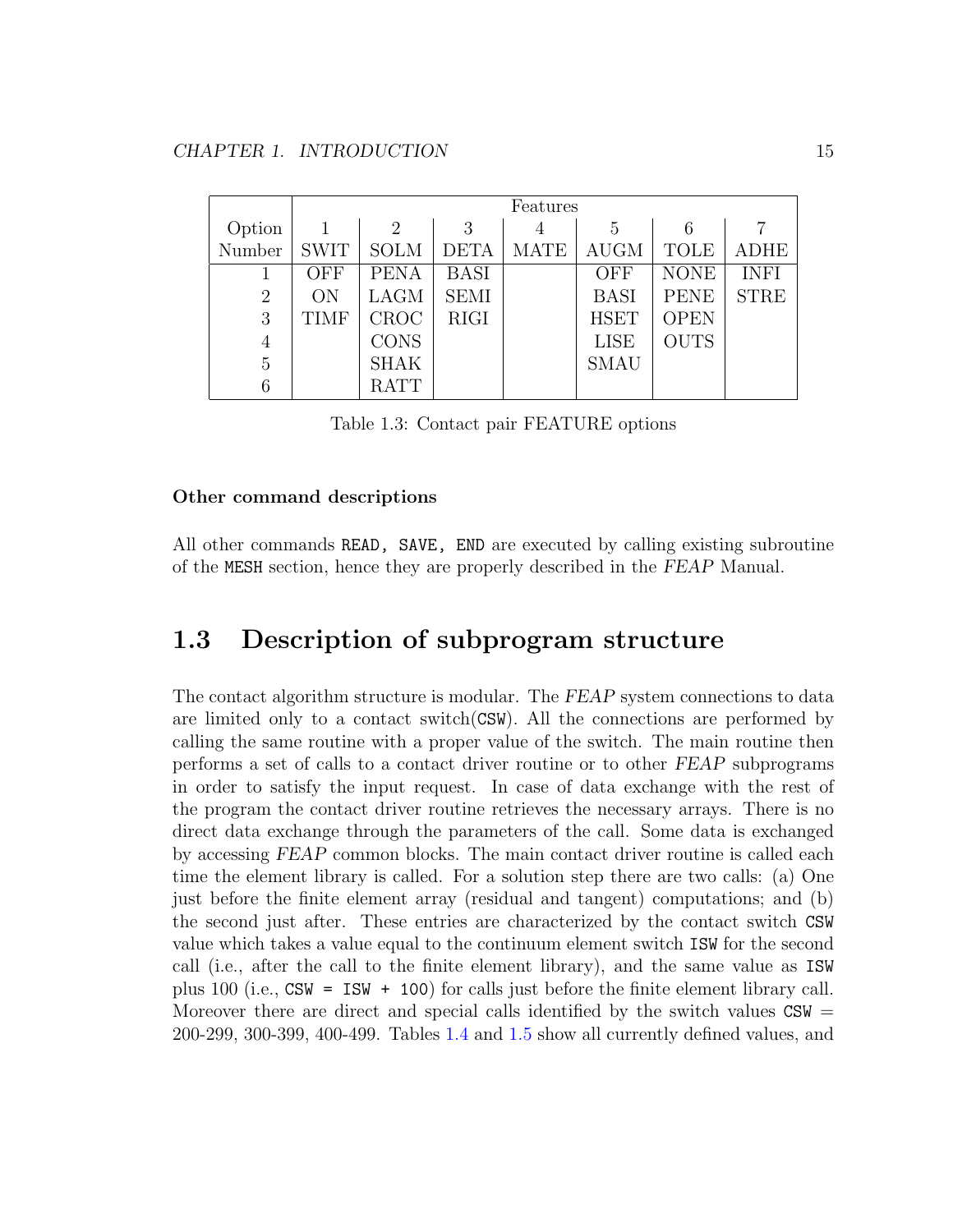| Option | Features | | | | | | |
|---|---|---|---|---|---|---|---|
| | 1 | 2 | 3 | 4 | 5 | 6 | 7 |
| Number | SWIT | SOLM | DETA | MATE | AUGM | TOLE | ADHE |
| 1 | OFF | PENA | BASI | | OFF | NONE | INFI |
| 2 | ON | LAGM | SEMI | | BASI | PENE | STRE |
| 3 | TIMF | CROC | RIGI | | HSET | OPEN | |
| 4 | | CONS | | | LISE | OUTS | |
| 5 | | SHAK | | | SMAU | | |
| 6 | | RATT | | | | | |

Table 1.3: Contact pair FEATURE options

#### Other command descriptions

All other commands `READ, SAVE, END` are executed by calling existing subroutine of the `MESH` section, hence they are properly described in the *FEAP* Manual.

## 1.3 Description of subprogram structure

The contact algorithm structure is modular. The *FEAP* system connections to data are limited only to a contact switch(`CSW`). All the connections are performed by calling the same routine with a proper value of the switch. The main routine then performs a set of calls to a contact driver routine or to other *FEAP* subprograms in order to satisfy the input request. In case of data exchange with the rest of the program the contact driver routine retrieves the necessary arrays. There is no direct data exchange through the parameters of the call. Some data is exchanged by accessing *FEAP* common blocks. The main contact driver routine is called each time the element library is called. For a solution step there are two calls: (a) One just before the finite element array (residual and tangent) computations; and (b) the second just after. These entries are characterized by the contact switch `CSW` value which takes a value equal to the continuum element switch `ISW` for the second call (i.e., after the call to the finite element library), and the same value as `ISW` plus 100 (i.e., `CSW = ISW + 100`) for calls just before the finite element library call. Moreover there are direct and special calls identified by the switch values `CSW` = 200-299, 300-399, 400-499. Tables 1.4 and 1.5 show all currently defined values, and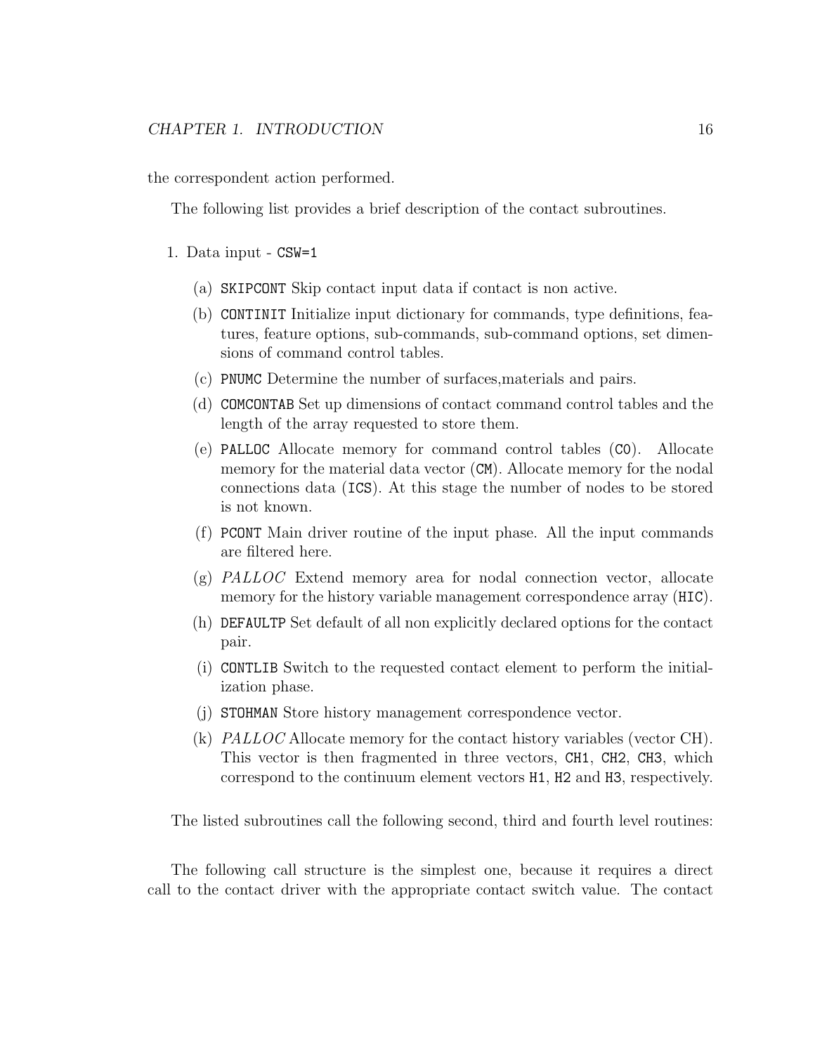the correspondent action performed.

The following list provides a brief description of the contact subroutines.

1. Data input - `CSW=1`

   (a) `SKIPCONT` Skip contact input data if contact is non active.

   (b) `CONTINIT` Initialize input dictionary for commands, type definitions, features, feature options, sub-commands, sub-command options, set dimensions of command control tables.

   (c) `PNUMC` Determine the number of surfaces,materials and pairs.

   (d) `COMCONTAB` Set up dimensions of contact command control tables and the length of the array requested to store them.

   (e) `PALLOC` Allocate memory for command control tables (`CO`). Allocate memory for the material data vector (`CM`). Allocate memory for the nodal connections data (`ICS`). At this stage the number of nodes to be stored is not known.

   (f) `PCONT` Main driver routine of the input phase. All the input commands are filtered here.

   (g) *PALLOC* Extend memory area for nodal connection vector, allocate memory for the history variable management correspondence array (`HIC`).

   (h) `DEFAULTP` Set default of all non explicitly declared options for the contact pair.

   (i) `CONTLIB` Switch to the requested contact element to perform the initialization phase.

   (j) `STOHMAN` Store history management correspondence vector.

   (k) *PALLOC* Allocate memory for the contact history variables (vector CH). This vector is then fragmented in three vectors, `CH1`, `CH2`, `CH3`, which correspond to the continuum element vectors `H1`, `H2` and `H3`, respectively.

The listed subroutines call the following second, third and fourth level routines:

The following call structure is the simplest one, because it requires a direct call to the contact driver with the appropriate contact switch value. The contact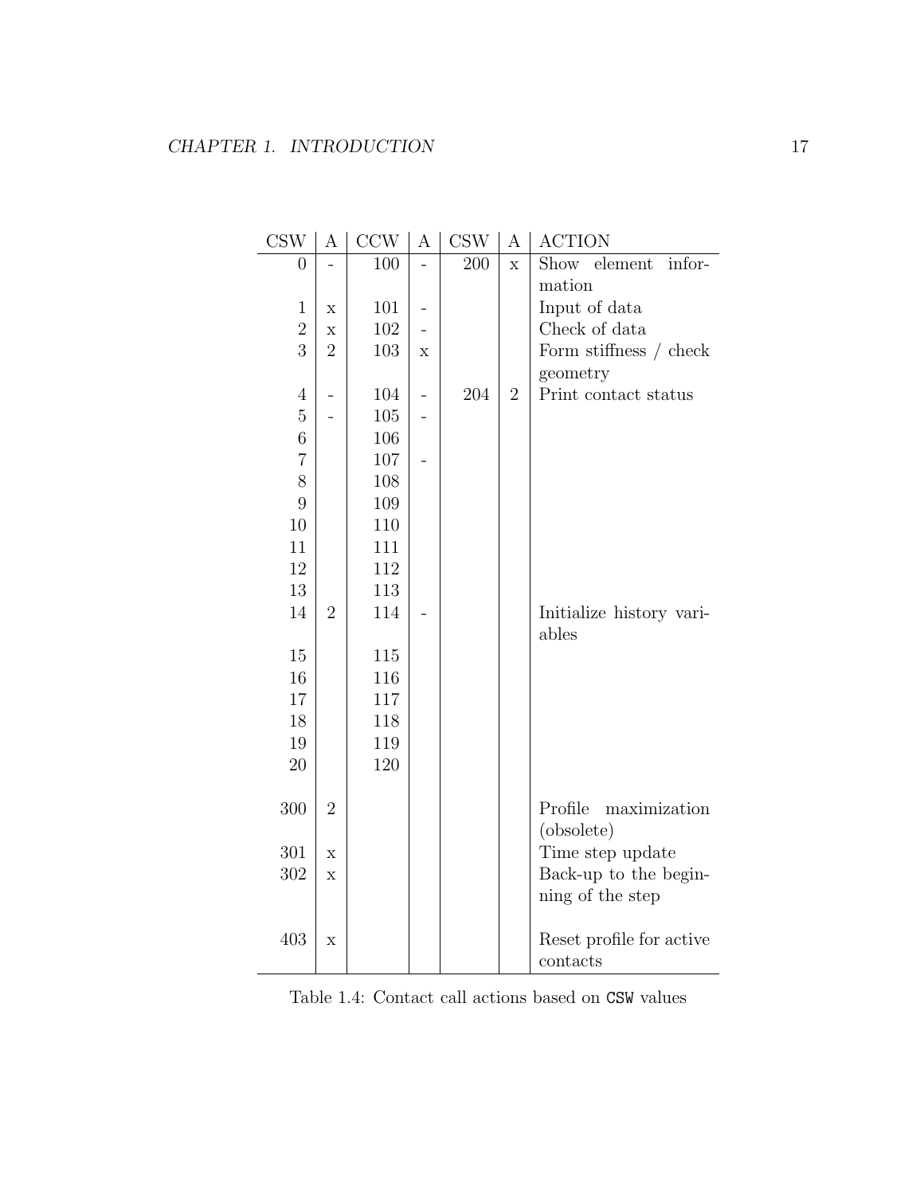| CSW | A | CCW | A | CSW | A | ACTION |
|---|---|---|---|---|---|---|
| 0 | - | 100 | - | 200 | x | Show element information |
| 1 | x | 101 | - | | | Input of data |
| 2 | x | 102 | - | | | Check of data |
| 3 | 2 | 103 | x | | | Form stiffness / check geometry |
| 4 | - | 104 | - | 204 | 2 | Print contact status |
| 5 | - | 105 | - | | | |
| 6 | | 106 | | | | |
| 7 | | 107 | - | | | |
| 8 | | 108 | | | | |
| 9 | | 109 | | | | |
| 10 | | 110 | | | | |
| 11 | | 111 | | | | |
| 12 | | 112 | | | | |
| 13 | | 113 | | | | |
| 14 | 2 | 114 | - | | | Initialize history variables |
| 15 | | 115 | | | | |
| 16 | | 116 | | | | |
| 17 | | 117 | | | | |
| 18 | | 118 | | | | |
| 19 | | 119 | | | | |
| 20 | | 120 | | | | |
| 300 | 2 | | | | | Profile maximization (obsolete) |
| 301 | x | | | | | Time step update |
| 302 | x | | | | | Back-up to the beginning of the step |
| 403 | x | | | | | Reset profile for active contacts |

Table 1.4: Contact call actions based on `CSW` values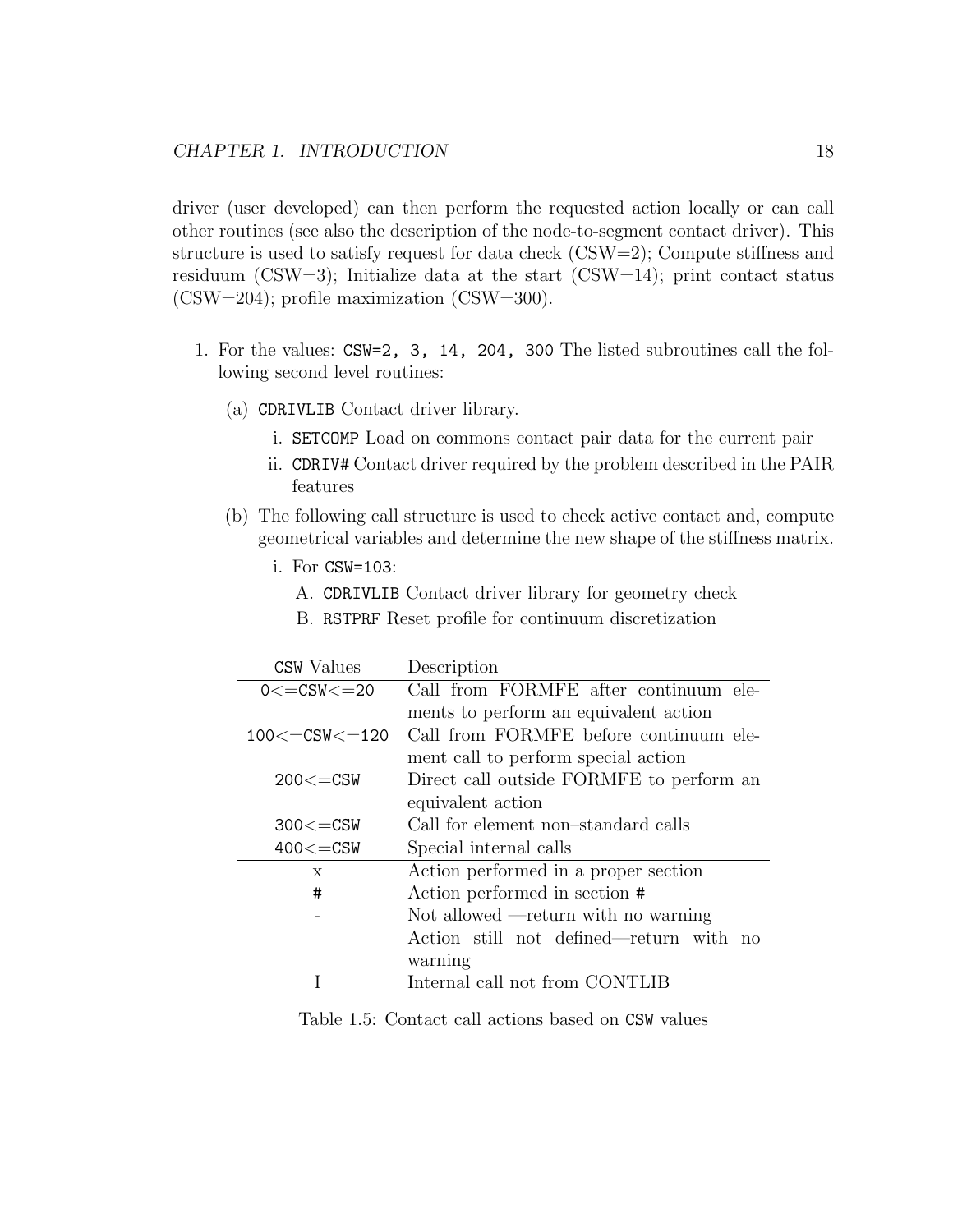driver (user developed) can then perform the requested action locally or can call other routines (see also the description of the node-to-segment contact driver). This structure is used to satisfy request for data check (CSW=2); Compute stiffness and residuum (CSW=3); Initialize data at the start (CSW=14); print contact status (CSW=204); profile maximization (CSW=300).

1. For the values: `CSW=2, 3, 14, 204, 300` The listed subroutines call the following second level routines:

   (a) `CDRIVLIB` Contact driver library.

      i. `SETCOMP` Load on commons contact pair data for the current pair

      ii. `CDRIV#` Contact driver required by the problem described in the PAIR features

   (b) The following call structure is used to check active contact and, compute geometrical variables and determine the new shape of the stiffness matrix.

      i. For `CSW=103`:

         A. `CDRIVLIB` Contact driver library for geometry check

         B. `RSTPRF` Reset profile for continuum discretization

| `CSW` Values | Description |
|---|---|
| `0<=CSW<=20` | Call from FORMFE after continuum elements to perform an equivalent action |
| `100<=CSW<=120` | Call from FORMFE before continuum element call to perform special action |
| `200<=CSW` | Direct call outside FORMFE to perform an equivalent action |
| `300<=CSW` | Call for element non–standard calls |
| `400<=CSW` | Special internal calls |
| x | Action performed in a proper section |
| `#` | Action performed in section `#` |
| - | Not allowed —return with no warning |
| | Action still not defined—return with no warning |
| I | Internal call not from CONTLIB |

Table 1.5: Contact call actions based on `CSW` values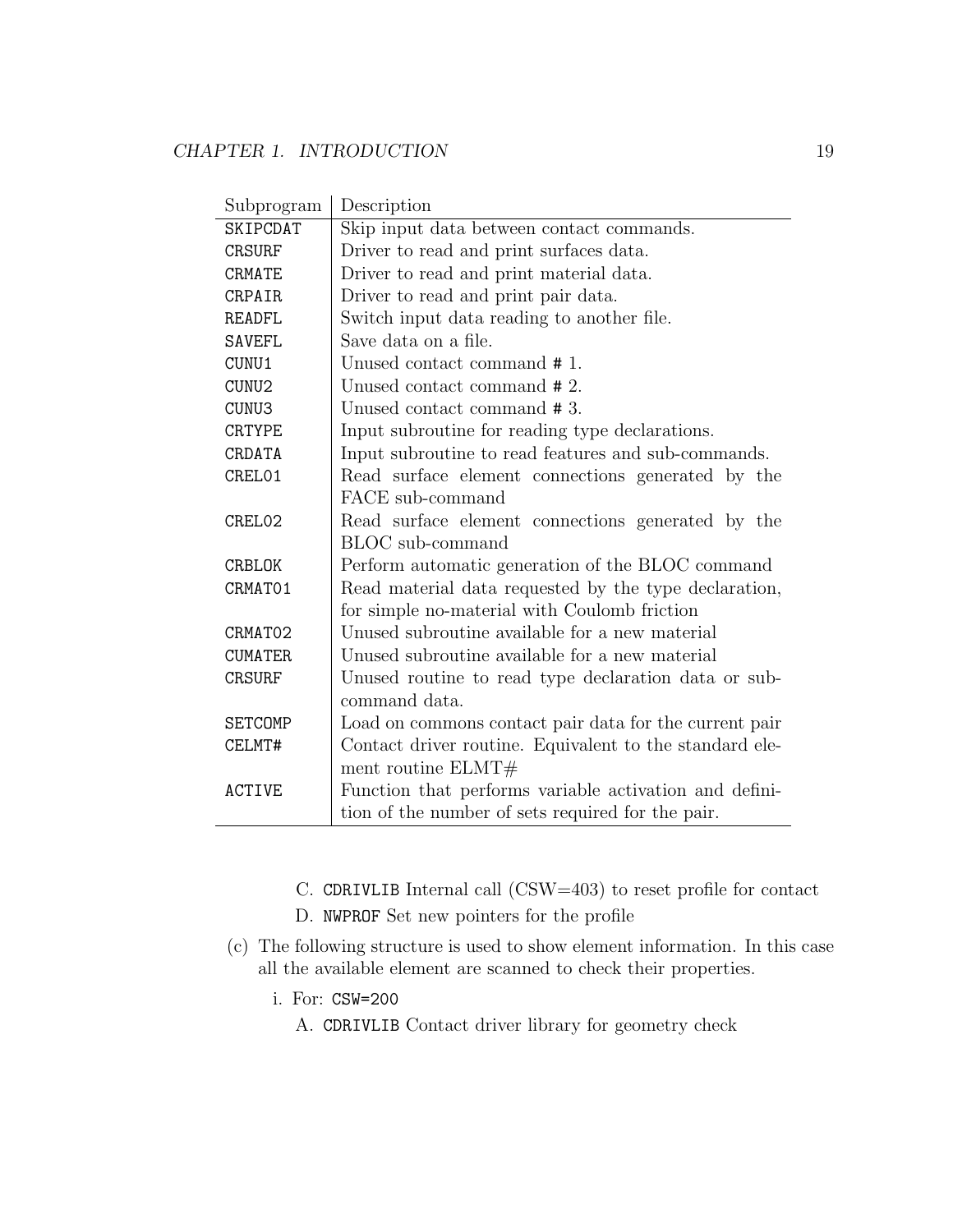| Subprogram | Description |
|---|---|
| SKIPCDAT | Skip input data between contact commands. |
| CRSURF | Driver to read and print surfaces data. |
| CRMATE | Driver to read and print material data. |
| CRPAIR | Driver to read and print pair data. |
| READFL | Switch input data reading to another file. |
| SAVEFL | Save data on a file. |
| CUNU1 | Unused contact command # 1. |
| CUNU2 | Unused contact command # 2. |
| CUNU3 | Unused contact command # 3. |
| CRTYPE | Input subroutine for reading type declarations. |
| CRDATA | Input subroutine to read features and sub-commands. |
| CREL01 | Read surface element connections generated by the FACE sub-command |
| CREL02 | Read surface element connections generated by the BLOC sub-command |
| CRBLOK | Perform automatic generation of the BLOC command |
| CRMAT01 | Read material data requested by the type declaration, for simple no-material with Coulomb friction |
| CRMAT02 | Unused subroutine available for a new material |
| CUMATER | Unused subroutine available for a new material |
| CRSURF | Unused routine to read type declaration data or sub-command data. |
| SETCOMP | Load on commons contact pair data for the current pair |
| CELMT# | Contact driver routine. Equivalent to the standard element routine ELMT# |
| ACTIVE | Function that performs variable activation and definition of the number of sets required for the pair. |

C. `CDRIVLIB` Internal call (CSW=403) to reset profile for contact

D. `NWPROF` Set new pointers for the profile

(c) The following structure is used to show element information. In this case all the available element are scanned to check their properties.

i. For: `CSW=200`

A. `CDRIVLIB` Contact driver library for geometry check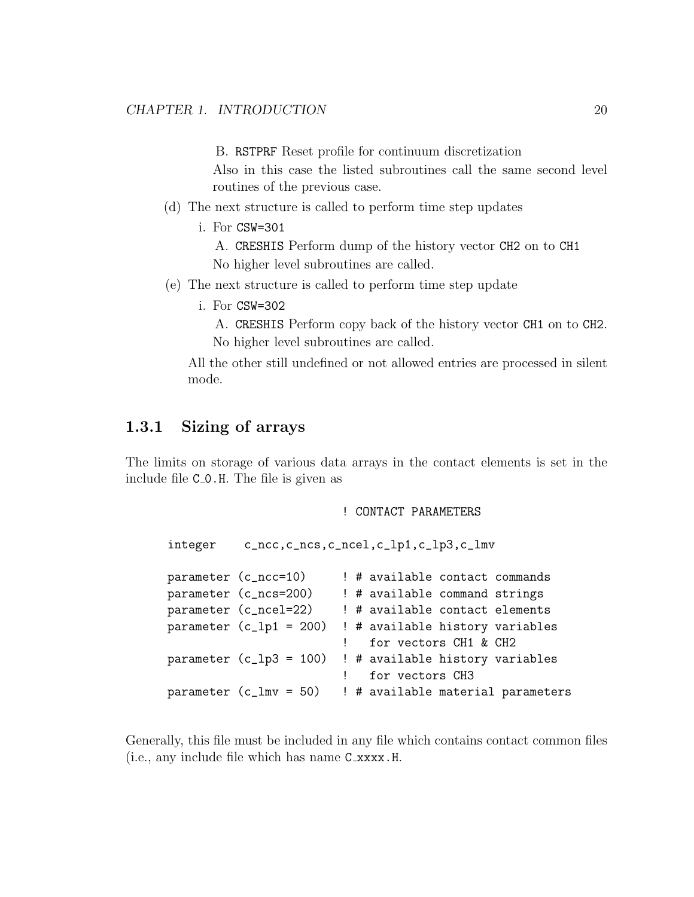B. RSTPRF Reset profile for continuum discretization

Also in this case the listed subroutines call the same second level routines of the previous case.

(d) The next structure is called to perform time step updates

  i. For CSW=301

   A. CRESHIS Perform dump of the history vector CH2 on to CH1

   No higher level subroutines are called.

(e) The next structure is called to perform time step update

  i. For CSW=302

   A. CRESHIS Perform copy back of the history vector CH1 on to CH2.

   No higher level subroutines are called.

All the other still undefined or not allowed entries are processed in silent mode.

### 1.3.1 Sizing of arrays

The limits on storage of various data arrays in the contact elements is set in the include file C_0.H. The file is given as

```
                         ! CONTACT PARAMETERS

integer    c_ncc,c_ncs,c_ncel,c_lp1,c_lp3,c_lmv

parameter (c_ncc=10)     ! # available contact commands
parameter (c_ncs=200)    ! # available command strings
parameter (c_ncel=22)    ! # available contact elements
parameter (c_lp1 = 200)  ! # available history variables
                         !   for vectors CH1 & CH2
parameter (c_lp3 = 100)  ! # available history variables
                         !   for vectors CH3
parameter (c_lmv = 50)   ! # available material parameters
```

Generally, this file must be included in any file which contains contact common files (i.e., any include file which has name C_xxxx.H.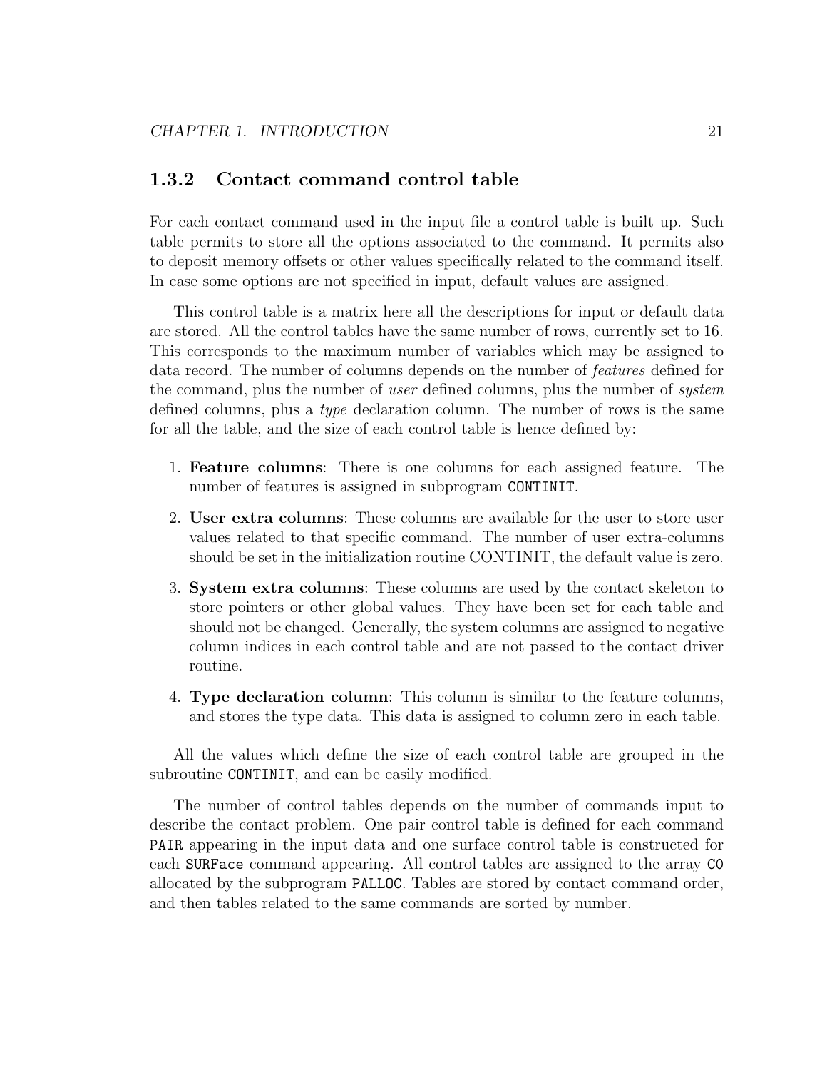### 1.3.2 Contact command control table

For each contact command used in the input file a control table is built up. Such table permits to store all the options associated to the command. It permits also to deposit memory offsets or other values specifically related to the command itself. In case some options are not specified in input, default values are assigned.

This control table is a matrix here all the descriptions for input or default data are stored. All the control tables have the same number of rows, currently set to 16. This corresponds to the maximum number of variables which may be assigned to data record. The number of columns depends on the number of *features* defined for the command, plus the number of *user* defined columns, plus the number of *system* defined columns, plus a *type* declaration column. The number of rows is the same for all the table, and the size of each control table is hence defined by:

1. **Feature columns**: There is one columns for each assigned feature. The number of features is assigned in subprogram `CONTINIT`.
2. **User extra columns**: These columns are available for the user to store user values related to that specific command. The number of user extra-columns should be set in the initialization routine CONTINIT, the default value is zero.
3. **System extra columns**: These columns are used by the contact skeleton to store pointers or other global values. They have been set for each table and should not be changed. Generally, the system columns are assigned to negative column indices in each control table and are not passed to the contact driver routine.
4. **Type declaration column**: This column is similar to the feature columns, and stores the type data. This data is assigned to column zero in each table.

All the values which define the size of each control table are grouped in the subroutine `CONTINIT`, and can be easily modified.

The number of control tables depends on the number of commands input to describe the contact problem. One pair control table is defined for each command `PAIR` appearing in the input data and one surface control table is constructed for each `SURFace` command appearing. All control tables are assigned to the array `C0` allocated by the subprogram `PALLOC`. Tables are stored by contact command order, and then tables related to the same commands are sorted by number.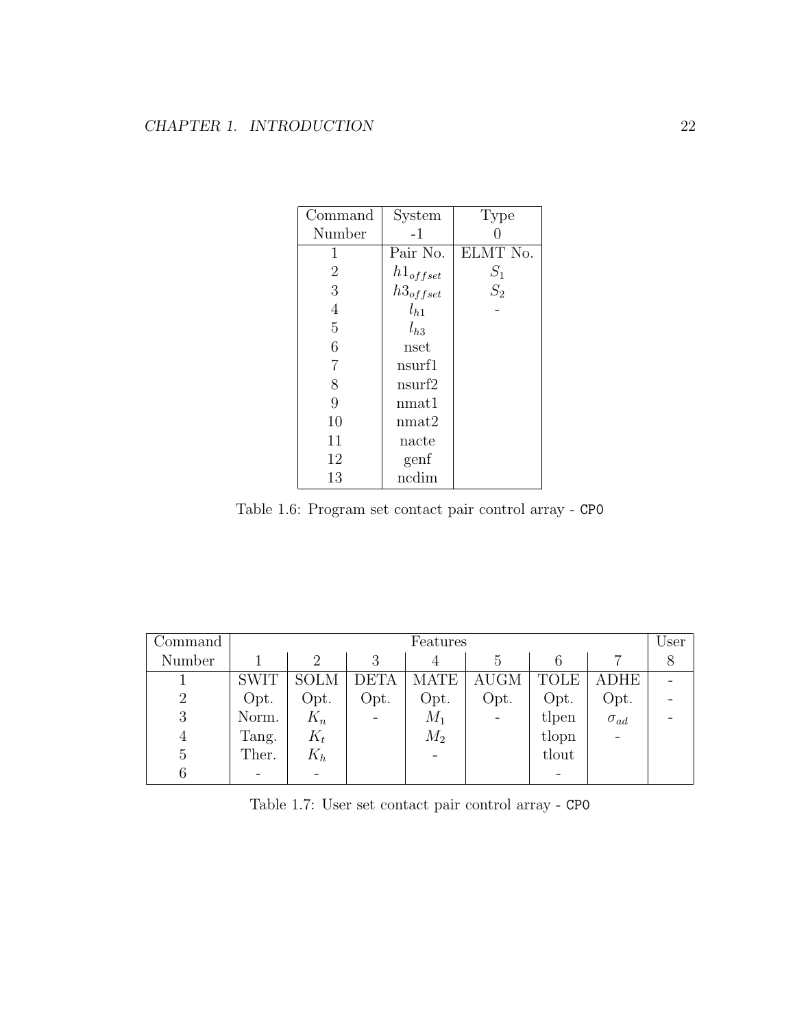| Command Number | System -1 | Type 0 |
|---|---|---|
| 1 | Pair No. | ELMT No. |
| 2 | $h1_{offset}$ | $S_1$ |
| 3 | $h3_{offset}$ | $S_2$ |
| 4 | $l_{h1}$ | - |
| 5 | $l_{h3}$ | |
| 6 | nset | |
| 7 | nsurf1 | |
| 8 | nsurf2 | |
| 9 | nmat1 | |
| 10 | nmat2 | |
| 11 | nacte | |
| 12 | genf | |
| 13 | ncdim | |

Table 1.6: Program set contact pair control array - `CP0`

| Command | Features | | | | | | | User |
|---|---|---|---|---|---|---|---|---|
| Number | 1 | 2 | 3 | 4 | 5 | 6 | 7 | 8 |
| 1 | SWIT | SOLM | DETA | MATE | AUGM | TOLE | ADHE | - |
| 2 | Opt. | Opt. | Opt. | Opt. | Opt. | Opt. | Opt. | - |
| 3 | Norm. | $K_n$ | - | $M_1$ | - | tlpen | $\sigma_{ad}$ | - |
| 4 | Tang. | $K_t$ | | $M_2$ | | tlopn | - | |
| 5 | Ther. | $K_h$ | | - | | tlout | | |
| 6 | - | - | | | | - | | |

Table 1.7: User set contact pair control array - `CP0`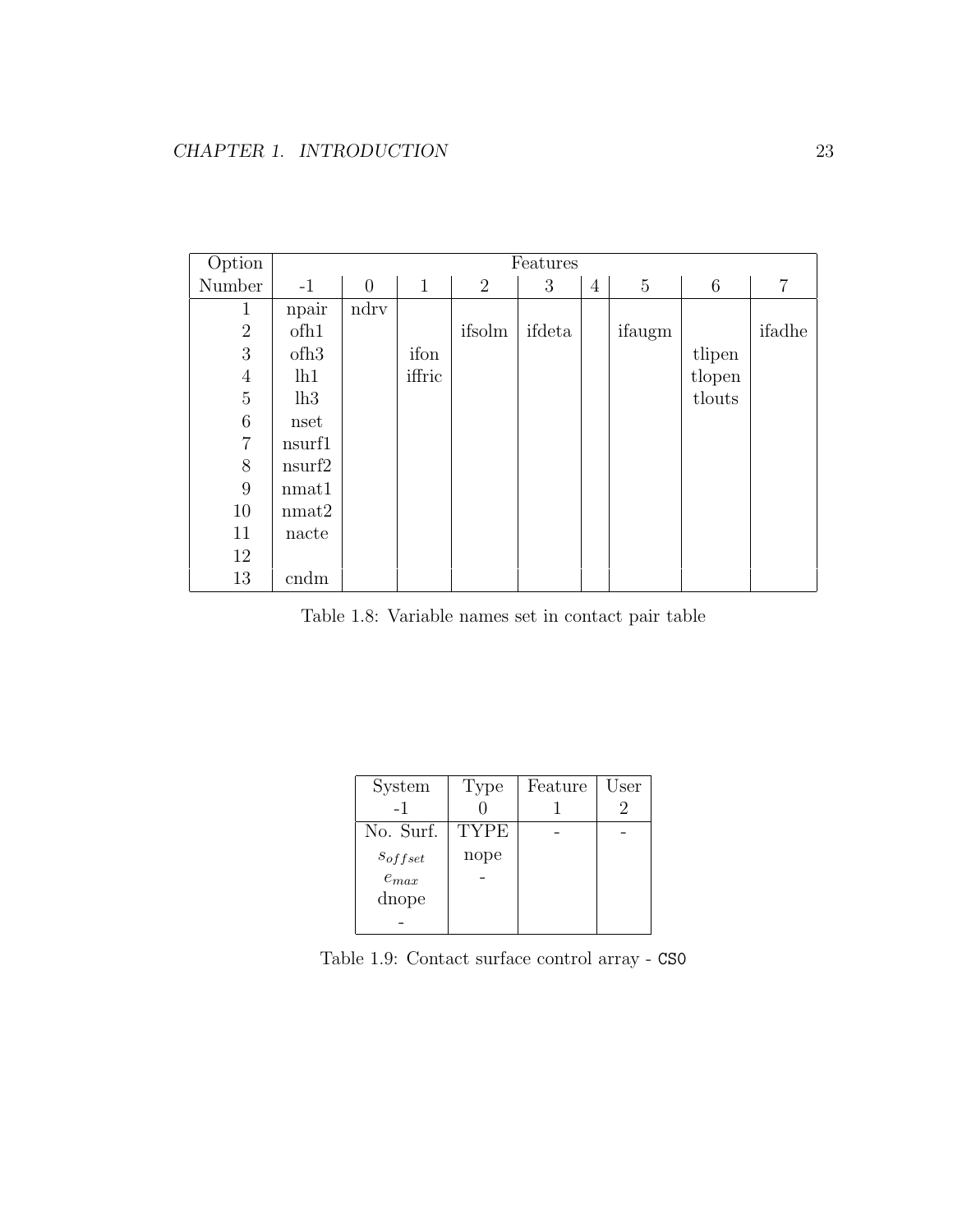| Option | Features | | | | | | | | |
|---|---|---|---|---|---|---|---|---|---|
| Number | -1 | 0 | 1 | 2 | 3 | 4 | 5 | 6 | 7 |
| 1 | npair | ndrv | | | | | | | |
| 2 | ofh1 | | | ifsolm | ifdeta | | ifaugm | | ifadhe |
| 3 | ofh3 | | ifon | | | | | tlipen | |
| 4 | lh1 | | iffric | | | | | tlopen | |
| 5 | lh3 | | | | | | | tlouts | |
| 6 | nset | | | | | | | | |
| 7 | nsurf1 | | | | | | | | |
| 8 | nsurf2 | | | | | | | | |
| 9 | nmat1 | | | | | | | | |
| 10 | nmat2 | | | | | | | | |
| 11 | nacte | | | | | | | | |
| 12 | | | | | | | | | |
| 13 | cndm | | | | | | | | |

Table 1.8: Variable names set in contact pair table

| System | Type | Feature | User |
|---|---|---|---|
| -1 | 0 | 1 | 2 |
| No. Surf. | TYPE | - | - |
| $s_{offset}$ | nope | | |
| $e_{max}$ | - | | |
| dnope | | | |
| - | | | |

Table 1.9: Contact surface control array - `CS0`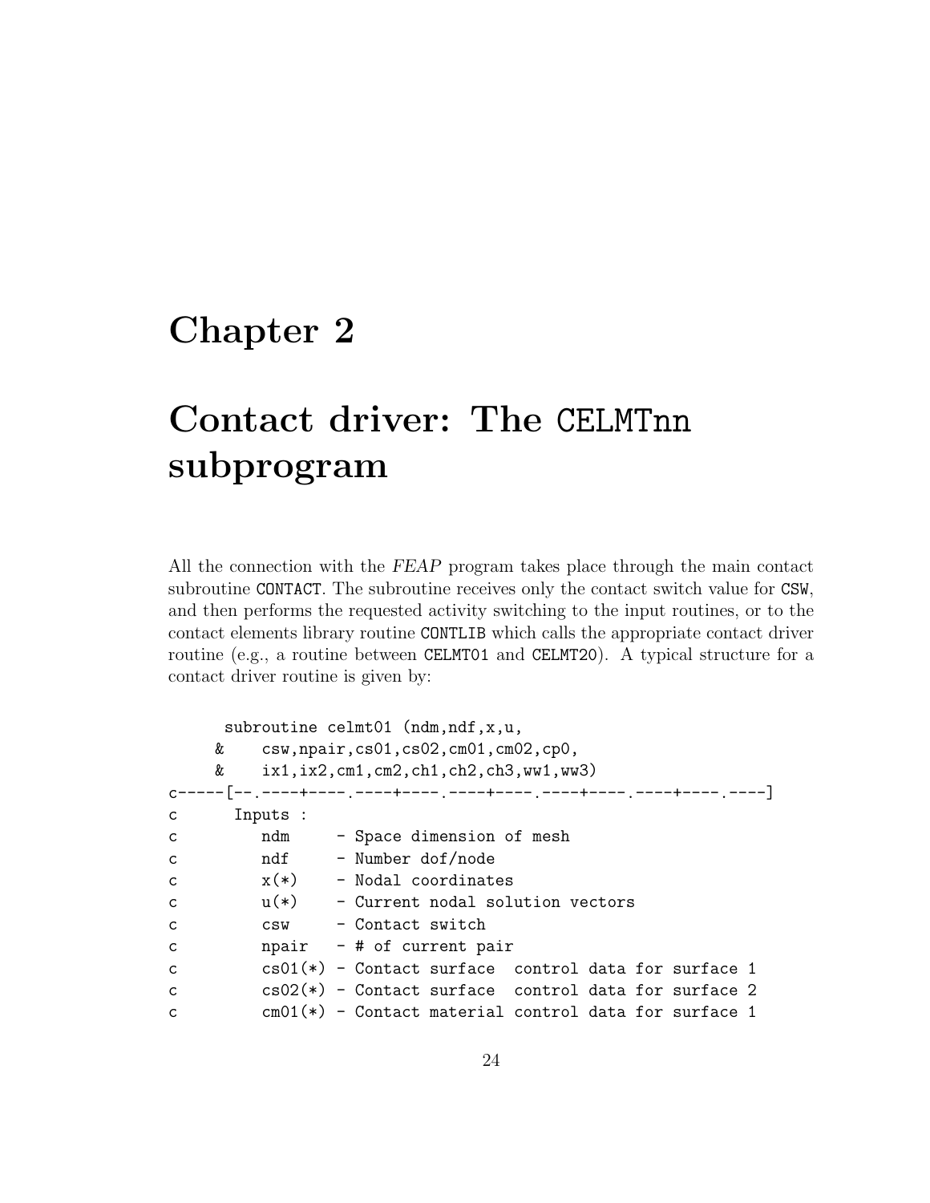# Chapter 2

# Contact driver: The CELMTnn subprogram

All the connection with the *FEAP* program takes place through the main contact subroutine CONTACT. The subroutine receives only the contact switch value for CSW, and then performs the requested activity switching to the input routines, or to the contact elements library routine CONTLIB which calls the appropriate contact driver routine (e.g., a routine between CELMT01 and CELMT20). A typical structure for a contact driver routine is given by:

```
      subroutine celmt01 (ndm,ndf,x,u,
     &    csw,npair,cs01,cs02,cm01,cm02,cp0,
     &    ix1,ix2,cm1,cm2,ch1,ch2,ch3,ww1,ww3)
c-----[--.----+----.----+----.----+----.----+----.----+----.----]
c      Inputs :
c         ndm     - Space dimension of mesh
c         ndf     - Number dof/node
c         x(*)    - Nodal coordinates
c         u(*)    - Current nodal solution vectors
c         csw     - Contact switch
c         npair   - # of current pair
c         cs01(*) - Contact surface  control data for surface 1
c         cs02(*) - Contact surface  control data for surface 2
c         cm01(*) - Contact material control data for surface 1
```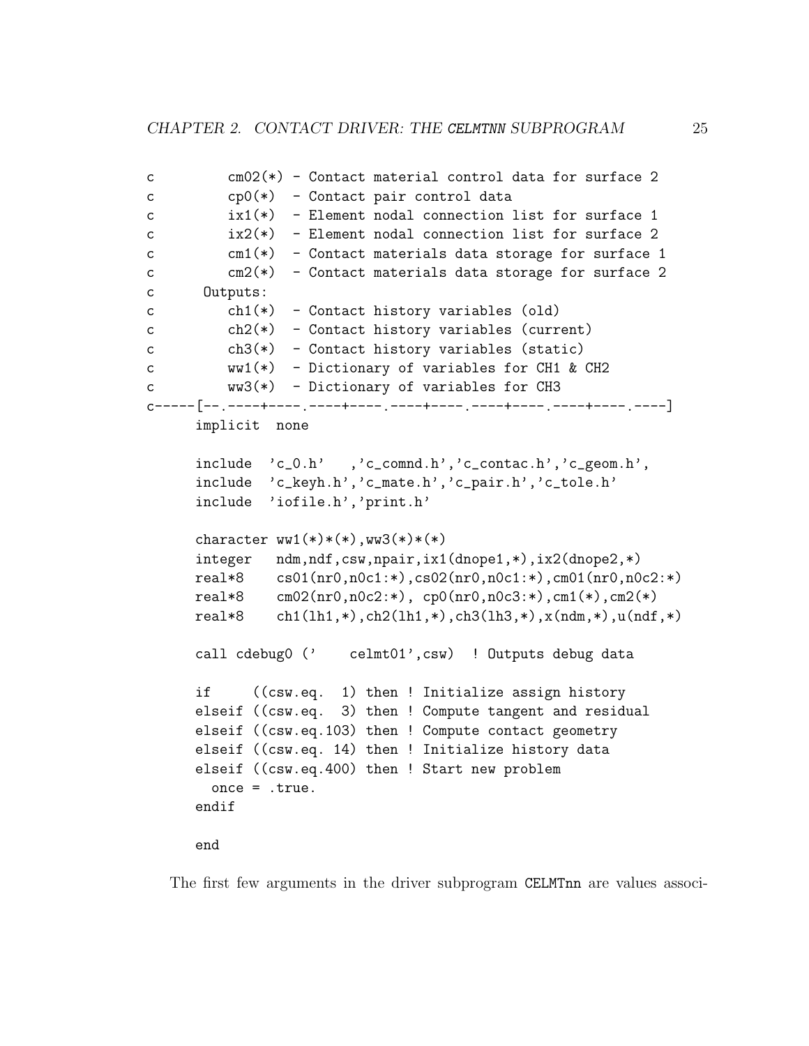```
c         cm02(*) - Contact material control data for surface 2
c         cp0(*)  - Contact pair control data
c         ix1(*)  - Element nodal connection list for surface 1
c         ix2(*)  - Element nodal connection list for surface 2
c         cm1(*)  - Contact materials data storage for surface 1
c         cm2(*)  - Contact materials data storage for surface 2
c      Outputs:
c         ch1(*)  - Contact history variables (old)
c         ch2(*)  - Contact history variables (current)
c         ch3(*)  - Contact history variables (static)
c         ww1(*)  - Dictionary of variables for CH1 & CH2
c         ww3(*)  - Dictionary of variables for CH3
c-----[--.----+----.----+----.----+----.----+----.----+----.----]
      implicit  none

      include  'c_0.h'   ,'c_comnd.h','c_contac.h','c_geom.h',
      include  'c_keyh.h','c_mate.h','c_pair.h','c_tole.h'
      include  'iofile.h','print.h'

      character ww1(*)*(*),ww3(*)*(*)
      integer   ndm,ndf,csw,npair,ix1(dnope1,*),ix2(dnope2,*)
      real*8    cs01(nr0,n0c1:*),cs02(nr0,n0c1:*),cm01(nr0,n0c2:*)
      real*8    cm02(nr0,n0c2:*), cp0(nr0,n0c3:*),cm1(*),cm2(*)
      real*8    ch1(lh1,*),ch2(lh1,*),ch3(lh3,*),x(ndm,*),u(ndf,*)

      call cdebug0 ('    celmt01',csw)  ! Outputs debug data

      if     ((csw.eq.  1) then ! Initialize assign history
      elseif ((csw.eq.  3) then ! Compute tangent and residual
      elseif ((csw.eq.103) then ! Compute contact geometry
      elseif ((csw.eq. 14) then ! Initialize history data
      elseif ((csw.eq.400) then ! Start new problem
        once = .true.
      endif

      end
```

The first few arguments in the driver subprogram CELMTnn are values associ-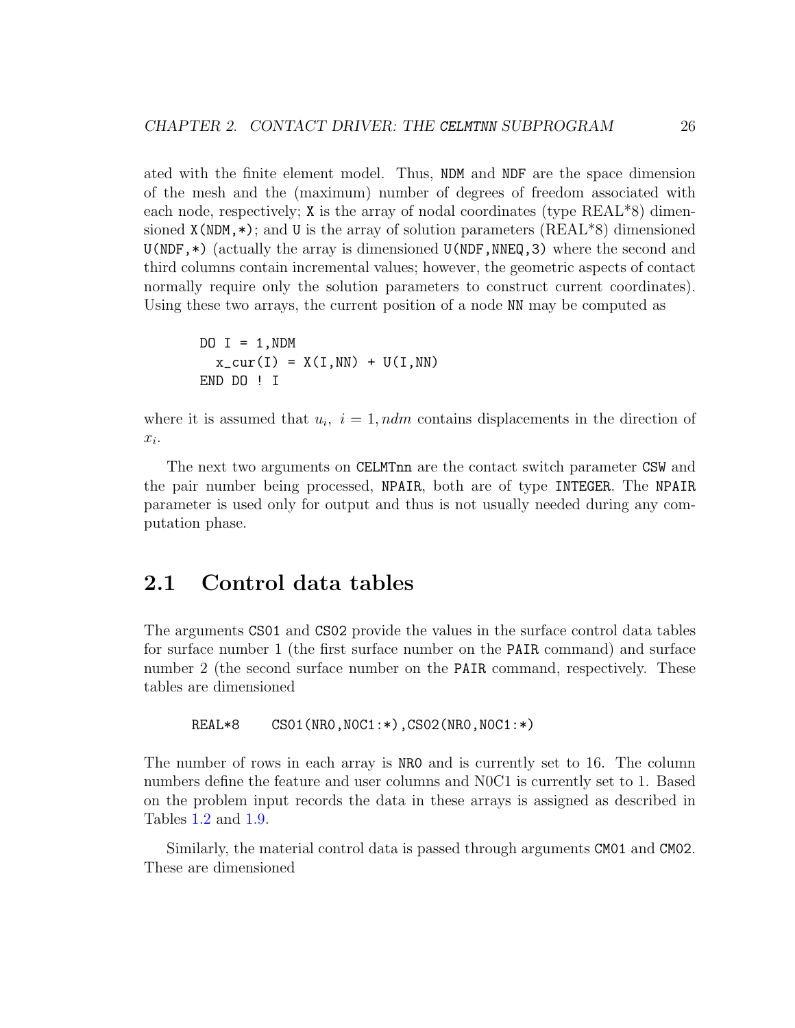ated with the finite element model. Thus, NDM and NDF are the space dimension of the mesh and the (maximum) number of degrees of freedom associated with each node, respectively; X is the array of nodal coordinates (type REAL*8) dimensioned X(NDM,*); and U is the array of solution parameters (REAL*8) dimensioned U(NDF,*) (actually the array is dimensioned U(NDF,NNEQ,3) where the second and third columns contain incremental values; however, the geometric aspects of contact normally require only the solution parameters to construct current coordinates). Using these two arrays, the current position of a node NN may be computed as

```
DO I = 1,NDM
  x_cur(I) = X(I,NN) + U(I,NN)
END DO ! I
```

where it is assumed that $u_i,\ i = 1, ndm$ contains displacements in the direction of $x_i$.

The next two arguments on CELMTnn are the contact switch parameter CSW and the pair number being processed, NPAIR, both are of type INTEGER. The NPAIR parameter is used only for output and thus is not usually needed during any computation phase.

## 2.1 Control data tables

The arguments CS01 and CS02 provide the values in the surface control data tables for surface number 1 (the first surface number on the PAIR command) and surface number 2 (the second surface number on the PAIR command, respectively. These tables are dimensioned

```
REAL*8     CS01(NR0,N0C1:*),CS02(NR0,N0C1:*)
```

The number of rows in each array is NR0 and is currently set to 16. The column numbers define the feature and user columns and N0C1 is currently set to 1. Based on the problem input records the data in these arrays is assigned as described in Tables 1.2 and 1.9.

Similarly, the material control data is passed through arguments CM01 and CM02. These are dimensioned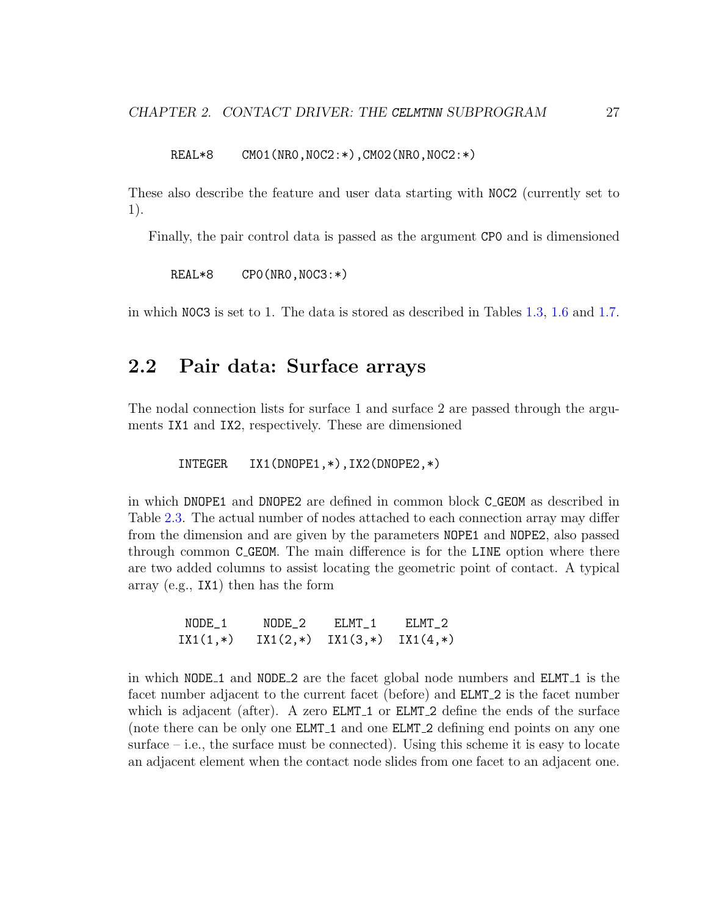```
REAL*8     CMO1(NRO,NOC2:*),CMO2(NRO,NOC2:*)
```

These also describe the feature and user data starting with NOC2 (currently set to 1).

Finally, the pair control data is passed as the argument CPO and is dimensioned

```
REAL*8     CPO(NRO,NOC3:*)
```

in which NOC3 is set to 1. The data is stored as described in Tables 1.3, 1.6 and 1.7.

## 2.2 Pair data: Surface arrays

The nodal connection lists for surface 1 and surface 2 are passed through the arguments IX1 and IX2, respectively. These are dimensioned

```
INTEGER    IX1(DNOPE1,*),IX2(DNOPE2,*)
```

in which DNOPE1 and DNOPE2 are defined in common block C_GEOM as described in Table 2.3. The actual number of nodes attached to each connection array may differ from the dimension and are given by the parameters NOPE1 and NOPE2, also passed through common C_GEOM. The main difference is for the LINE option where there are two added columns to assist locating the geometric point of contact. A typical array (e.g., IX1) then has the form

```
 NODE_1     NODE_2     ELMT_1     ELMT_2
IX1(1,*)   IX1(2,*)   IX1(3,*)   IX1(4,*)
```

in which NODE_1 and NODE_2 are the facet global node numbers and ELMT_1 is the facet number adjacent to the current facet (before) and ELMT_2 is the facet number which is adjacent (after). A zero ELMT_1 or ELMT_2 define the ends of the surface (note there can be only one ELMT_1 and one ELMT_2 defining end points on any one surface – i.e., the surface must be connected). Using this scheme it is easy to locate an adjacent element when the contact node slides from one facet to an adjacent one.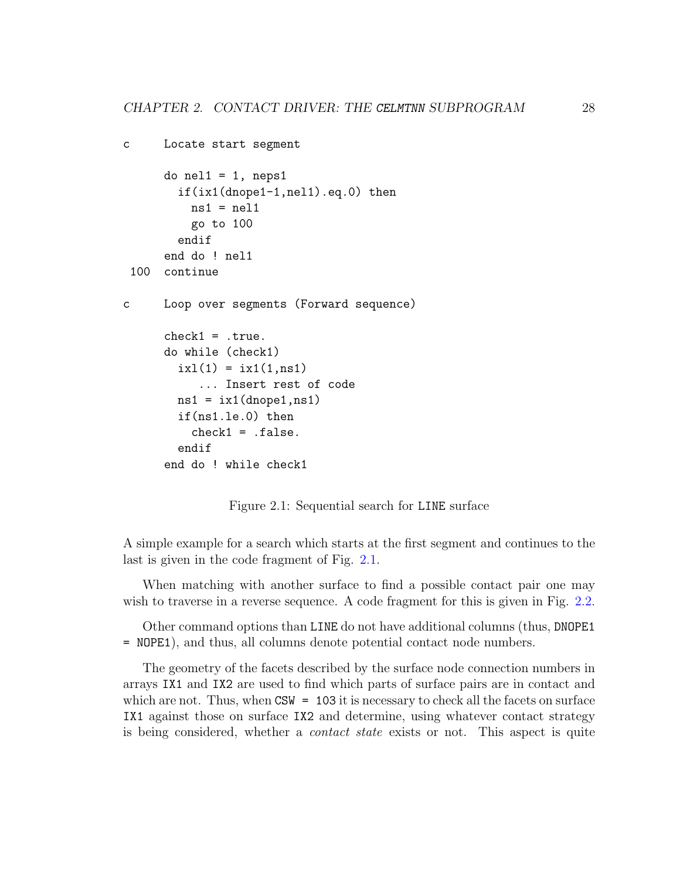```
c     Locate start segment

      do nel1 = 1, neps1
        if(ix1(dnope1-1,nel1).eq.0) then
          ns1 = nel1
          go to 100
        endif
      end do ! nel1
 100  continue

c     Loop over segments (Forward sequence)

      check1 = .true.
      do while (check1)
        ixl(1) = ix1(1,ns1)
           ... Insert rest of code
        ns1 = ix1(dnope1,ns1)
        if(ns1.le.0) then
          check1 = .false.
        endif
      end do ! while check1
```

Figure 2.1: Sequential search for `LINE` surface

A simple example for a search which starts at the first segment and continues to the last is given in the code fragment of Fig. 2.1.

When matching with another surface to find a possible contact pair one may wish to traverse in a reverse sequence. A code fragment for this is given in Fig. 2.2.

Other command options than `LINE` do not have additional columns (thus, `DNOPE1 = NOPE1`), and thus, all columns denote potential contact node numbers.

The geometry of the facets described by the surface node connection numbers in arrays `IX1` and `IX2` are used to find which parts of surface pairs are in contact and which are not. Thus, when `CSW = 103` it is necessary to check all the facets on surface `IX1` against those on surface `IX2` and determine, using whatever contact strategy is being considered, whether a *contact state* exists or not. This aspect is quite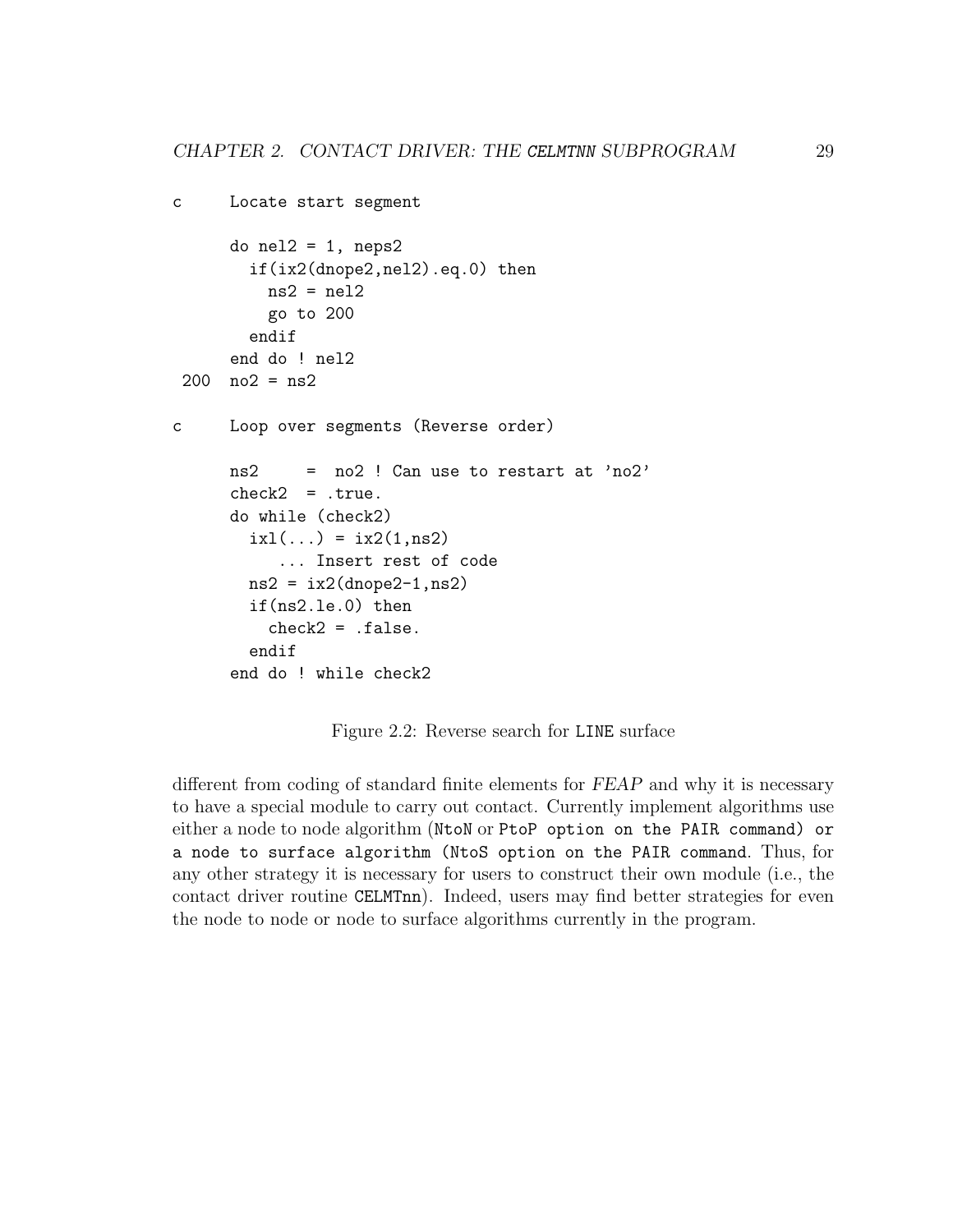```
c     Locate start segment

      do nel2 = 1, neps2
        if(ix2(dnope2,nel2).eq.0) then
          ns2 = nel2
          go to 200
        endif
      end do ! nel2
 200  no2 = ns2

c     Loop over segments (Reverse order)

      ns2     =  no2 ! Can use to restart at 'no2'
      check2  = .true.
      do while (check2)
        ixl(...) = ix2(1,ns2)
           ... Insert rest of code
        ns2 = ix2(dnope2-1,ns2)
        if(ns2.le.0) then
          check2 = .false.
        endif
      end do ! while check2
```

Figure 2.2: Reverse search for LINE surface

different from coding of standard finite elements for *FEAP* and why it is necessary to have a special module to carry out contact. Currently implement algorithms use either a node to node algorithm (`NtoN` or `PtoP option on the PAIR command) or a node to surface algorithm (NtoS option on the PAIR command`. Thus, for any other strategy it is necessary for users to construct their own module (i.e., the contact driver routine `CELMTnn`). Indeed, users may find better strategies for even the node to node or node to surface algorithms currently in the program.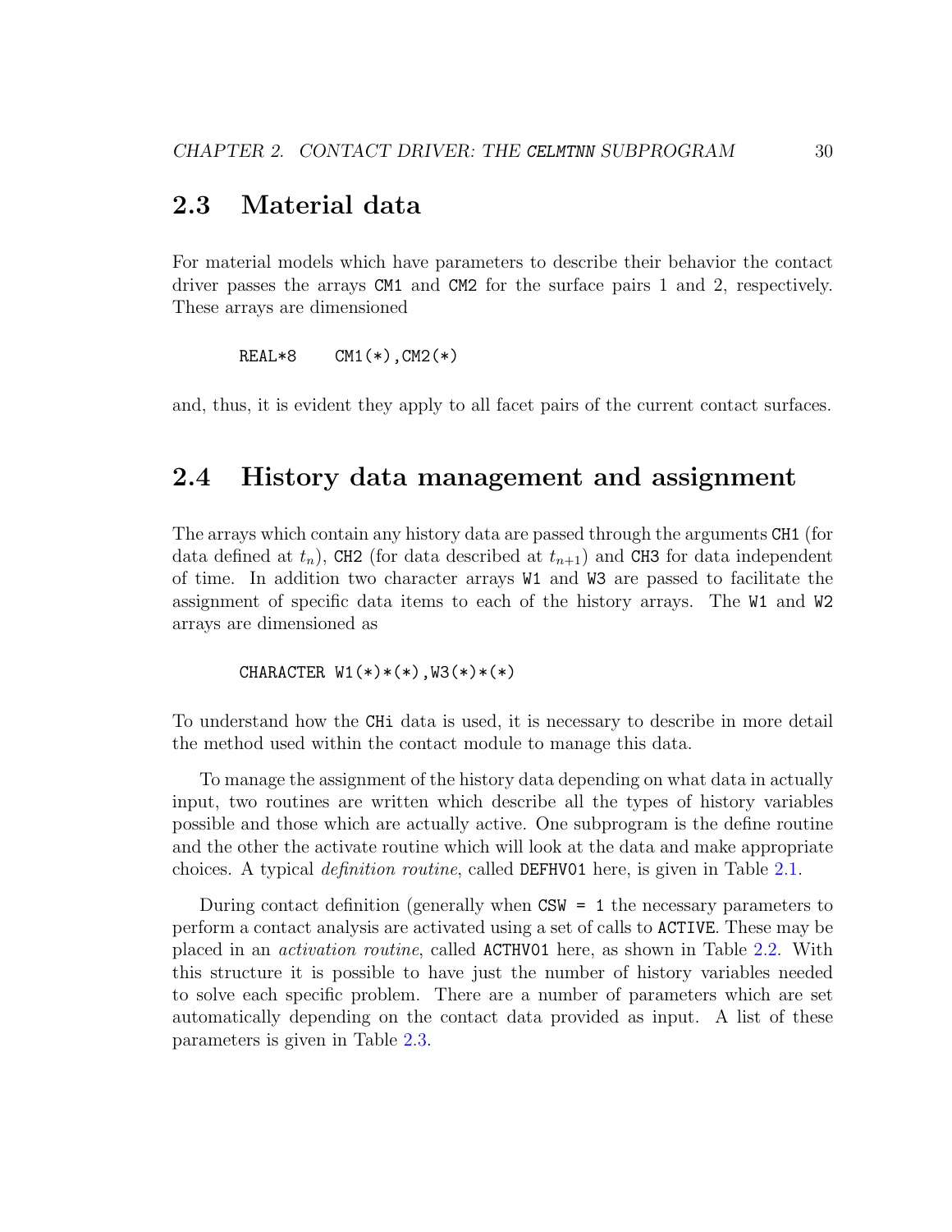## 2.3 Material data

For material models which have parameters to describe their behavior the contact driver passes the arrays CM1 and CM2 for the surface pairs 1 and 2, respectively. These arrays are dimensioned

```
REAL*8     CM1(*),CM2(*)
```

and, thus, it is evident they apply to all facet pairs of the current contact surfaces.

## 2.4 History data management and assignment

The arrays which contain any history data are passed through the arguments CH1 (for data defined at $t_n$), CH2 (for data described at $t_{n+1}$) and CH3 for data independent of time. In addition two character arrays W1 and W3 are passed to facilitate the assignment of specific data items to each of the history arrays. The W1 and W2 arrays are dimensioned as

```
CHARACTER W1(*)*(*),W3(*)*(*)
```

To understand how the CHi data is used, it is necessary to describe in more detail the method used within the contact module to manage this data.

To manage the assignment of the history data depending on what data in actually input, two routines are written which describe all the types of history variables possible and those which are actually active. One subprogram is the define routine and the other the activate routine which will look at the data and make appropriate choices. A typical *definition routine*, called DEFHV01 here, is given in Table 2.1.

During contact definition (generally when CSW = 1 the necessary parameters to perform a contact analysis are activated using a set of calls to ACTIVE. These may be placed in an *activation routine*, called ACTHV01 here, as shown in Table 2.2. With this structure it is possible to have just the number of history variables needed to solve each specific problem. There are a number of parameters which are set automatically depending on the contact data provided as input. A list of these parameters is given in Table 2.3.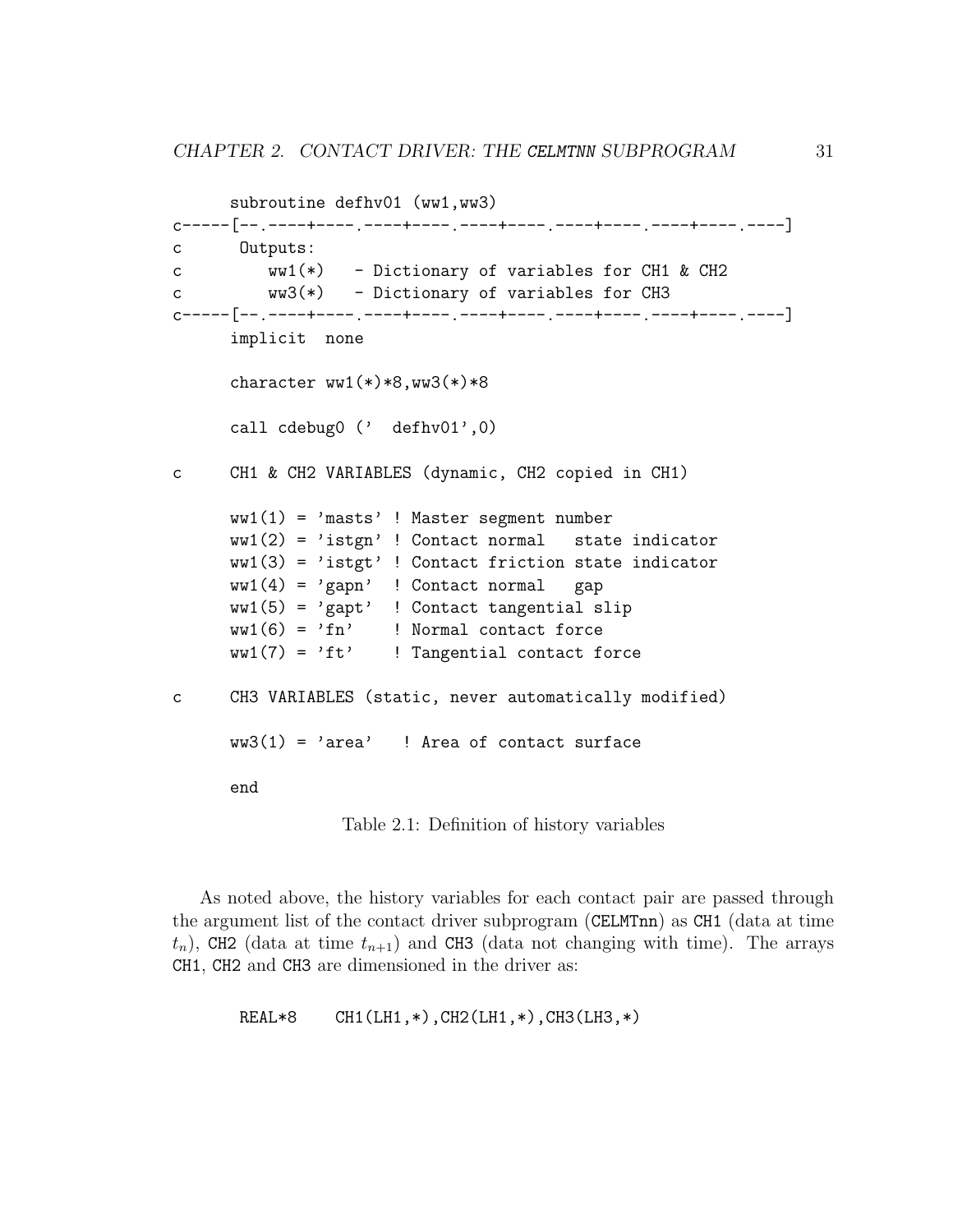```
      subroutine defhv01 (ww1,ww3)
c-----[--.----+----.----+----.----+----.----+----.----+----.----]
c      Outputs:
c         ww1(*)   - Dictionary of variables for CH1 & CH2
c         ww3(*)   - Dictionary of variables for CH3
c-----[--.----+----.----+----.----+----.----+----.----+----.----]
      implicit  none

      character ww1(*)*8,ww3(*)*8

      call cdebug0 ('  defhv01',0)

c     CH1 & CH2 VARIABLES (dynamic, CH2 copied in CH1)

      ww1(1) = 'masts' ! Master segment number
      ww1(2) = 'istgn' ! Contact normal   state indicator
      ww1(3) = 'istgt' ! Contact friction state indicator
      ww1(4) = 'gapn'  ! Contact normal   gap
      ww1(5) = 'gapt'  ! Contact tangential slip
      ww1(6) = 'fn'    ! Normal contact force
      ww1(7) = 'ft'    ! Tangential contact force

c     CH3 VARIABLES (static, never automatically modified)

      ww3(1) = 'area'   ! Area of contact surface

      end
```

Table 2.1: Definition of history variables

As noted above, the history variables for each contact pair are passed through the argument list of the contact driver subprogram (CELMTnn) as CH1 (data at time $t_n$), CH2 (data at time $t_{n+1}$) and CH3 (data not changing with time). The arrays CH1, CH2 and CH3 are dimensioned in the driver as:

```
REAL*8    CH1(LH1,*),CH2(LH1,*),CH3(LH3,*)
```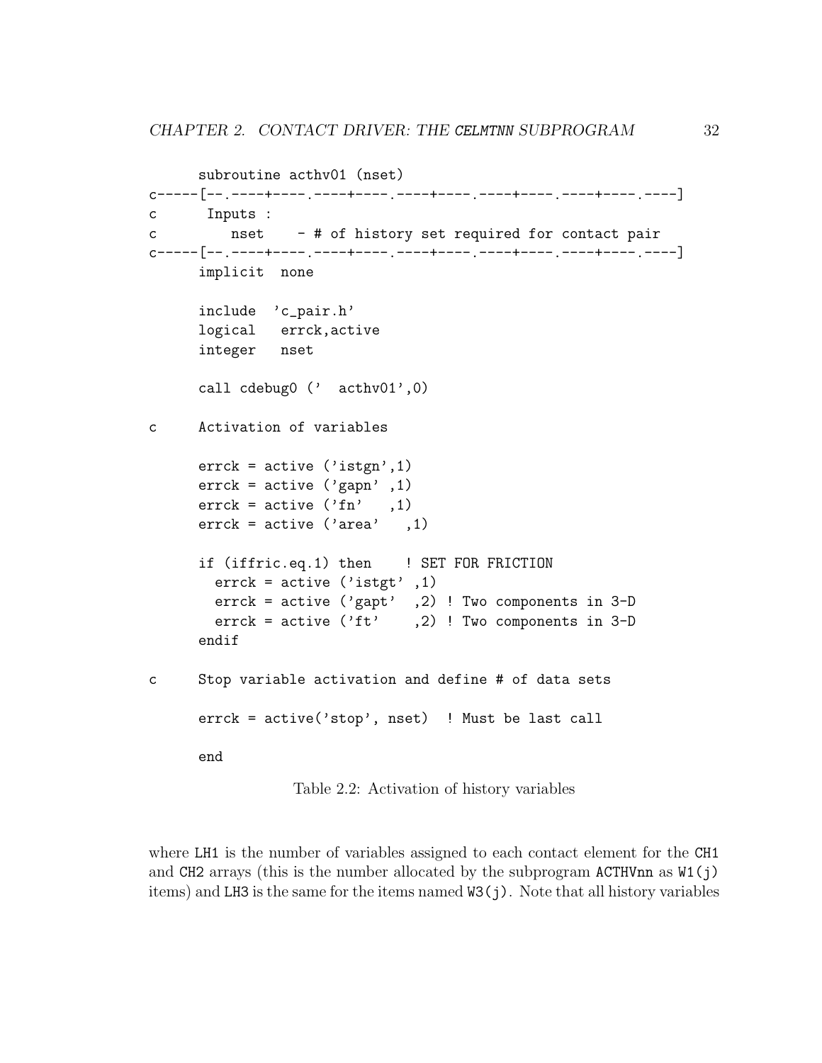```fortran
      subroutine acthv01 (nset)
c-----[--.----+----.----+----.----+----.----+----.----+----.----]
c      Inputs :
c         nset    - # of history set required for contact pair
c-----[--.----+----.----+----.----+----.----+----.----+----.----]
      implicit  none

      include  'c_pair.h'
      logical   errck,active
      integer   nset

      call cdebug0 ('  acthv01',0)

c     Activation of variables

      errck = active ('istgn',1)
      errck = active ('gapn' ,1)
      errck = active ('fn'   ,1)
      errck = active ('area'   ,1)

      if (iffric.eq.1) then    ! SET FOR FRICTION
        errck = active ('istgt' ,1)
        errck = active ('gapt'  ,2) ! Two components in 3-D
        errck = active ('ft'    ,2) ! Two components in 3-D
      endif

c     Stop variable activation and define # of data sets

      errck = active('stop', nset)  ! Must be last call

      end
```

Table 2.2: Activation of history variables

where LH1 is the number of variables assigned to each contact element for the CH1 and CH2 arrays (this is the number allocated by the subprogram ACTHVnn as W1(j) items) and LH3 is the same for the items named W3(j). Note that all history variables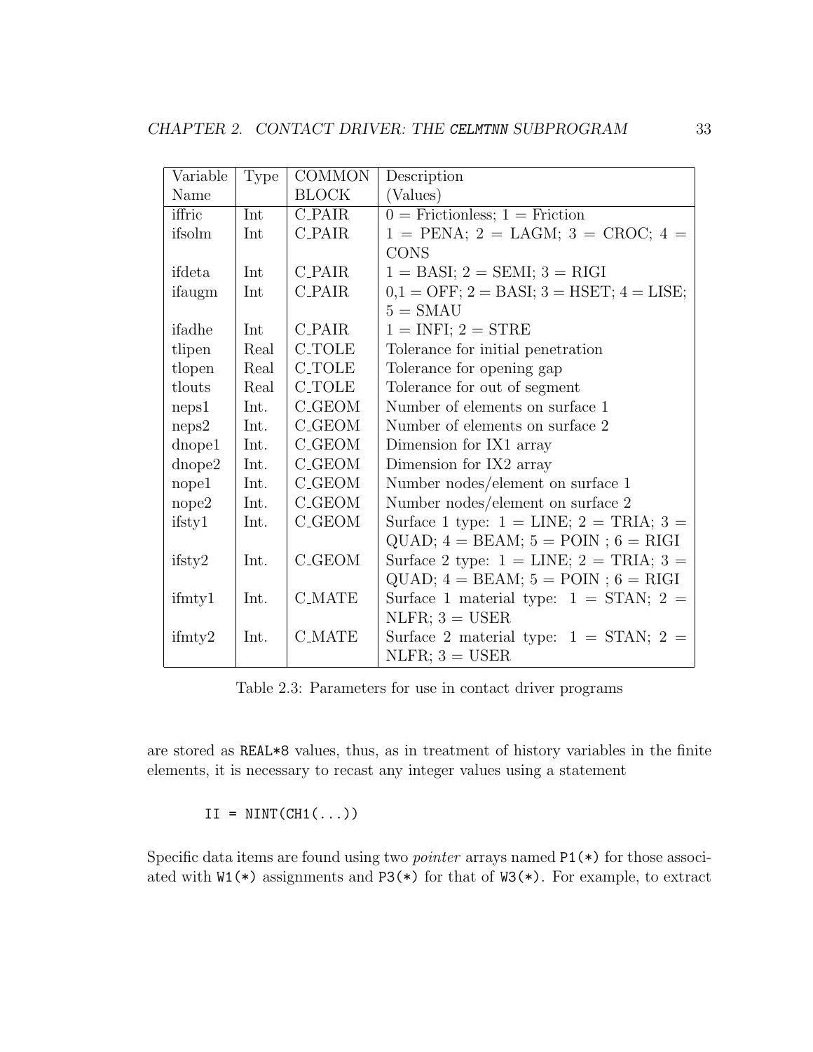| Variable Name | Type | COMMON BLOCK | Description (Values) |
|---|---|---|---|
| iffric | Int | C_PAIR | 0 = Frictionless; 1 = Friction |
| ifsolm | Int | C_PAIR | 1 = PENA; 2 = LAGM; 3 = CROC; 4 = CONS |
| ifdeta | Int | C_PAIR | 1 = BASI; 2 = SEMI; 3 = RIGI |
| ifaugm | Int | C_PAIR | 0,1 = OFF; 2 = BASI; 3 = HSET; 4 = LISE; 5 = SMAU |
| ifadhe | Int | C_PAIR | 1 = INFI; 2 = STRE |
| tlipen | Real | C_TOLE | Tolerance for initial penetration |
| tlopen | Real | C_TOLE | Tolerance for opening gap |
| tlouts | Real | C_TOLE | Tolerance for out of segment |
| neps1 | Int. | C_GEOM | Number of elements on surface 1 |
| neps2 | Int. | C_GEOM | Number of elements on surface 2 |
| dnope1 | Int. | C_GEOM | Dimension for IX1 array |
| dnope2 | Int. | C_GEOM | Dimension for IX2 array |
| nope1 | Int. | C_GEOM | Number nodes/element on surface 1 |
| nope2 | Int. | C_GEOM | Number nodes/element on surface 2 |
| ifsty1 | Int. | C_GEOM | Surface 1 type: 1 = LINE; 2 = TRIA; 3 = QUAD; 4 = BEAM; 5 = POIN ; 6 = RIGI |
| ifsty2 | Int. | C_GEOM | Surface 2 type: 1 = LINE; 2 = TRIA; 3 = QUAD; 4 = BEAM; 5 = POIN ; 6 = RIGI |
| ifmty1 | Int. | C_MATE | Surface 1 material type: 1 = STAN; 2 = NLFR; 3 = USER |
| ifmty2 | Int. | C_MATE | Surface 2 material type: 1 = STAN; 2 = NLFR; 3 = USER |

Table 2.3: Parameters for use in contact driver programs

are stored as `REAL*8` values, thus, as in treatment of history variables in the finite elements, it is necessary to recast any integer values using a statement

```
II = NINT(CH1(...))
```

Specific data items are found using two *pointer* arrays named `P1(*)` for those associated with `W1(*)` assignments and `P3(*)` for that of `W3(*)`. For example, to extract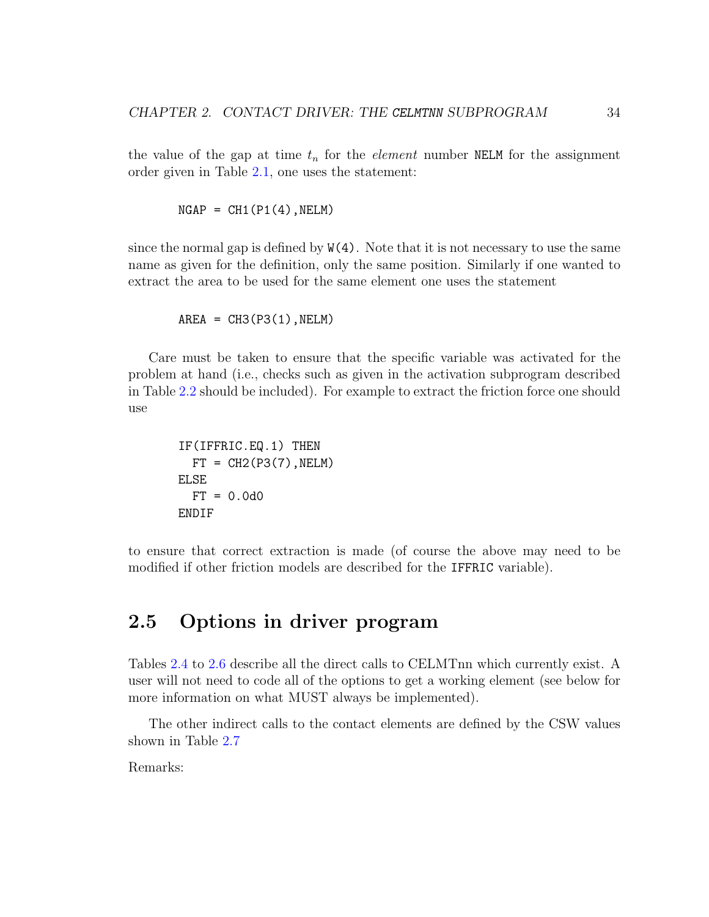the value of the gap at time $t_n$ for the *element* number `NELM` for the assignment order given in Table 2.1, one uses the statement:

```
NGAP = CH1(P1(4),NELM)
```

since the normal gap is defined by `W(4)`. Note that it is not necessary to use the same name as given for the definition, only the same position. Similarly if one wanted to extract the area to be used for the same element one uses the statement

```
AREA = CH3(P3(1),NELM)
```

Care must be taken to ensure that the specific variable was activated for the problem at hand (i.e., checks such as given in the activation subprogram described in Table 2.2 should be included). For example to extract the friction force one should use

```
IF(IFFRIC.EQ.1) THEN
  FT = CH2(P3(7),NELM)
ELSE
  FT = 0.0d0
ENDIF
```

to ensure that correct extraction is made (of course the above may need to be modified if other friction models are described for the `IFFRIC` variable).

## 2.5 Options in driver program

Tables 2.4 to 2.6 describe all the direct calls to CELMTnn which currently exist. A user will not need to code all of the options to get a working element (see below for more information on what MUST always be implemented).

The other indirect calls to the contact elements are defined by the CSW values shown in Table 2.7

Remarks: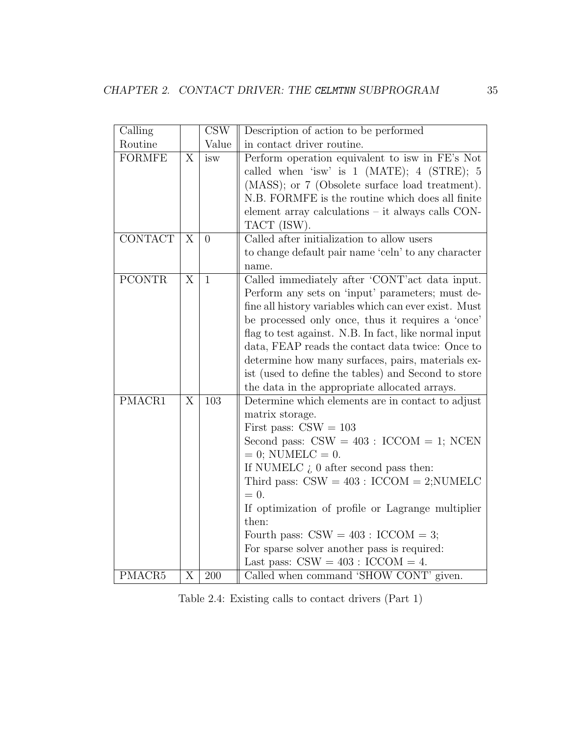| Calling Routine | | CSW Value | Description of action to be performed in contact driver routine. |
|---|---|---|---|
| FORMFE | X | isw | Perform operation equivalent to isw in FE's Not called when 'isw' is 1 (MATE); 4 (STRE); 5 (MASS); or 7 (Obsolete surface load treatment). N.B. FORMFE is the routine which does all finite element array calculations – it always calls CONTACT (ISW). |
| CONTACT | X | 0 | Called after initialization to allow users to change default pair name 'celn' to any character name. |
| PCONTR | X | 1 | Called immediately after 'CONT'act data input. Perform any sets on 'input' parameters; must define all history variables which can ever exist. Must be processed only once, thus it requires a 'once' flag to test against. N.B. In fact, like normal input data, FEAP reads the contact data twice: Once to determine how many surfaces, pairs, materials exist (used to define the tables) and Second to store the data in the appropriate allocated arrays. |
| PMACR1 | X | 103 | Determine which elements are in contact to adjust matrix storage.<br>First pass: CSW = 103<br>Second pass: CSW = 403 : ICCOM = 1; NCEN = 0; NUMELC = 0.<br>If NUMELC ¿ 0 after second pass then:<br>Third pass: CSW = 403 : ICCOM = 2;NUMELC = 0.<br>If optimization of profile or Lagrange multiplier then:<br>Fourth pass: CSW = 403 : ICCOM = 3;<br>For sparse solver another pass is required:<br>Last pass: CSW = 403 : ICCOM = 4. |
| PMACR5 | X | 200 | Called when command 'SHOW CONT' given. |

Table 2.4: Existing calls to contact drivers (Part 1)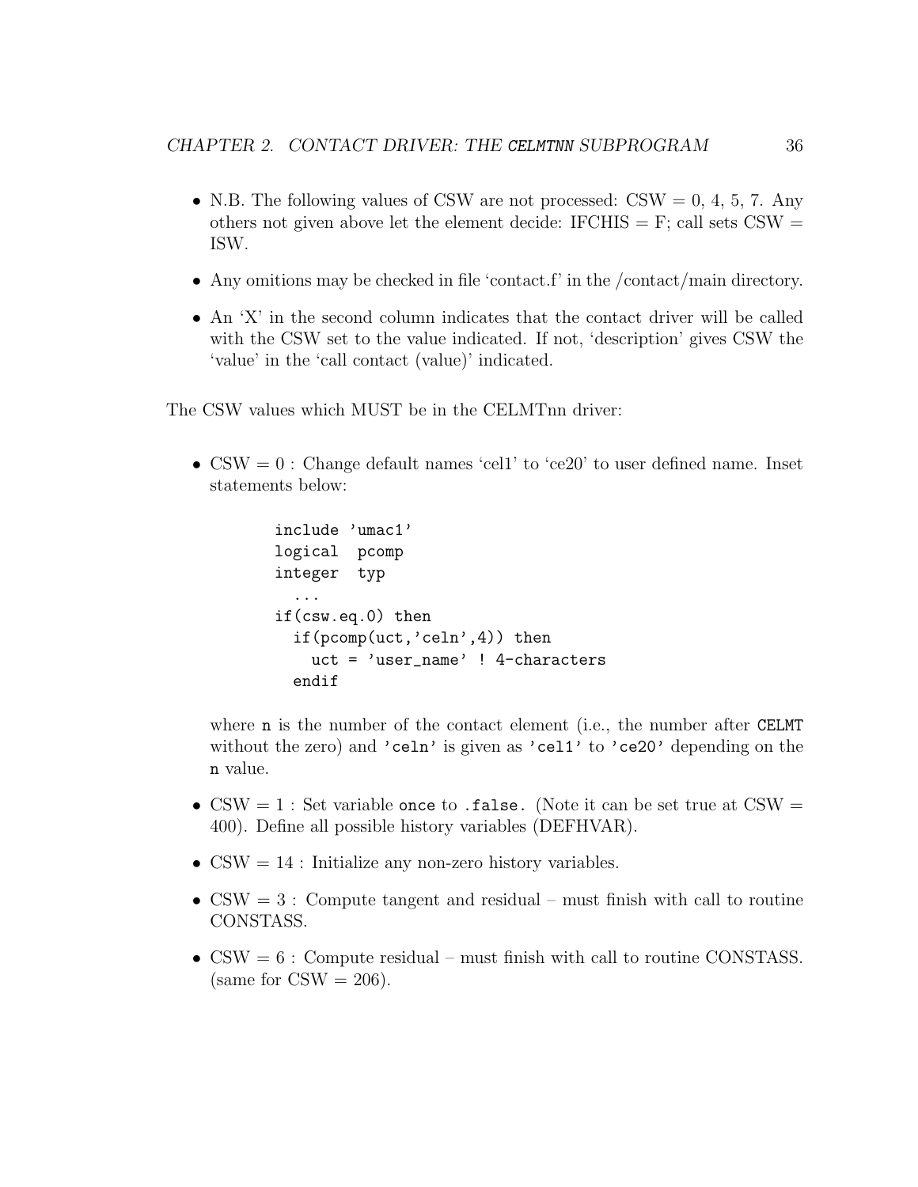- N.B. The following values of CSW are not processed: CSW = 0, 4, 5, 7. Any others not given above let the element decide: IFCHIS = F; call sets CSW = ISW.
- Any omitions may be checked in file 'contact.f' in the /contact/main directory.
- An 'X' in the second column indicates that the contact driver will be called with the CSW set to the value indicated. If not, 'description' gives CSW the 'value' in the 'call contact (value)' indicated.

The CSW values which MUST be in the CELMTnn driver:

- CSW = 0 : Change default names 'cel1' to 'ce20' to user defined name. Inset statements below:

  ```
  include 'umac1'
  logical  pcomp
  integer  typ
    ...
  if(csw.eq.0) then
    if(pcomp(uct,'celn',4)) then
      uct = 'user_name' ! 4-characters
    endif
  ```

  where `n` is the number of the contact element (i.e., the number after `CELMT` without the zero) and `'celn'` is given as `'cel1'` to `'ce20'` depending on the `n` value.

- CSW = 1 : Set variable `once` to `.false.` (Note it can be set true at CSW = 400). Define all possible history variables (DEFHVAR).
- CSW = 14 : Initialize any non-zero history variables.
- CSW = 3 : Compute tangent and residual – must finish with call to routine CONSTASS.
- CSW = 6 : Compute residual – must finish with call to routine CONSTASS. (same for CSW = 206).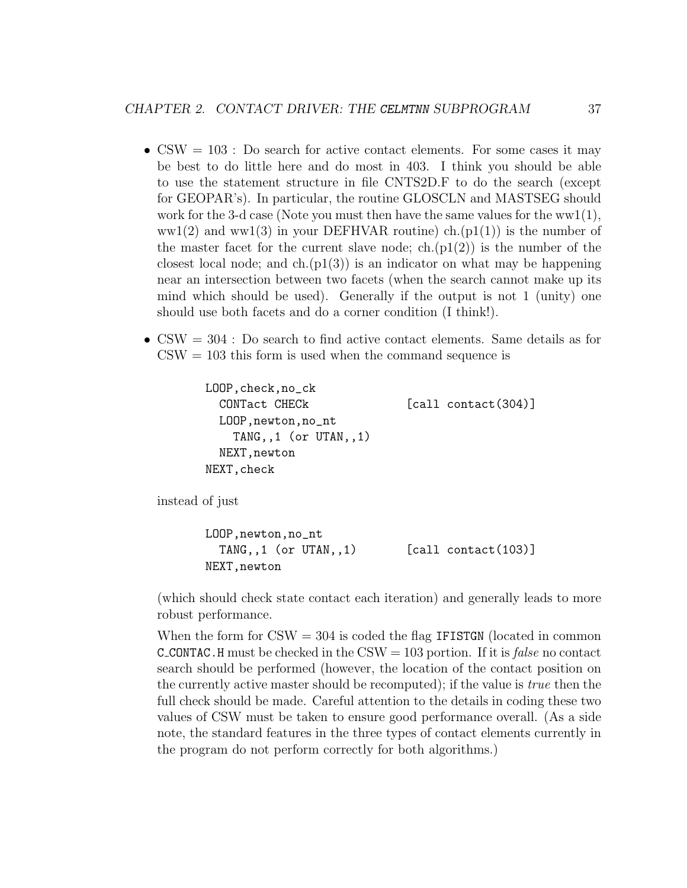- CSW = 103 : Do search for active contact elements. For some cases it may be best to do little here and do most in 403. I think you should be able to use the statement structure in file CNTS2D.F to do the search (except for GEOPAR's). In particular, the routine GLOSCLN and MASTSEG should work for the 3-d case (Note you must then have the same values for the ww1(1), ww1(2) and ww1(3) in your DEFHVAR routine) ch.(p1(1)) is the number of the master facet for the current slave node; ch.(p1(2)) is the number of the closest local node; and ch.(p1(3)) is an indicator on what may be happening near an intersection between two facets (when the search cannot make up its mind which should be used). Generally if the output is not 1 (unity) one should use both facets and do a corner condition (I think!).

- CSW = 304 : Do search to find active contact elements. Same details as for CSW = 103 this form is used when the command sequence is

  ```
  LOOP,check,no_ck
    CONTact CHECk              [call contact(304)]
    LOOP,newton,no_nt
      TANG,,1 (or UTAN,,1)
    NEXT,newton
  NEXT,check
  ```

  instead of just

  ```
  LOOP,newton,no_nt
    TANG,,1 (or UTAN,,1)       [call contact(103)]
  NEXT,newton
  ```

  (which should check state contact each iteration) and generally leads to more robust performance.

  When the form for CSW = 304 is coded the flag `IFISTGN` (located in common `C_CONTAC.H` must be checked in the CSW = 103 portion. If it is *false* no contact search should be performed (however, the location of the contact position on the currently active master should be recomputed); if the value is *true* then the full check should be made. Careful attention to the details in coding these two values of CSW must be taken to ensure good performance overall. (As a side note, the standard features in the three types of contact elements currently in the program do not perform correctly for both algorithms.)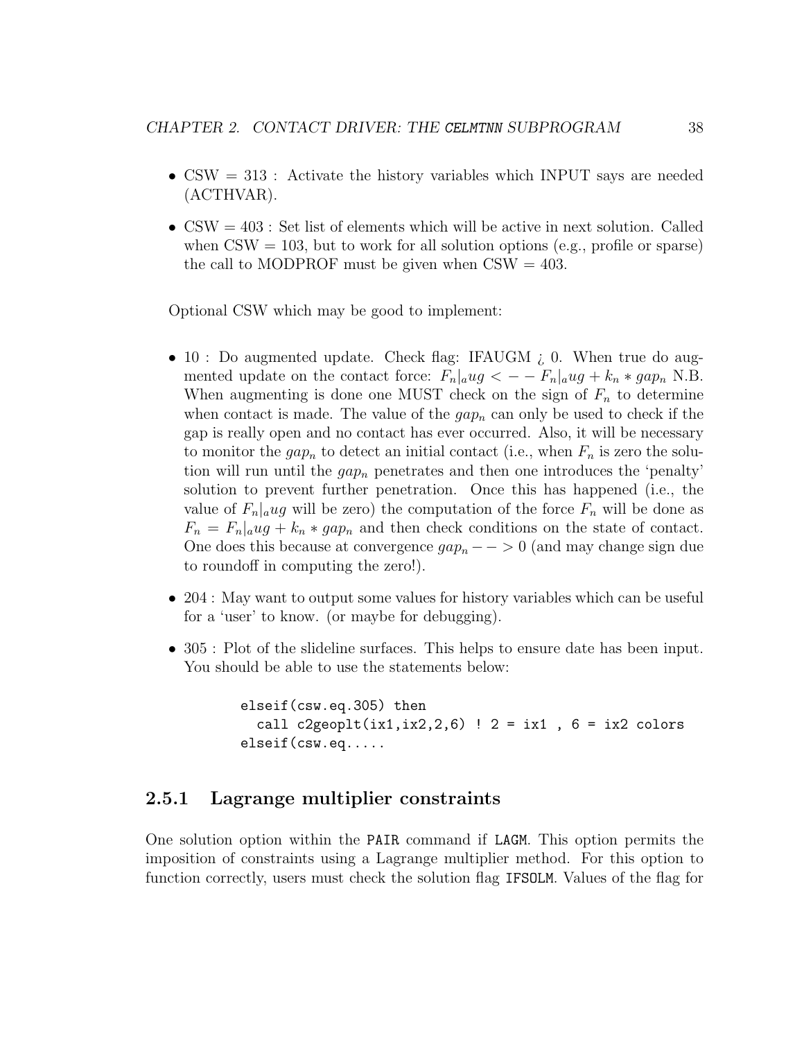- CSW = 313 : Activate the history variables which INPUT says are needed (ACTHVAR).

- CSW = 403 : Set list of elements which will be active in next solution. Called when CSW = 103, but to work for all solution options (e.g., profile or sparse) the call to MODPROF must be given when CSW = 403.

Optional CSW which may be good to implement:

- 10 : Do augmented update. Check flag: IFAUGM ¿ 0. When true do augmented update on the contact force: $F_n|_a ug < -- F_n|_a ug + k_n * gap_n$ N.B. When augmenting is done one MUST check on the sign of $F_n$ to determine when contact is made. The value of the $gap_n$ can only be used to check if the gap is really open and no contact has ever occurred. Also, it will be necessary to monitor the $gap_n$ to detect an initial contact (i.e., when $F_n$ is zero the solution will run until the $gap_n$ penetrates and then one introduces the 'penalty' solution to prevent further penetration. Once this has happened (i.e., the value of $F_n|_a ug$ will be zero) the computation of the force $F_n$ will be done as $F_n = F_n|_a ug + k_n * gap_n$ and then check conditions on the state of contact. One does this because at convergence $gap_n -- > 0$ (and may change sign due to roundoff in computing the zero!).

- 204 : May want to output some values for history variables which can be useful for a 'user' to know. (or maybe for debugging).

- 305 : Plot of the slideline surfaces. This helps to ensure date has been input. You should be able to use the statements below:

```
elseif(csw.eq.305) then
  call c2geoplt(ix1,ix2,2,6) ! 2 = ix1 , 6 = ix2 colors
elseif(csw.eq.....
```

### 2.5.1 Lagrange multiplier constraints

One solution option within the `PAIR` command if `LAGM`. This option permits the imposition of constraints using a Lagrange multiplier method. For this option to function correctly, users must check the solution flag `IFSOLM`. Values of the flag for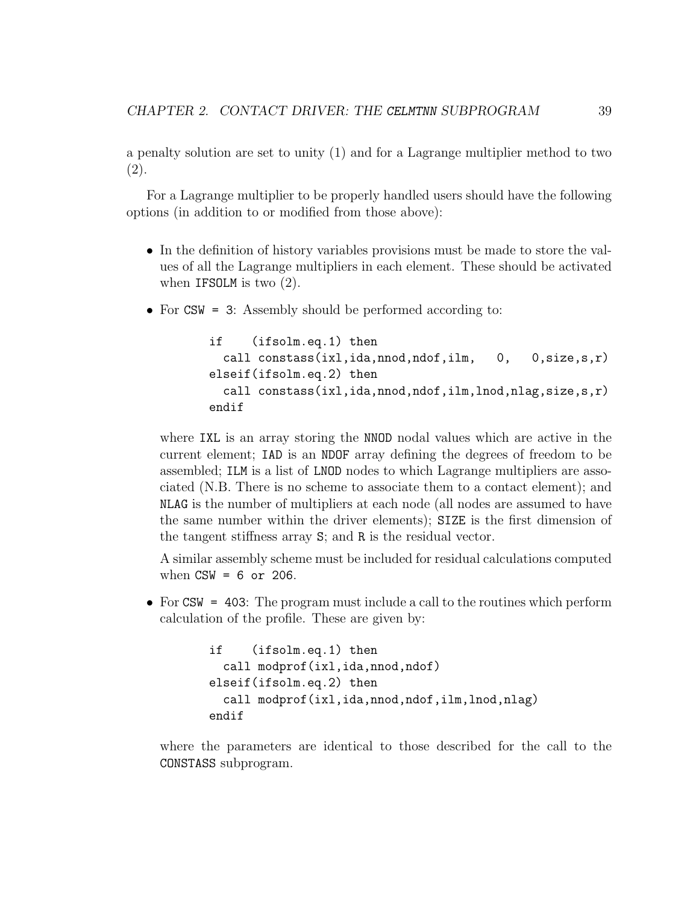a penalty solution are set to unity (1) and for a Lagrange multiplier method to two (2).

For a Lagrange multiplier to be properly handled users should have the following options (in addition to or modified from those above):

- In the definition of history variables provisions must be made to store the values of all the Lagrange multipliers in each element. These should be activated when IFSOLM is two (2).

- For CSW = 3: Assembly should be performed according to:

```
if    (ifsolm.eq.1) then
  call constass(ixl,ida,nnod,ndof,ilm,   0,   0,size,s,r)
elseif(ifsolm.eq.2) then
  call constass(ixl,ida,nnod,ndof,ilm,lnod,nlag,size,s,r)
endif
```

  where IXL is an array storing the NNOD nodal values which are active in the current element; IAD is an NDOF array defining the degrees of freedom to be assembled; ILM is a list of LNOD nodes to which Lagrange multipliers are associated (N.B. There is no scheme to associate them to a contact element); and NLAG is the number of multipliers at each node (all nodes are assumed to have the same number within the driver elements); SIZE is the first dimension of the tangent stiffness array S; and R is the residual vector.

  A similar assembly scheme must be included for residual calculations computed when CSW = 6 or 206.

- For CSW = 403: The program must include a call to the routines which perform calculation of the profile. These are given by:

```
if    (ifsolm.eq.1) then
  call modprof(ixl,ida,nnod,ndof)
elseif(ifsolm.eq.2) then
  call modprof(ixl,ida,nnod,ndof,ilm,lnod,nlag)
endif
```

  where the parameters are identical to those described for the call to the CONSTASS subprogram.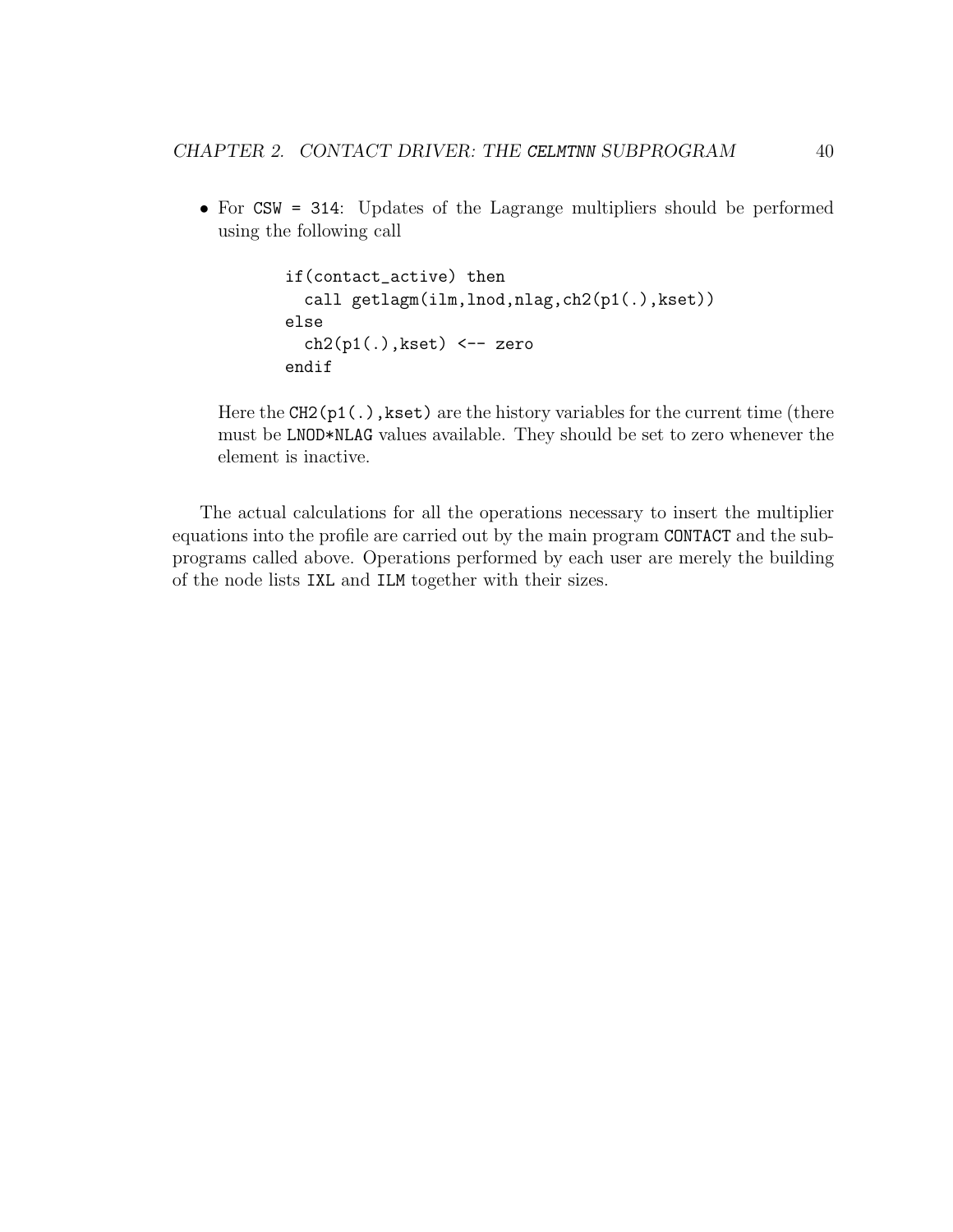- For `CSW = 314`: Updates of the Lagrange multipliers should be performed using the following call

  ```
  if(contact_active) then
    call getlagm(ilm,lnod,nlag,ch2(p1(.),kset))
  else
    ch2(p1(.),kset) <-- zero
  endif
  ```

  Here the `CH2(p1(.),kset)` are the history variables for the current time (there must be `LNOD*NLAG` values available. They should be set to zero whenever the element is inactive.

The actual calculations for all the operations necessary to insert the multiplier equations into the profile are carried out by the main program `CONTACT` and the subprograms called above. Operations performed by each user are merely the building of the node lists `IXL` and `ILM` together with their sizes.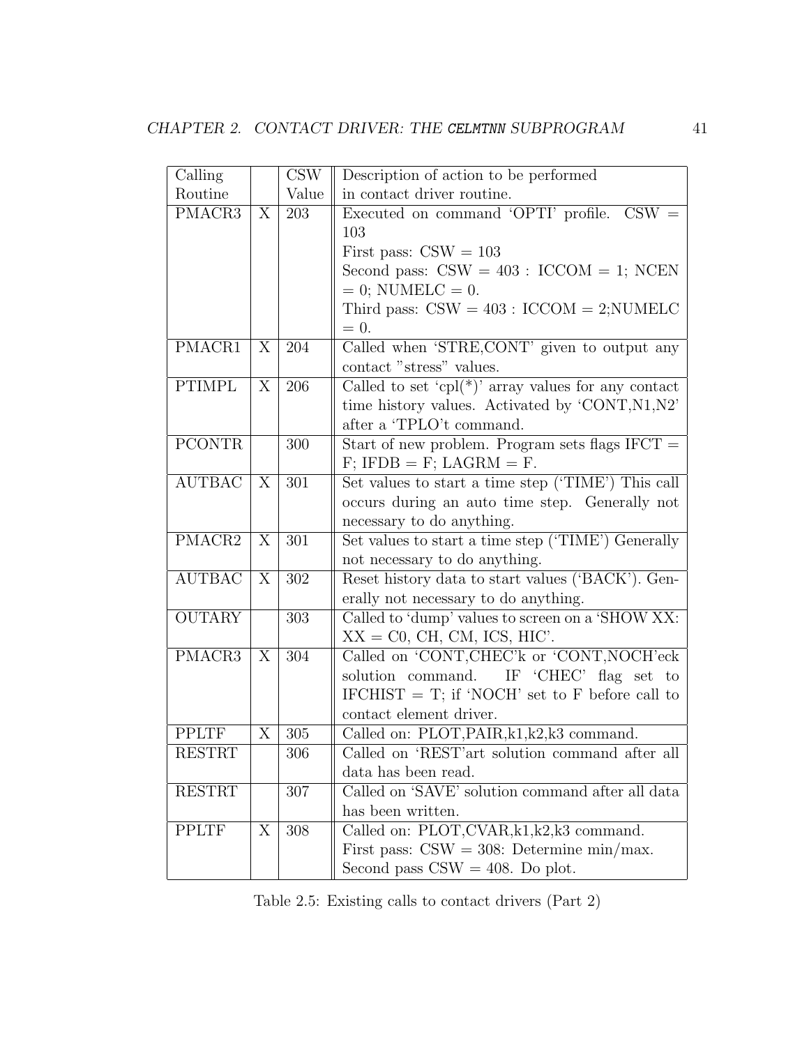| Calling Routine | | CSW Value | Description of action to be performed in contact driver routine. |
|---|---|---|---|
| PMACR3 | X | 203 | Executed on command 'OPTI' profile. CSW = 103<br>First pass: CSW = 103<br>Second pass: CSW = 403 : ICCOM = 1; NCEN = 0; NUMELC = 0.<br>Third pass: CSW = 403 : ICCOM = 2;NUMELC = 0. |
| PMACR1 | X | 204 | Called when 'STRE,CONT' given to output any contact "stress" values. |
| PTIMPL | X | 206 | Called to set 'cpl(*)' array values for any contact time history values. Activated by 'CONT,N1,N2' after a 'TPLO't command. |
| PCONTR | | 300 | Start of new problem. Program sets flags IFCT = F; IFDB = F; LAGRM = F. |
| AUTBAC | X | 301 | Set values to start a time step ('TIME') This call occurs during an auto time step. Generally not necessary to do anything. |
| PMACR2 | X | 301 | Set values to start a time step ('TIME') Generally not necessary to do anything. |
| AUTBAC | X | 302 | Reset history data to start values ('BACK'). Generally not necessary to do anything. |
| OUTARY | | 303 | Called to 'dump' values to screen on a 'SHOW XX: XX = C0, CH, CM, ICS, HIC'. |
| PMACR3 | X | 304 | Called on 'CONT,CHEC'k or 'CONT,NOCH'eck solution command. IF 'CHEC' flag set to IFCHIST = T; if 'NOCH' set to F before call to contact element driver. |
| PPLTF | X | 305 | Called on: PLOT,PAIR,k1,k2,k3 command. |
| RESTRT | | 306 | Called on 'REST'art solution command after all data has been read. |
| RESTRT | | 307 | Called on 'SAVE' solution command after all data has been written. |
| PPLTF | X | 308 | Called on: PLOT,CVAR,k1,k2,k3 command.<br>First pass: CSW = 308: Determine min/max.<br>Second pass CSW = 408. Do plot. |

Table 2.5: Existing calls to contact drivers (Part 2)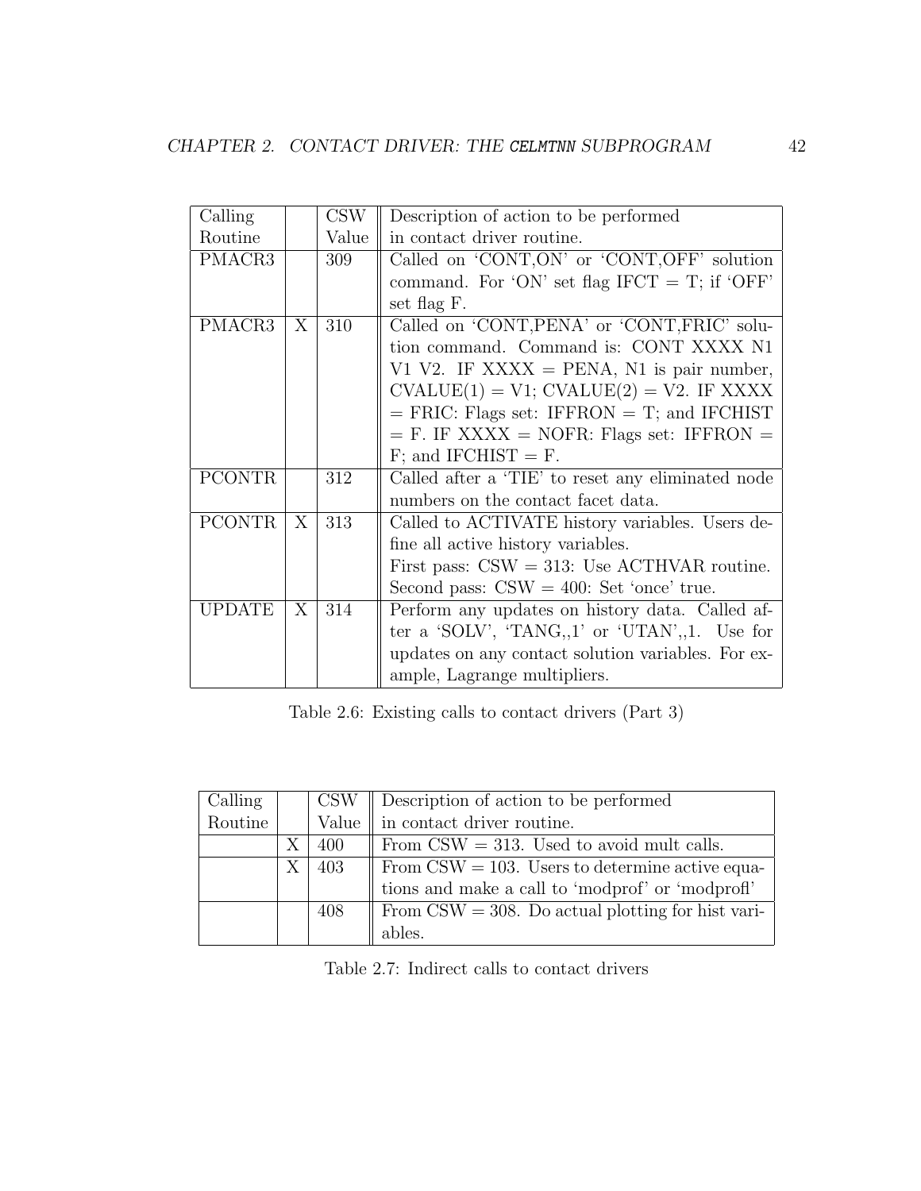| Calling Routine | | CSW Value | Description of action to be performed in contact driver routine. |
|---|---|---|---|
| PMACR3 | | 309 | Called on 'CONT,ON' or 'CONT,OFF' solution command. For 'ON' set flag IFCT = T; if 'OFF' set flag F. |
| PMACR3 | X | 310 | Called on 'CONT,PENA' or 'CONT,FRIC' solution command. Command is: CONT XXXX N1 V1 V2. IF XXXX = PENA, N1 is pair number, CVALUE(1) = V1; CVALUE(2) = V2. IF XXXX = FRIC: Flags set: IFFRON = T; and IFCHIST = F. IF XXXX = NOFR: Flags set: IFFRON = F; and IFCHIST = F. |
| PCONTR | | 312 | Called after a 'TIE' to reset any eliminated node numbers on the contact facet data. |
| PCONTR | X | 313 | Called to ACTIVATE history variables. Users define all active history variables. First pass: CSW = 313: Use ACTHVAR routine. Second pass: CSW = 400: Set 'once' true. |
| UPDATE | X | 314 | Perform any updates on history data. Called after a 'SOLV', 'TANG,,1' or 'UTAN',,1. Use for updates on any contact solution variables. For example, Lagrange multipliers. |

Table 2.6: Existing calls to contact drivers (Part 3)

| Calling Routine | | CSW Value | Description of action to be performed in contact driver routine. |
|---|---|---|---|
| | X | 400 | From CSW = 313. Used to avoid mult calls. |
| | X | 403 | From CSW = 103. Users to determine active equations and make a call to 'modprof' or 'modprofl' |
| | | 408 | From CSW = 308. Do actual plotting for hist variables. |

Table 2.7: Indirect calls to contact drivers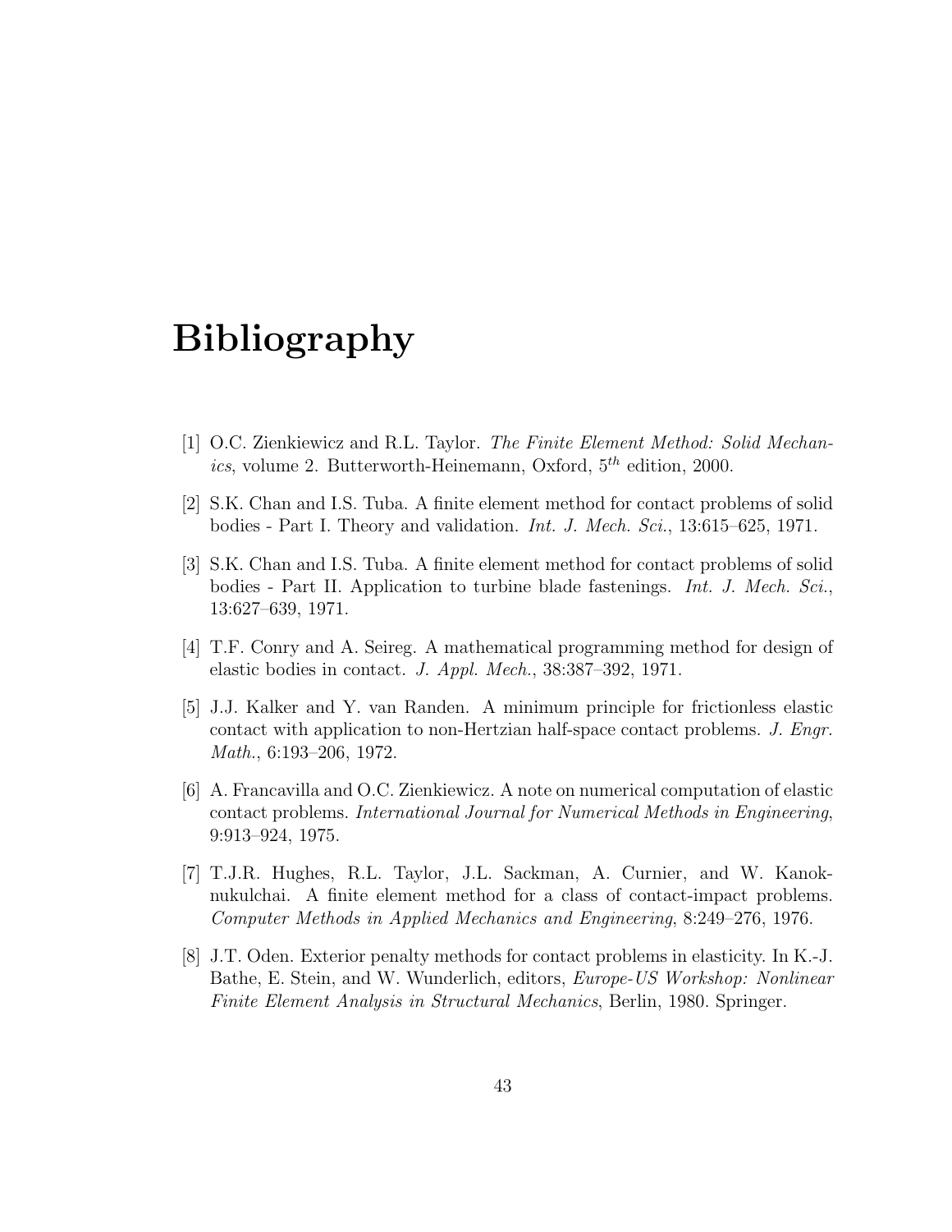# Bibliography

[1] O.C. Zienkiewicz and R.L. Taylor. *The Finite Element Method: Solid Mechanics*, volume 2. Butterworth-Heinemann, Oxford, $5^{th}$ edition, 2000.

[2] S.K. Chan and I.S. Tuba. A finite element method for contact problems of solid bodies - Part I. Theory and validation. *Int. J. Mech. Sci.*, 13:615–625, 1971.

[3] S.K. Chan and I.S. Tuba. A finite element method for contact problems of solid bodies - Part II. Application to turbine blade fastenings. *Int. J. Mech. Sci.*, 13:627–639, 1971.

[4] T.F. Conry and A. Seireg. A mathematical programming method for design of elastic bodies in contact. *J. Appl. Mech.*, 38:387–392, 1971.

[5] J.J. Kalker and Y. van Randen. A minimum principle for frictionless elastic contact with application to non-Hertzian half-space contact problems. *J. Engr. Math.*, 6:193–206, 1972.

[6] A. Francavilla and O.C. Zienkiewicz. A note on numerical computation of elastic contact problems. *International Journal for Numerical Methods in Engineering*, 9:913–924, 1975.

[7] T.J.R. Hughes, R.L. Taylor, J.L. Sackman, A. Curnier, and W. Kanoknukulchai. A finite element method for a class of contact-impact problems. *Computer Methods in Applied Mechanics and Engineering*, 8:249–276, 1976.

[8] J.T. Oden. Exterior penalty methods for contact problems in elasticity. In K.-J. Bathe, E. Stein, and W. Wunderlich, editors, *Europe-US Workshop: Nonlinear Finite Element Analysis in Structural Mechanics*, Berlin, 1980. Springer.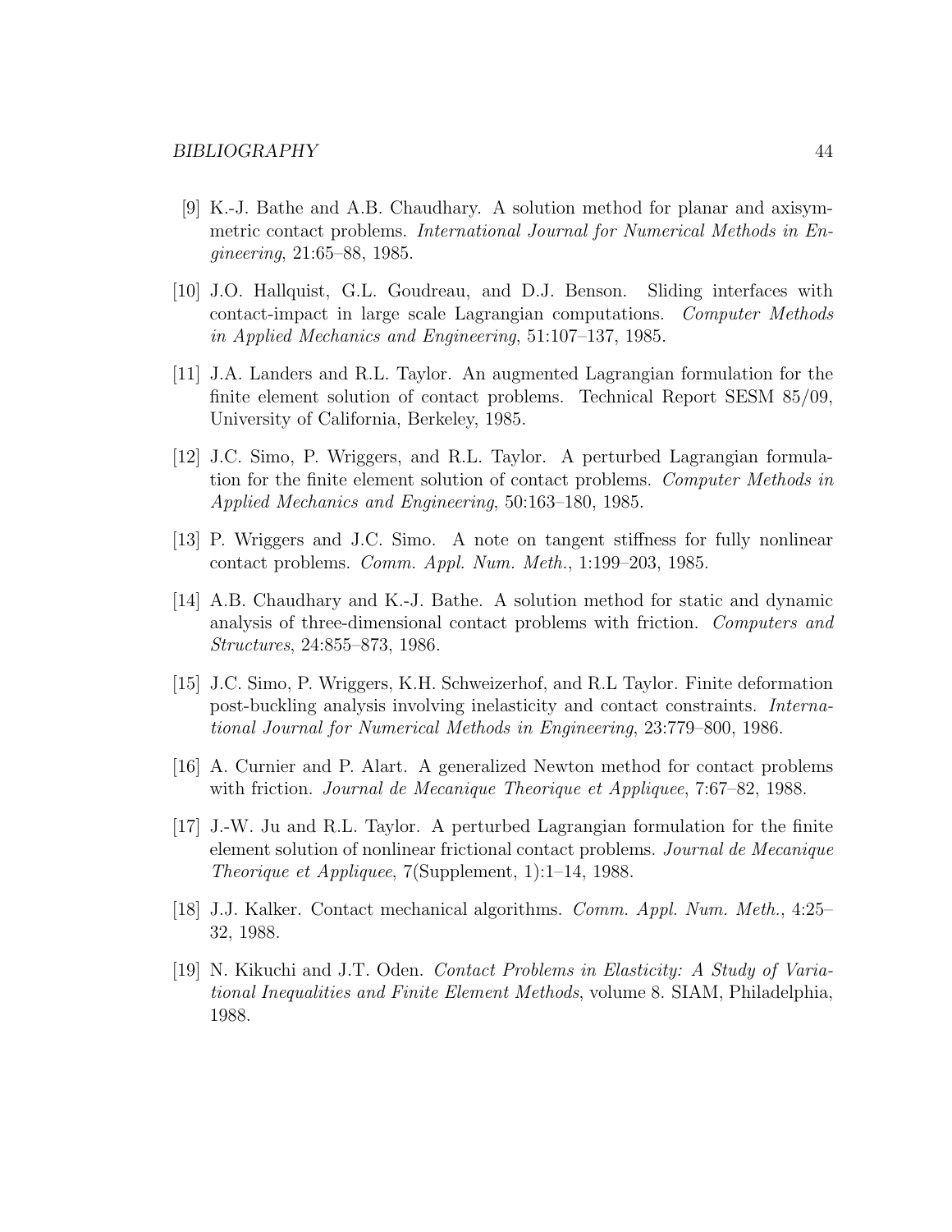[9] K.-J. Bathe and A.B. Chaudhary. A solution method for planar and axisymmetric contact problems. *International Journal for Numerical Methods in Engineering*, 21:65–88, 1985.

[10] J.O. Hallquist, G.L. Goudreau, and D.J. Benson. Sliding interfaces with contact-impact in large scale Lagrangian computations. *Computer Methods in Applied Mechanics and Engineering*, 51:107–137, 1985.

[11] J.A. Landers and R.L. Taylor. An augmented Lagrangian formulation for the finite element solution of contact problems. Technical Report SESM 85/09, University of California, Berkeley, 1985.

[12] J.C. Simo, P. Wriggers, and R.L. Taylor. A perturbed Lagrangian formulation for the finite element solution of contact problems. *Computer Methods in Applied Mechanics and Engineering*, 50:163–180, 1985.

[13] P. Wriggers and J.C. Simo. A note on tangent stiffness for fully nonlinear contact problems. *Comm. Appl. Num. Meth.*, 1:199–203, 1985.

[14] A.B. Chaudhary and K.-J. Bathe. A solution method for static and dynamic analysis of three-dimensional contact problems with friction. *Computers and Structures*, 24:855–873, 1986.

[15] J.C. Simo, P. Wriggers, K.H. Schweizerhof, and R.L Taylor. Finite deformation post-buckling analysis involving inelasticity and contact constraints. *International Journal for Numerical Methods in Engineering*, 23:779–800, 1986.

[16] A. Curnier and P. Alart. A generalized Newton method for contact problems with friction. *Journal de Mecanique Theorique et Appliquee*, 7:67–82, 1988.

[17] J.-W. Ju and R.L. Taylor. A perturbed Lagrangian formulation for the finite element solution of nonlinear frictional contact problems. *Journal de Mecanique Theorique et Appliquee*, 7(Supplement, 1):1–14, 1988.

[18] J.J. Kalker. Contact mechanical algorithms. *Comm. Appl. Num. Meth.*, 4:25–32, 1988.

[19] N. Kikuchi and J.T. Oden. *Contact Problems in Elasticity: A Study of Variational Inequalities and Finite Element Methods*, volume 8. SIAM, Philadelphia, 1988.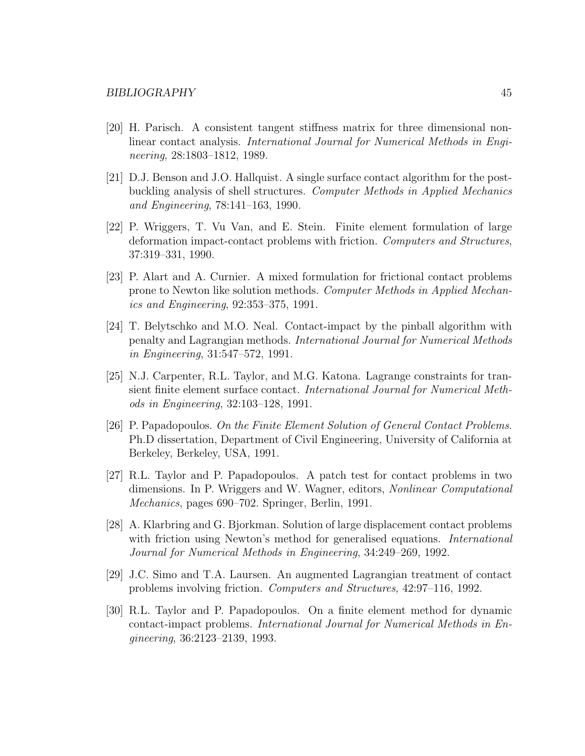[20] H. Parisch. A consistent tangent stiffness matrix for three dimensional non-linear contact analysis. *International Journal for Numerical Methods in Engineering*, 28:1803–1812, 1989.

[21] D.J. Benson and J.O. Hallquist. A single surface contact algorithm for the post-buckling analysis of shell structures. *Computer Methods in Applied Mechanics and Engineering*, 78:141–163, 1990.

[22] P. Wriggers, T. Vu Van, and E. Stein. Finite element formulation of large deformation impact-contact problems with friction. *Computers and Structures*, 37:319–331, 1990.

[23] P. Alart and A. Curnier. A mixed formulation for frictional contact problems prone to Newton like solution methods. *Computer Methods in Applied Mechanics and Engineering*, 92:353–375, 1991.

[24] T. Belytschko and M.O. Neal. Contact-impact by the pinball algorithm with penalty and Lagrangian methods. *International Journal for Numerical Methods in Engineering*, 31:547–572, 1991.

[25] N.J. Carpenter, R.L. Taylor, and M.G. Katona. Lagrange constraints for transient finite element surface contact. *International Journal for Numerical Methods in Engineering*, 32:103–128, 1991.

[26] P. Papadopoulos. *On the Finite Element Solution of General Contact Problems*. Ph.D dissertation, Department of Civil Engineering, University of California at Berkeley, Berkeley, USA, 1991.

[27] R.L. Taylor and P. Papadopoulos. A patch test for contact problems in two dimensions. In P. Wriggers and W. Wagner, editors, *Nonlinear Computational Mechanics*, pages 690–702. Springer, Berlin, 1991.

[28] A. Klarbring and G. Bjorkman. Solution of large displacement contact problems with friction using Newton's method for generalised equations. *International Journal for Numerical Methods in Engineering*, 34:249–269, 1992.

[29] J.C. Simo and T.A. Laursen. An augmented Lagrangian treatment of contact problems involving friction. *Computers and Structures*, 42:97–116, 1992.

[30] R.L. Taylor and P. Papadopoulos. On a finite element method for dynamic contact-impact problems. *International Journal for Numerical Methods in Engineering*, 36:2123–2139, 1993.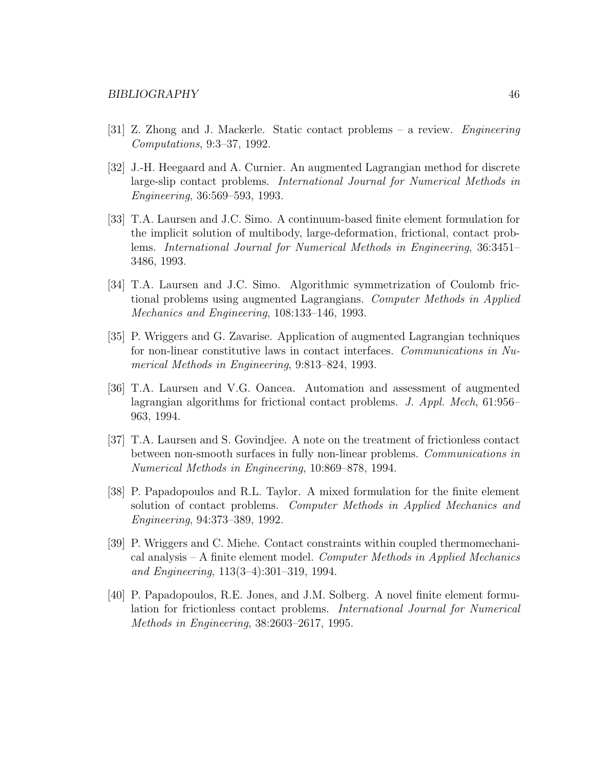[31] Z. Zhong and J. Mackerle. Static contact problems – a review. *Engineering Computations*, 9:3–37, 1992.

[32] J.-H. Heegaard and A. Curnier. An augmented Lagrangian method for discrete large-slip contact problems. *International Journal for Numerical Methods in Engineering*, 36:569–593, 1993.

[33] T.A. Laursen and J.C. Simo. A continuum-based finite element formulation for the implicit solution of multibody, large-deformation, frictional, contact problems. *International Journal for Numerical Methods in Engineering*, 36:3451–3486, 1993.

[34] T.A. Laursen and J.C. Simo. Algorithmic symmetrization of Coulomb frictional problems using augmented Lagrangians. *Computer Methods in Applied Mechanics and Engineering*, 108:133–146, 1993.

[35] P. Wriggers and G. Zavarise. Application of augmented Lagrangian techniques for non-linear constitutive laws in contact interfaces. *Communications in Numerical Methods in Engineering*, 9:813–824, 1993.

[36] T.A. Laursen and V.G. Oancea. Automation and assessment of augmented lagrangian algorithms for frictional contact problems. *J. Appl. Mech*, 61:956–963, 1994.

[37] T.A. Laursen and S. Govindjee. A note on the treatment of frictionless contact between non-smooth surfaces in fully non-linear problems. *Communications in Numerical Methods in Engineering*, 10:869–878, 1994.

[38] P. Papadopoulos and R.L. Taylor. A mixed formulation for the finite element solution of contact problems. *Computer Methods in Applied Mechanics and Engineering*, 94:373–389, 1992.

[39] P. Wriggers and C. Miehe. Contact constraints within coupled thermomechanical analysis – A finite element model. *Computer Methods in Applied Mechanics and Engineering*, 113(3–4):301–319, 1994.

[40] P. Papadopoulos, R.E. Jones, and J.M. Solberg. A novel finite element formulation for frictionless contact problems. *International Journal for Numerical Methods in Engineering*, 38:2603–2617, 1995.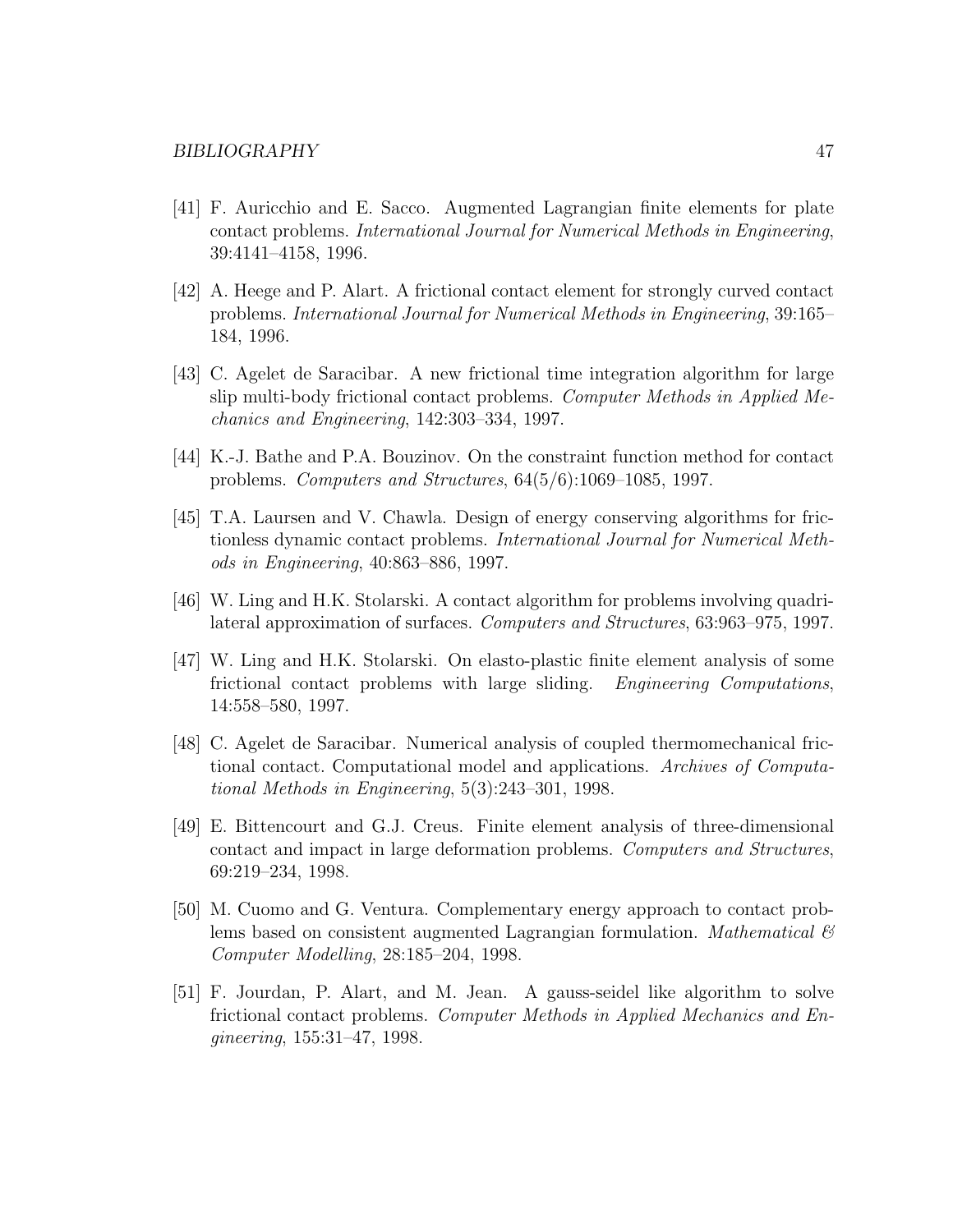[41] F. Auricchio and E. Sacco. Augmented Lagrangian finite elements for plate contact problems. *International Journal for Numerical Methods in Engineering*, 39:4141–4158, 1996.

[42] A. Heege and P. Alart. A frictional contact element for strongly curved contact problems. *International Journal for Numerical Methods in Engineering*, 39:165–184, 1996.

[43] C. Agelet de Saracibar. A new frictional time integration algorithm for large slip multi-body frictional contact problems. *Computer Methods in Applied Mechanics and Engineering*, 142:303–334, 1997.

[44] K.-J. Bathe and P.A. Bouzinov. On the constraint function method for contact problems. *Computers and Structures*, 64(5/6):1069–1085, 1997.

[45] T.A. Laursen and V. Chawla. Design of energy conserving algorithms for frictionless dynamic contact problems. *International Journal for Numerical Methods in Engineering*, 40:863–886, 1997.

[46] W. Ling and H.K. Stolarski. A contact algorithm for problems involving quadrilateral approximation of surfaces. *Computers and Structures*, 63:963–975, 1997.

[47] W. Ling and H.K. Stolarski. On elasto-plastic finite element analysis of some frictional contact problems with large sliding. *Engineering Computations*, 14:558–580, 1997.

[48] C. Agelet de Saracibar. Numerical analysis of coupled thermomechanical frictional contact. Computational model and applications. *Archives of Computational Methods in Engineering*, 5(3):243–301, 1998.

[49] E. Bittencourt and G.J. Creus. Finite element analysis of three-dimensional contact and impact in large deformation problems. *Computers and Structures*, 69:219–234, 1998.

[50] M. Cuomo and G. Ventura. Complementary energy approach to contact problems based on consistent augmented Lagrangian formulation. *Mathematical & Computer Modelling*, 28:185–204, 1998.

[51] F. Jourdan, P. Alart, and M. Jean. A gauss-seidel like algorithm to solve frictional contact problems. *Computer Methods in Applied Mechanics and Engineering*, 155:31–47, 1998.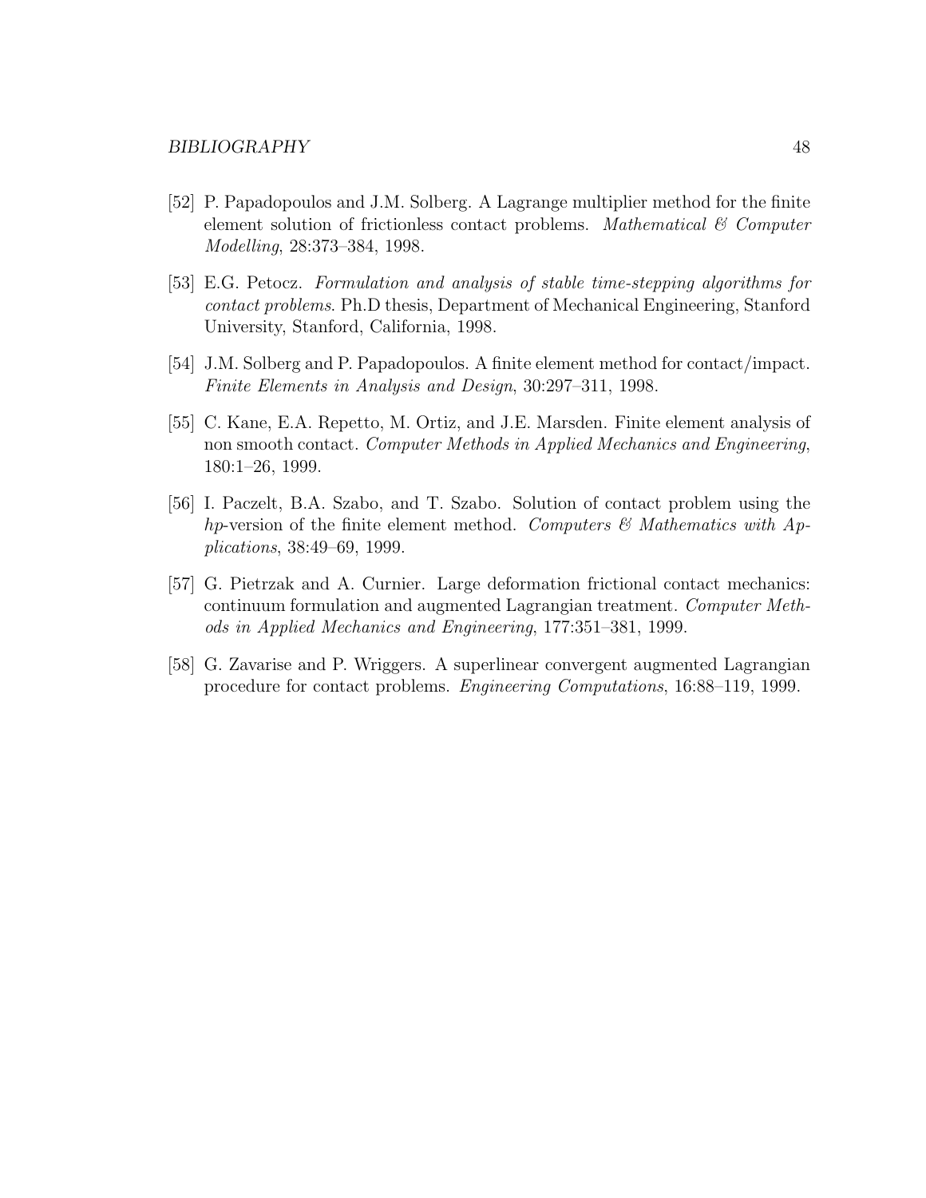[52] P. Papadopoulos and J.M. Solberg. A Lagrange multiplier method for the finite element solution of frictionless contact problems. *Mathematical & Computer Modelling*, 28:373–384, 1998.

[53] E.G. Petocz. *Formulation and analysis of stable time-stepping algorithms for contact problems*. Ph.D thesis, Department of Mechanical Engineering, Stanford University, Stanford, California, 1998.

[54] J.M. Solberg and P. Papadopoulos. A finite element method for contact/impact. *Finite Elements in Analysis and Design*, 30:297–311, 1998.

[55] C. Kane, E.A. Repetto, M. Ortiz, and J.E. Marsden. Finite element analysis of non smooth contact. *Computer Methods in Applied Mechanics and Engineering*, 180:1–26, 1999.

[56] I. Paczelt, B.A. Szabo, and T. Szabo. Solution of contact problem using the *hp*-version of the finite element method. *Computers & Mathematics with Applications*, 38:49–69, 1999.

[57] G. Pietrzak and A. Curnier. Large deformation frictional contact mechanics: continuum formulation and augmented Lagrangian treatment. *Computer Methods in Applied Mechanics and Engineering*, 177:351–381, 1999.

[58] G. Zavarise and P. Wriggers. A superlinear convergent augmented Lagrangian procedure for contact problems. *Engineering Computations*, 16:88–119, 1999.